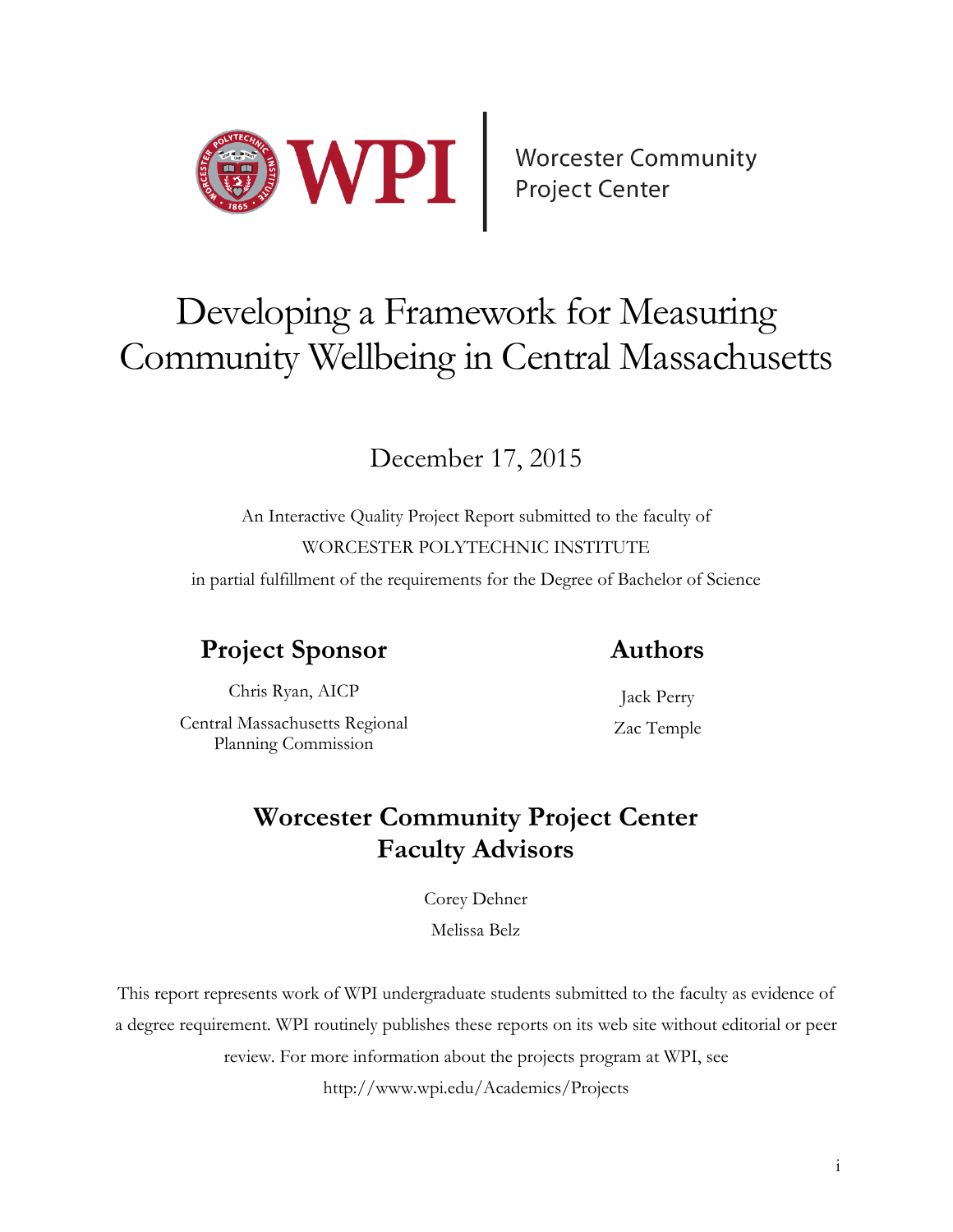Worcester Community Project Center

# Developing a Framework for Measuring Community Wellbeing in Central Massachusetts

December 17, 2015

An Interactive Quality Project Report submitted to the faculty of

WORCESTER POLYTECHNIC INSTITUTE

in partial fulfillment of the requirements for the Degree of Bachelor of Science

## Project Sponsor

Chris Ryan, AICP

Central Massachusetts Regional Planning Commission

## Authors

Jack Perry

Zac Temple

## Worcester Community Project Center Faculty Advisors

Corey Dehner

Melissa Belz

This report represents work of WPI undergraduate students submitted to the faculty as evidence of a degree requirement. WPI routinely publishes these reports on its web site without editorial or peer review. For more information about the projects program at WPI, see http://www.wpi.edu/Academics/Projects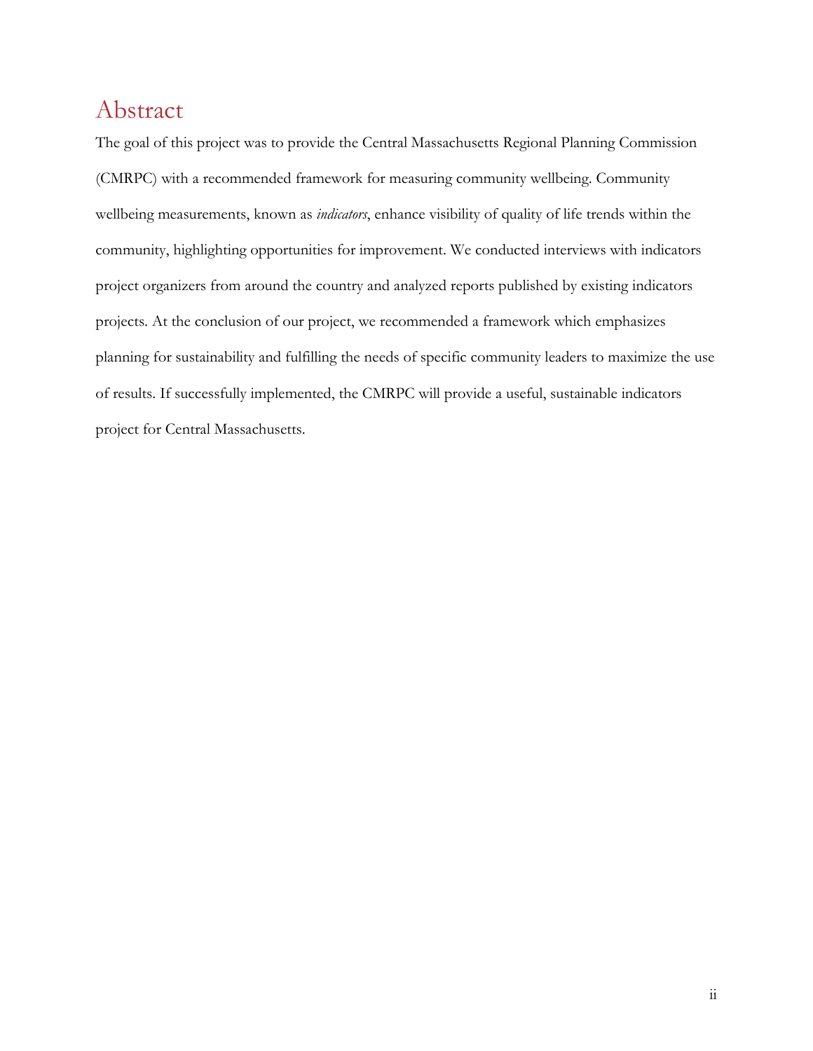# Abstract

The goal of this project was to provide the Central Massachusetts Regional Planning Commission (CMRPC) with a recommended framework for measuring community wellbeing. Community wellbeing measurements, known as *indicators*, enhance visibility of quality of life trends within the community, highlighting opportunities for improvement. We conducted interviews with indicators project organizers from around the country and analyzed reports published by existing indicators projects. At the conclusion of our project, we recommended a framework which emphasizes planning for sustainability and fulfilling the needs of specific community leaders to maximize the use of results. If successfully implemented, the CMRPC will provide a useful, sustainable indicators project for Central Massachusetts.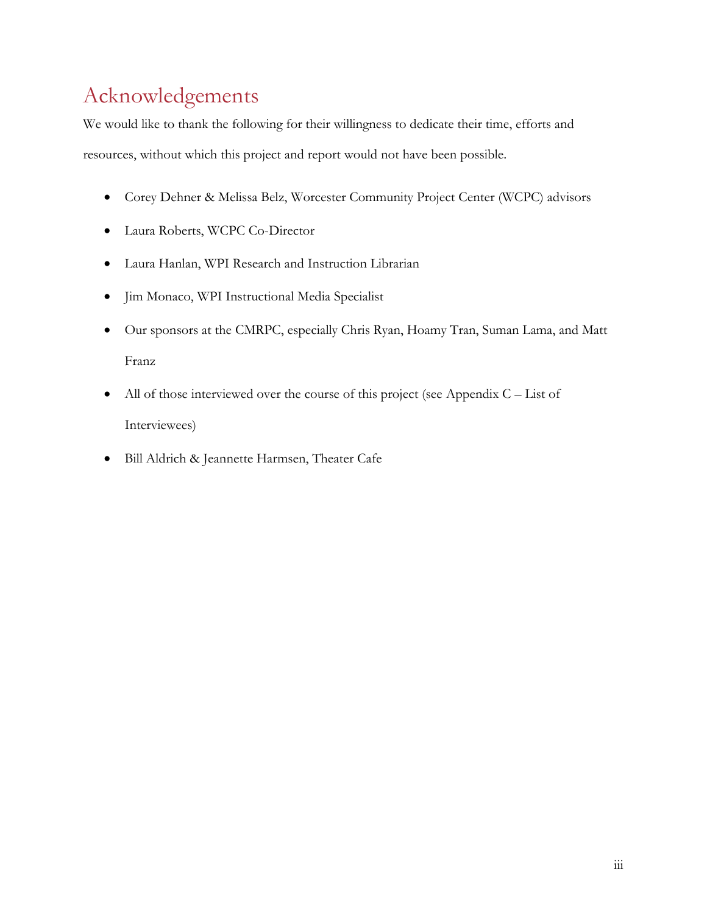# Acknowledgements

We would like to thank the following for their willingness to dedicate their time, efforts and resources, without which this project and report would not have been possible.

- Corey Dehner & Melissa Belz, Worcester Community Project Center (WCPC) advisors
- Laura Roberts, WCPC Co-Director
- Laura Hanlan, WPI Research and Instruction Librarian
- Jim Monaco, WPI Instructional Media Specialist
- Our sponsors at the CMRPC, especially Chris Ryan, Hoamy Tran, Suman Lama, and Matt Franz
- All of those interviewed over the course of this project (see Appendix C – List of Interviewees)
- Bill Aldrich & Jeannette Harmsen, Theater Cafe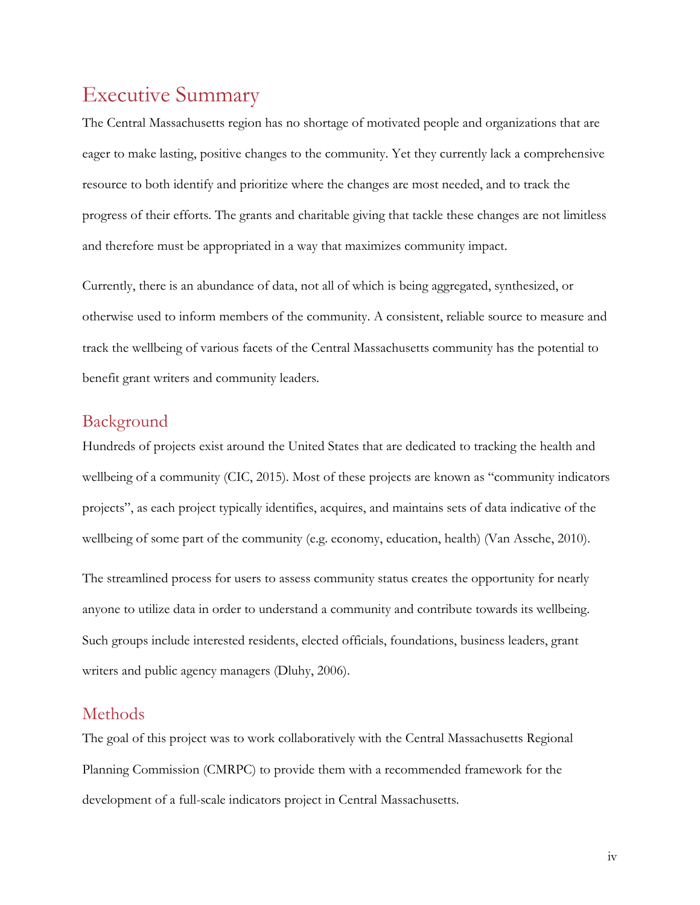# Executive Summary

The Central Massachusetts region has no shortage of motivated people and organizations that are eager to make lasting, positive changes to the community. Yet they currently lack a comprehensive resource to both identify and prioritize where the changes are most needed, and to track the progress of their efforts. The grants and charitable giving that tackle these changes are not limitless and therefore must be appropriated in a way that maximizes community impact.

Currently, there is an abundance of data, not all of which is being aggregated, synthesized, or otherwise used to inform members of the community. A consistent, reliable source to measure and track the wellbeing of various facets of the Central Massachusetts community has the potential to benefit grant writers and community leaders.

## Background

Hundreds of projects exist around the United States that are dedicated to tracking the health and wellbeing of a community (CIC, 2015). Most of these projects are known as "community indicators projects", as each project typically identifies, acquires, and maintains sets of data indicative of the wellbeing of some part of the community (e.g. economy, education, health) (Van Assche, 2010).

The streamlined process for users to assess community status creates the opportunity for nearly anyone to utilize data in order to understand a community and contribute towards its wellbeing. Such groups include interested residents, elected officials, foundations, business leaders, grant writers and public agency managers (Dluhy, 2006).

## Methods

The goal of this project was to work collaboratively with the Central Massachusetts Regional Planning Commission (CMRPC) to provide them with a recommended framework for the development of a full-scale indicators project in Central Massachusetts.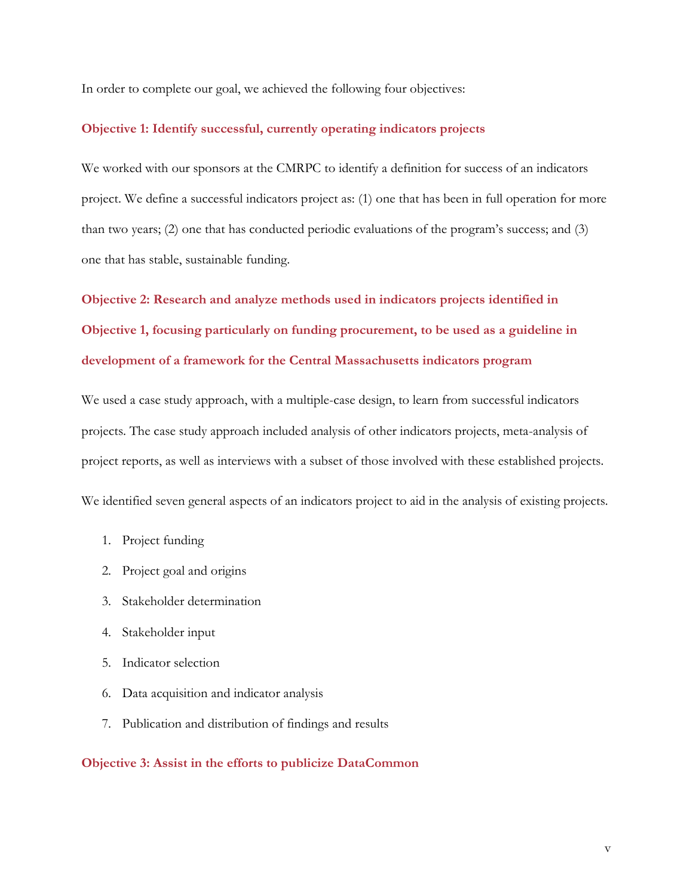In order to complete our goal, we achieved the following four objectives:

### Objective 1: Identify successful, currently operating indicators projects

We worked with our sponsors at the CMRPC to identify a definition for success of an indicators project. We define a successful indicators project as: (1) one that has been in full operation for more than two years; (2) one that has conducted periodic evaluations of the program's success; and (3) one that has stable, sustainable funding.

### Objective 2: Research and analyze methods used in indicators projects identified in Objective 1, focusing particularly on funding procurement, to be used as a guideline in development of a framework for the Central Massachusetts indicators program

We used a case study approach, with a multiple-case design, to learn from successful indicators projects. The case study approach included analysis of other indicators projects, meta-analysis of project reports, as well as interviews with a subset of those involved with these established projects.

We identified seven general aspects of an indicators project to aid in the analysis of existing projects.

1. Project funding
2. Project goal and origins
3. Stakeholder determination
4. Stakeholder input
5. Indicator selection
6. Data acquisition and indicator analysis
7. Publication and distribution of findings and results

### Objective 3: Assist in the efforts to publicize DataCommon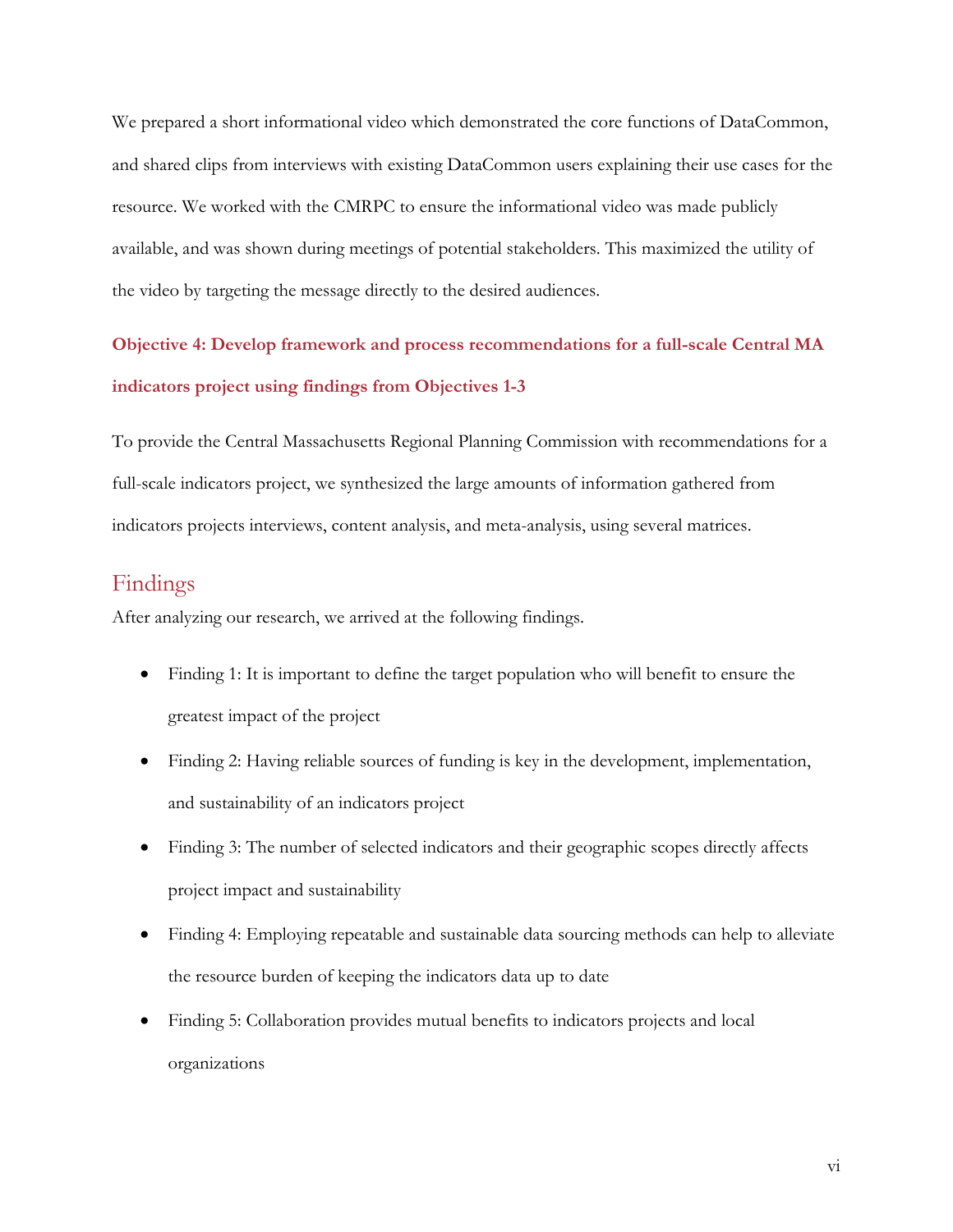We prepared a short informational video which demonstrated the core functions of DataCommon, and shared clips from interviews with existing DataCommon users explaining their use cases for the resource. We worked with the CMRPC to ensure the informational video was made publicly available, and was shown during meetings of potential stakeholders. This maximized the utility of the video by targeting the message directly to the desired audiences.

### Objective 4: Develop framework and process recommendations for a full-scale Central MA indicators project using findings from Objectives 1-3

To provide the Central Massachusetts Regional Planning Commission with recommendations for a full-scale indicators project, we synthesized the large amounts of information gathered from indicators projects interviews, content analysis, and meta-analysis, using several matrices.

## Findings

After analyzing our research, we arrived at the following findings.

- Finding 1: It is important to define the target population who will benefit to ensure the greatest impact of the project
- Finding 2: Having reliable sources of funding is key in the development, implementation, and sustainability of an indicators project
- Finding 3: The number of selected indicators and their geographic scopes directly affects project impact and sustainability
- Finding 4: Employing repeatable and sustainable data sourcing methods can help to alleviate the resource burden of keeping the indicators data up to date
- Finding 5: Collaboration provides mutual benefits to indicators projects and local organizations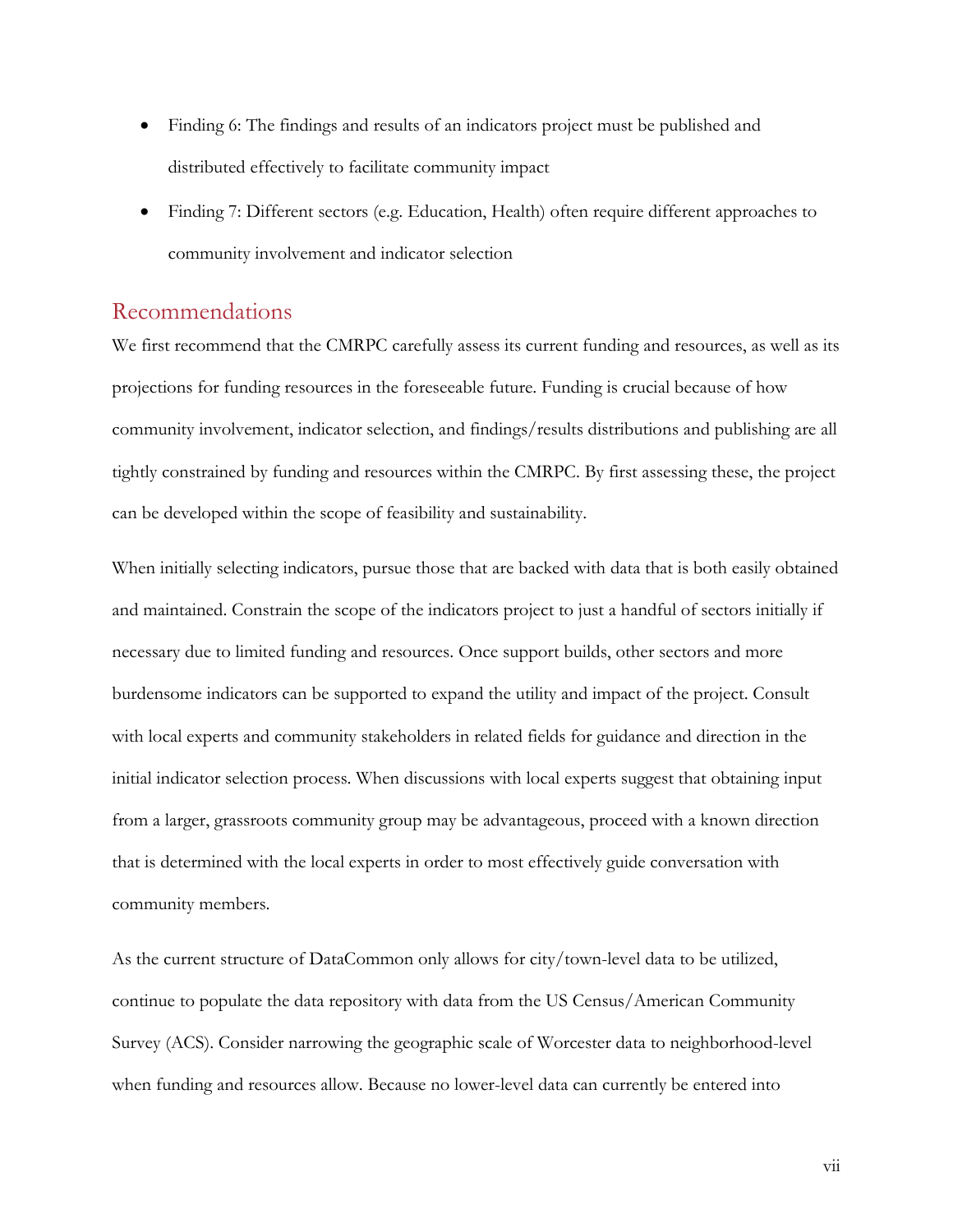- Finding 6: The findings and results of an indicators project must be published and distributed effectively to facilitate community impact
- Finding 7: Different sectors (e.g. Education, Health) often require different approaches to community involvement and indicator selection

## Recommendations

We first recommend that the CMRPC carefully assess its current funding and resources, as well as its projections for funding resources in the foreseeable future. Funding is crucial because of how community involvement, indicator selection, and findings/results distributions and publishing are all tightly constrained by funding and resources within the CMRPC. By first assessing these, the project can be developed within the scope of feasibility and sustainability.

When initially selecting indicators, pursue those that are backed with data that is both easily obtained and maintained. Constrain the scope of the indicators project to just a handful of sectors initially if necessary due to limited funding and resources. Once support builds, other sectors and more burdensome indicators can be supported to expand the utility and impact of the project. Consult with local experts and community stakeholders in related fields for guidance and direction in the initial indicator selection process. When discussions with local experts suggest that obtaining input from a larger, grassroots community group may be advantageous, proceed with a known direction that is determined with the local experts in order to most effectively guide conversation with community members.

As the current structure of DataCommon only allows for city/town-level data to be utilized, continue to populate the data repository with data from the US Census/American Community Survey (ACS). Consider narrowing the geographic scale of Worcester data to neighborhood-level when funding and resources allow. Because no lower-level data can currently be entered into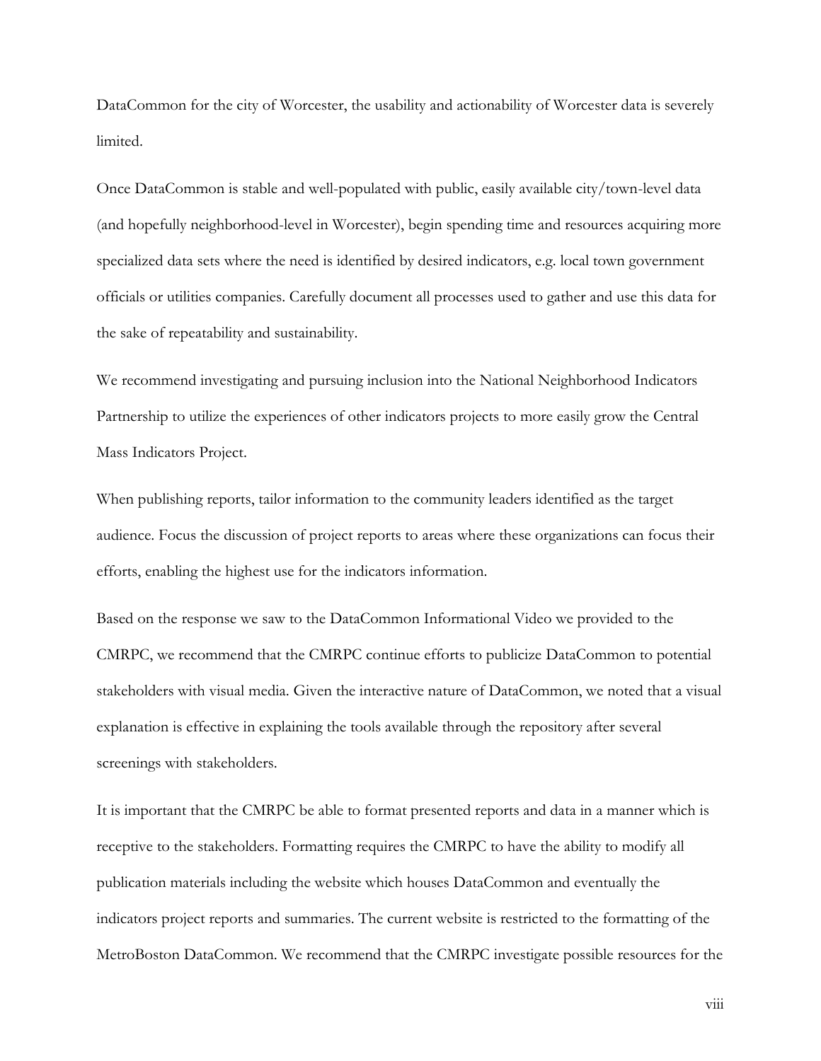DataCommon for the city of Worcester, the usability and actionability of Worcester data is severely limited.

Once DataCommon is stable and well-populated with public, easily available city/town-level data (and hopefully neighborhood-level in Worcester), begin spending time and resources acquiring more specialized data sets where the need is identified by desired indicators, e.g. local town government officials or utilities companies. Carefully document all processes used to gather and use this data for the sake of repeatability and sustainability.

We recommend investigating and pursuing inclusion into the National Neighborhood Indicators Partnership to utilize the experiences of other indicators projects to more easily grow the Central Mass Indicators Project.

When publishing reports, tailor information to the community leaders identified as the target audience. Focus the discussion of project reports to areas where these organizations can focus their efforts, enabling the highest use for the indicators information.

Based on the response we saw to the DataCommon Informational Video we provided to the CMRPC, we recommend that the CMRPC continue efforts to publicize DataCommon to potential stakeholders with visual media. Given the interactive nature of DataCommon, we noted that a visual explanation is effective in explaining the tools available through the repository after several screenings with stakeholders.

It is important that the CMRPC be able to format presented reports and data in a manner which is receptive to the stakeholders. Formatting requires the CMRPC to have the ability to modify all publication materials including the website which houses DataCommon and eventually the indicators project reports and summaries. The current website is restricted to the formatting of the MetroBoston DataCommon. We recommend that the CMRPC investigate possible resources for the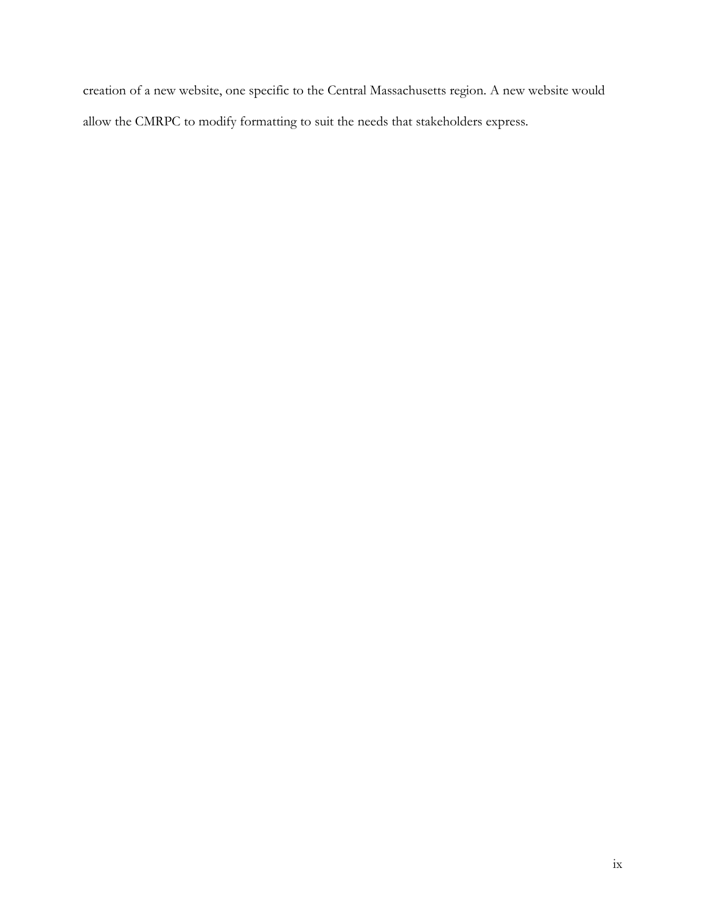creation of a new website, one specific to the Central Massachusetts region. A new website would allow the CMRPC to modify formatting to suit the needs that stakeholders express.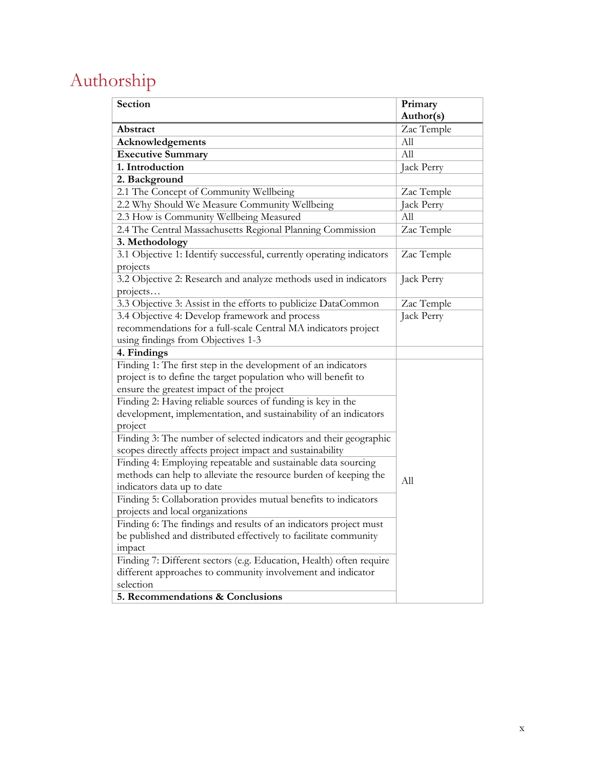# Authorship

| Section | Primary Author(s) |
|---|---|
| **Abstract** | Zac Temple |
| **Acknowledgements** | All |
| **Executive Summary** | All |
| **1. Introduction** | Jack Perry |
| **2. Background** | |
| 2.1 The Concept of Community Wellbeing | Zac Temple |
| 2.2 Why Should We Measure Community Wellbeing | Jack Perry |
| 2.3 How is Community Wellbeing Measured | All |
| 2.4 The Central Massachusetts Regional Planning Commission | Zac Temple |
| **3. Methodology** | |
| 3.1 Objective 1: Identify successful, currently operating indicators projects | Zac Temple |
| 3.2 Objective 2: Research and analyze methods used in indicators projects… | Jack Perry |
| 3.3 Objective 3: Assist in the efforts to publicize DataCommon | Zac Temple |
| 3.4 Objective 4: Develop framework and process recommendations for a full-scale Central MA indicators project using findings from Objectives 1-3 | Jack Perry |
| **4. Findings** | |
| Finding 1: The first step in the development of an indicators project is to define the target population who will benefit to ensure the greatest impact of the project | All |
| Finding 2: Having reliable sources of funding is key in the development, implementation, and sustainability of an indicators project | All |
| Finding 3: The number of selected indicators and their geographic scopes directly affects project impact and sustainability | All |
| Finding 4: Employing repeatable and sustainable data sourcing methods can help to alleviate the resource burden of keeping the indicators data up to date | All |
| Finding 5: Collaboration provides mutual benefits to indicators projects and local organizations | All |
| Finding 6: The findings and results of an indicators project must be published and distributed effectively to facilitate community impact | All |
| Finding 7: Different sectors (e.g. Education, Health) often require different approaches to community involvement and indicator selection | All |
| **5. Recommendations & Conclusions** | All |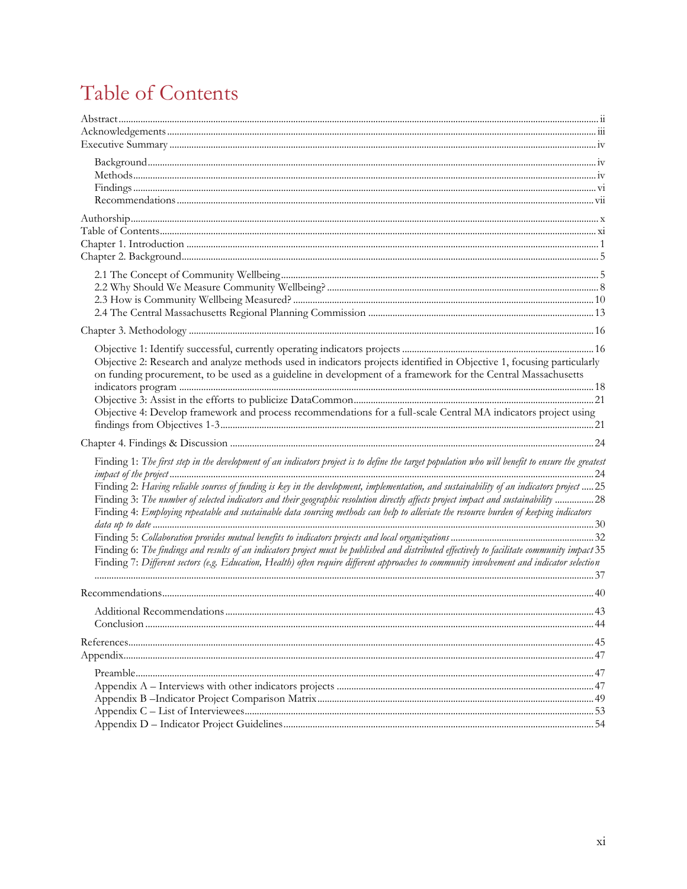# Table of Contents

Abstract ..... ii
Acknowledgements ..... iii
Executive Summary ..... iv

- Background ..... iv
- Methods ..... iv
- Findings ..... vi
- Recommendations ..... vii

Authorship ..... x
Table of Contents ..... xi
Chapter 1. Introduction ..... 1
Chapter 2. Background ..... 5

- 2.1 The Concept of Community Wellbeing ..... 5
- 2.2 Why Should We Measure Community Wellbeing? ..... 8
- 2.3 How is Community Wellbeing Measured? ..... 10
- 2.4 The Central Massachusetts Regional Planning Commission ..... 13

Chapter 3. Methodology ..... 16

- Objective 1: Identify successful, currently operating indicators projects ..... 16
- Objective 2: Research and analyze methods used in indicators projects identified in Objective 1, focusing particularly on funding procurement, to be used as a guideline in development of a framework for the Central Massachusetts indicators program ..... 18
- Objective 3: Assist in the efforts to publicize DataCommon ..... 21
- Objective 4: Develop framework and process recommendations for a full-scale Central MA indicators project using findings from Objectives 1-3 ..... 21

Chapter 4. Findings & Discussion ..... 24

- Finding 1: *The first step in the development of an indicators project is to define the target population who will benefit to ensure the greatest impact of the project* ..... 24
- Finding 2: *Having reliable sources of funding is key in the development, implementation, and sustainability of an indicators project* ..... 25
- Finding 3: *The number of selected indicators and their geographic resolution directly affects project impact and sustainability* ..... 28
- Finding 4: *Employing repeatable and sustainable data sourcing methods can help to alleviate the resource burden of keeping indicators data up to date* ..... 30
- Finding 5: *Collaboration provides mutual benefits to indicators projects and local organizations* ..... 32
- Finding 6: *The findings and results of an indicators project must be published and distributed effectively to facilitate community impact* 35
- Finding 7: *Different sectors (e.g. Education, Health) often require different approaches to community involvement and indicator selection* ..... 37

Recommendations ..... 40

- Additional Recommendations ..... 43
- Conclusion ..... 44

References ..... 45
Appendix ..... 47

- Preamble ..... 47
- Appendix A – Interviews with other indicators projects ..... 47
- Appendix B –Indicator Project Comparison Matrix ..... 49
- Appendix C – List of Interviewees ..... 53
- Appendix D – Indicator Project Guidelines ..... 54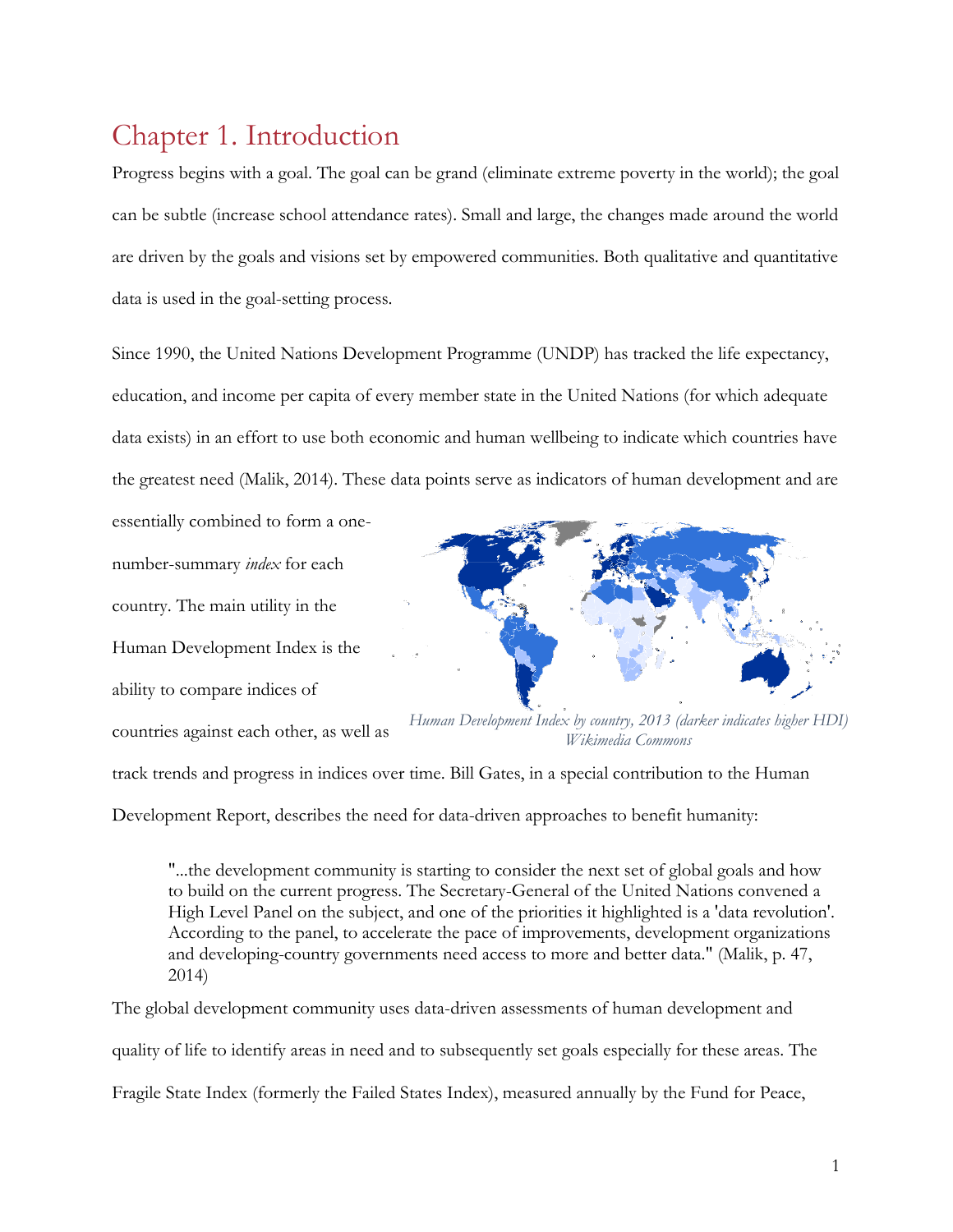# Chapter 1. Introduction

Progress begins with a goal. The goal can be grand (eliminate extreme poverty in the world); the goal can be subtle (increase school attendance rates). Small and large, the changes made around the world are driven by the goals and visions set by empowered communities. Both qualitative and quantitative data is used in the goal-setting process.

Since 1990, the United Nations Development Programme (UNDP) has tracked the life expectancy, education, and income per capita of every member state in the United Nations (for which adequate data exists) in an effort to use both economic and human wellbeing to indicate which countries have the greatest need (Malik, 2014). These data points serve as indicators of human development and are essentially combined to form a one-number-summary *index* for each country. The main utility in the Human Development Index is the ability to compare indices of countries against each other, as well as track trends and progress in indices over time. Bill Gates, in a special contribution to the Human Development Report, describes the need for data-driven approaches to benefit humanity:

*Human Development Index by country, 2013 (darker indicates higher HDI)*
*Wikimedia Commons*

> "...the development community is starting to consider the next set of global goals and how to build on the current progress. The Secretary-General of the United Nations convened a High Level Panel on the subject, and one of the priorities it highlighted is a 'data revolution'. According to the panel, to accelerate the pace of improvements, development organizations and developing-country governments need access to more and better data." (Malik, p. 47, 2014)

The global development community uses data-driven assessments of human development and quality of life to identify areas in need and to subsequently set goals especially for these areas. The Fragile State Index (formerly the Failed States Index), measured annually by the Fund for Peace,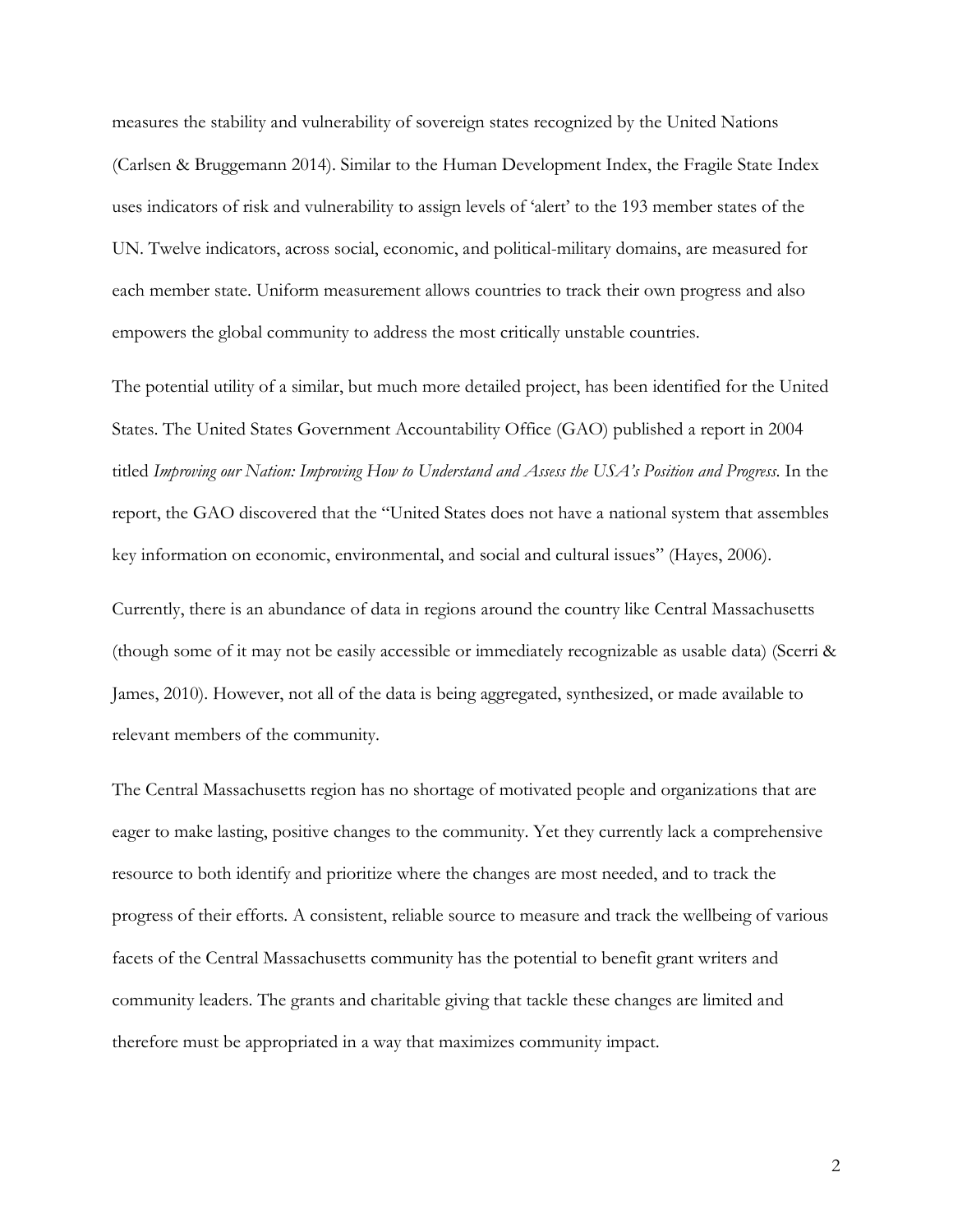measures the stability and vulnerability of sovereign states recognized by the United Nations (Carlsen & Bruggemann 2014). Similar to the Human Development Index, the Fragile State Index uses indicators of risk and vulnerability to assign levels of 'alert' to the 193 member states of the UN. Twelve indicators, across social, economic, and political-military domains, are measured for each member state. Uniform measurement allows countries to track their own progress and also empowers the global community to address the most critically unstable countries.

The potential utility of a similar, but much more detailed project, has been identified for the United States. The United States Government Accountability Office (GAO) published a report in 2004 titled *Improving our Nation: Improving How to Understand and Assess the USA's Position and Progress*. In the report, the GAO discovered that the "United States does not have a national system that assembles key information on economic, environmental, and social and cultural issues" (Hayes, 2006).

Currently, there is an abundance of data in regions around the country like Central Massachusetts (though some of it may not be easily accessible or immediately recognizable as usable data) (Scerri & James, 2010). However, not all of the data is being aggregated, synthesized, or made available to relevant members of the community.

The Central Massachusetts region has no shortage of motivated people and organizations that are eager to make lasting, positive changes to the community. Yet they currently lack a comprehensive resource to both identify and prioritize where the changes are most needed, and to track the progress of their efforts. A consistent, reliable source to measure and track the wellbeing of various facets of the Central Massachusetts community has the potential to benefit grant writers and community leaders. The grants and charitable giving that tackle these changes are limited and therefore must be appropriated in a way that maximizes community impact.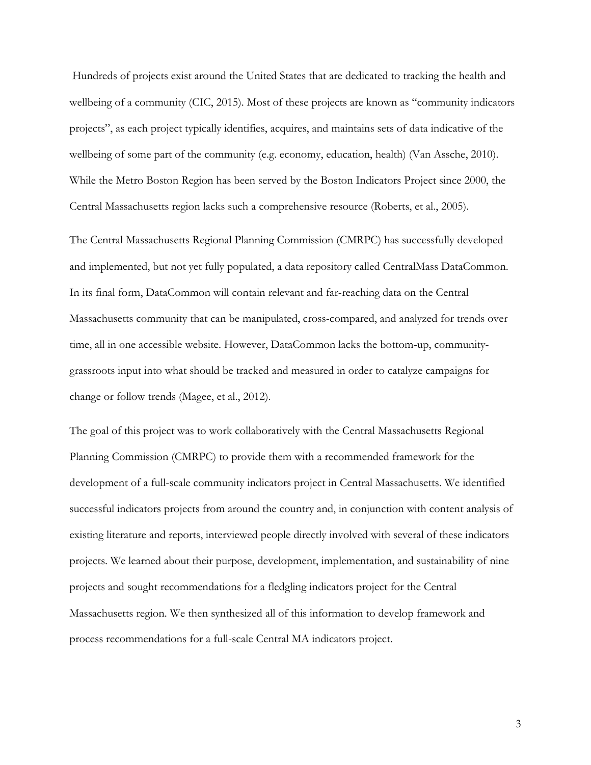Hundreds of projects exist around the United States that are dedicated to tracking the health and wellbeing of a community (CIC, 2015). Most of these projects are known as "community indicators projects", as each project typically identifies, acquires, and maintains sets of data indicative of the wellbeing of some part of the community (e.g. economy, education, health) (Van Assche, 2010). While the Metro Boston Region has been served by the Boston Indicators Project since 2000, the Central Massachusetts region lacks such a comprehensive resource (Roberts, et al., 2005).

The Central Massachusetts Regional Planning Commission (CMRPC) has successfully developed and implemented, but not yet fully populated, a data repository called CentralMass DataCommon. In its final form, DataCommon will contain relevant and far-reaching data on the Central Massachusetts community that can be manipulated, cross-compared, and analyzed for trends over time, all in one accessible website. However, DataCommon lacks the bottom-up, community-grassroots input into what should be tracked and measured in order to catalyze campaigns for change or follow trends (Magee, et al., 2012).

The goal of this project was to work collaboratively with the Central Massachusetts Regional Planning Commission (CMRPC) to provide them with a recommended framework for the development of a full-scale community indicators project in Central Massachusetts. We identified successful indicators projects from around the country and, in conjunction with content analysis of existing literature and reports, interviewed people directly involved with several of these indicators projects. We learned about their purpose, development, implementation, and sustainability of nine projects and sought recommendations for a fledgling indicators project for the Central Massachusetts region. We then synthesized all of this information to develop framework and process recommendations for a full-scale Central MA indicators project.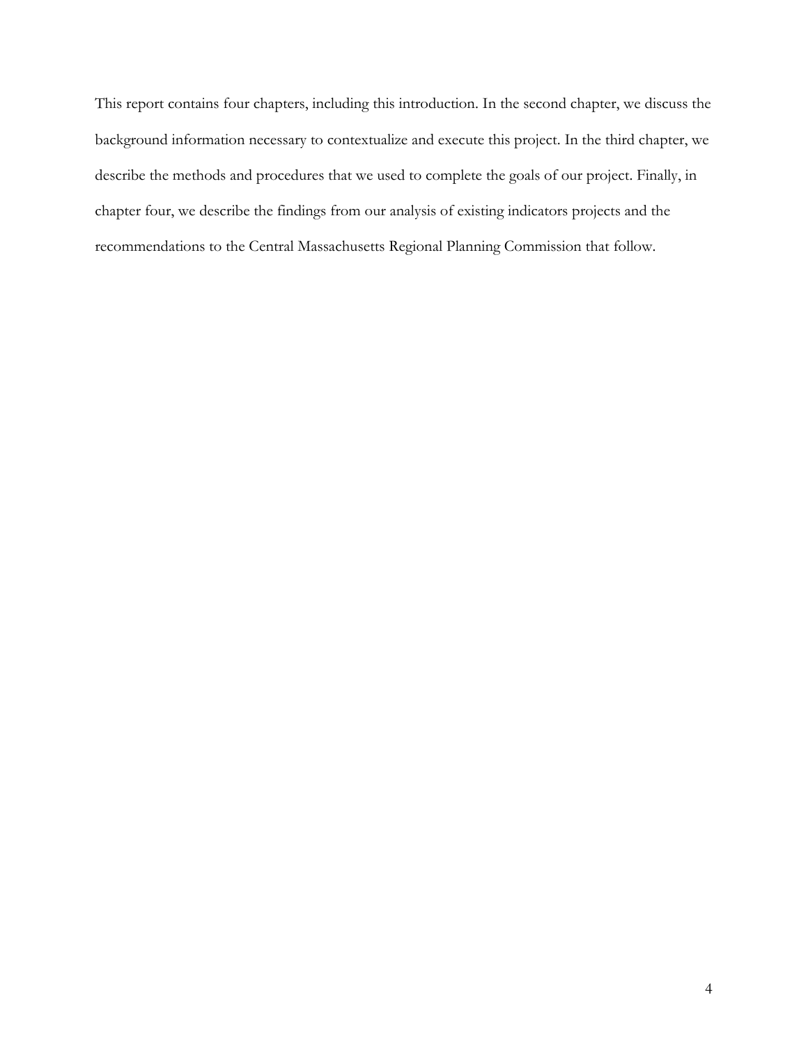This report contains four chapters, including this introduction. In the second chapter, we discuss the background information necessary to contextualize and execute this project. In the third chapter, we describe the methods and procedures that we used to complete the goals of our project. Finally, in chapter four, we describe the findings from our analysis of existing indicators projects and the recommendations to the Central Massachusetts Regional Planning Commission that follow.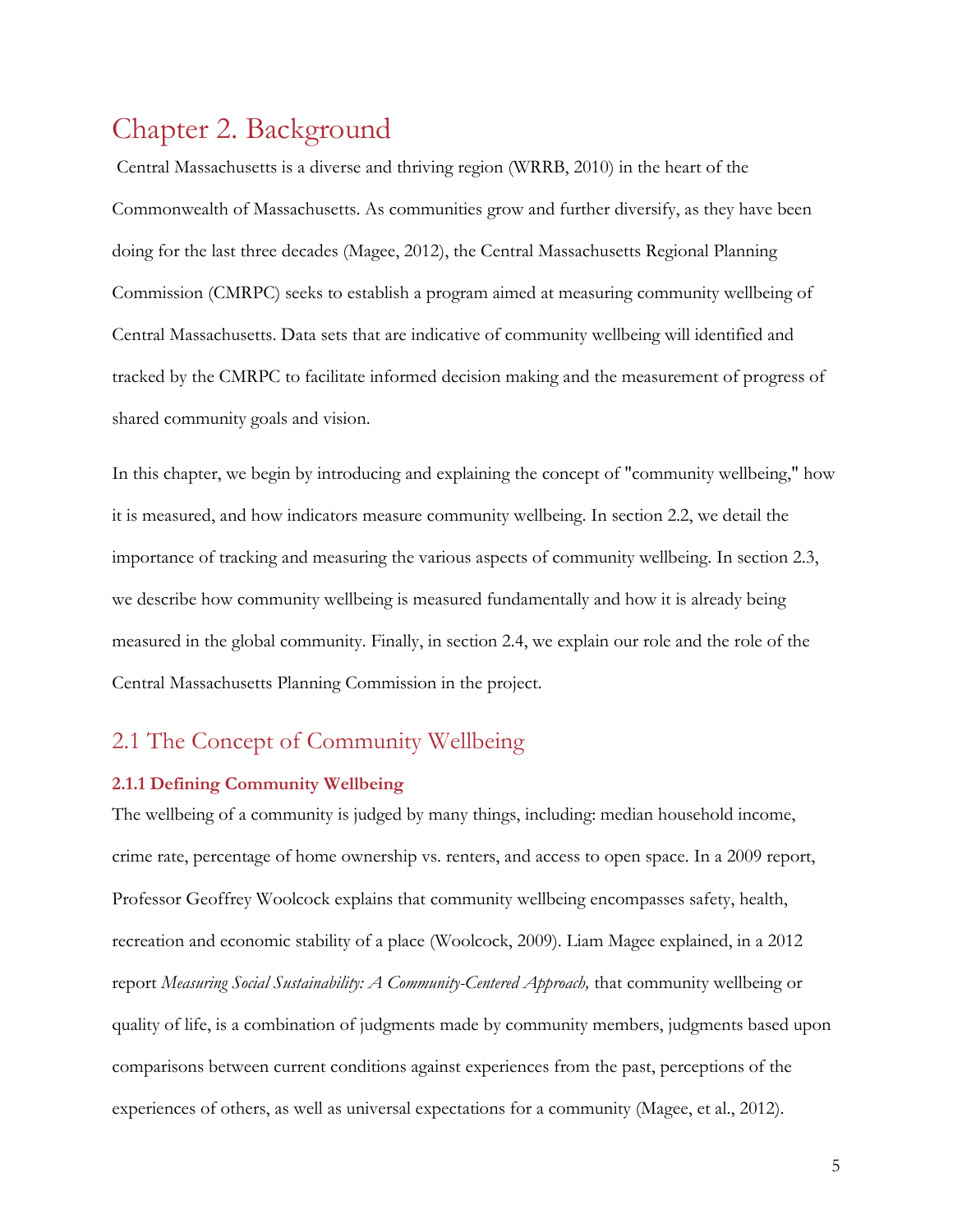# Chapter 2. Background

Central Massachusetts is a diverse and thriving region (WRRB, 2010) in the heart of the Commonwealth of Massachusetts. As communities grow and further diversify, as they have been doing for the last three decades (Magee, 2012), the Central Massachusetts Regional Planning Commission (CMRPC) seeks to establish a program aimed at measuring community wellbeing of Central Massachusetts. Data sets that are indicative of community wellbeing will identified and tracked by the CMRPC to facilitate informed decision making and the measurement of progress of shared community goals and vision.

In this chapter, we begin by introducing and explaining the concept of "community wellbeing," how it is measured, and how indicators measure community wellbeing. In section 2.2, we detail the importance of tracking and measuring the various aspects of community wellbeing. In section 2.3, we describe how community wellbeing is measured fundamentally and how it is already being measured in the global community. Finally, in section 2.4, we explain our role and the role of the Central Massachusetts Planning Commission in the project.

## 2.1 The Concept of Community Wellbeing

### 2.1.1 Defining Community Wellbeing

The wellbeing of a community is judged by many things, including: median household income, crime rate, percentage of home ownership vs. renters, and access to open space. In a 2009 report, Professor Geoffrey Woolcock explains that community wellbeing encompasses safety, health, recreation and economic stability of a place (Woolcock, 2009). Liam Magee explained, in a 2012 report *Measuring Social Sustainability: A Community-Centered Approach,* that community wellbeing or quality of life, is a combination of judgments made by community members, judgments based upon comparisons between current conditions against experiences from the past, perceptions of the experiences of others, as well as universal expectations for a community (Magee, et al., 2012).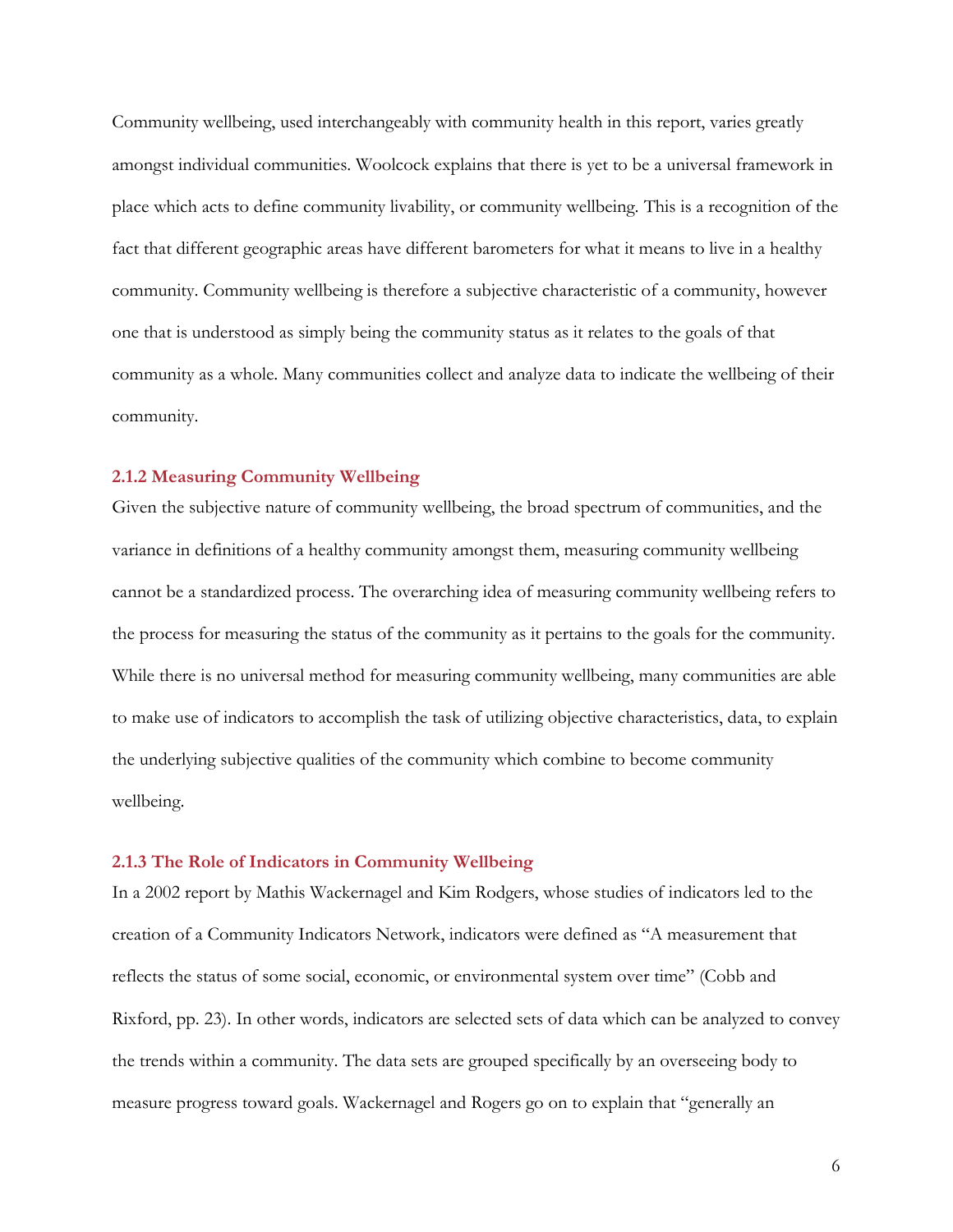Community wellbeing, used interchangeably with community health in this report, varies greatly amongst individual communities. Woolcock explains that there is yet to be a universal framework in place which acts to define community livability, or community wellbeing. This is a recognition of the fact that different geographic areas have different barometers for what it means to live in a healthy community. Community wellbeing is therefore a subjective characteristic of a community, however one that is understood as simply being the community status as it relates to the goals of that community as a whole. Many communities collect and analyze data to indicate the wellbeing of their community.

### 2.1.2 Measuring Community Wellbeing

Given the subjective nature of community wellbeing, the broad spectrum of communities, and the variance in definitions of a healthy community amongst them, measuring community wellbeing cannot be a standardized process. The overarching idea of measuring community wellbeing refers to the process for measuring the status of the community as it pertains to the goals for the community. While there is no universal method for measuring community wellbeing, many communities are able to make use of indicators to accomplish the task of utilizing objective characteristics, data, to explain the underlying subjective qualities of the community which combine to become community wellbeing.

### 2.1.3 The Role of Indicators in Community Wellbeing

In a 2002 report by Mathis Wackernagel and Kim Rodgers, whose studies of indicators led to the creation of a Community Indicators Network, indicators were defined as "A measurement that reflects the status of some social, economic, or environmental system over time" (Cobb and Rixford, pp. 23). In other words, indicators are selected sets of data which can be analyzed to convey the trends within a community. The data sets are grouped specifically by an overseeing body to measure progress toward goals. Wackernagel and Rogers go on to explain that "generally an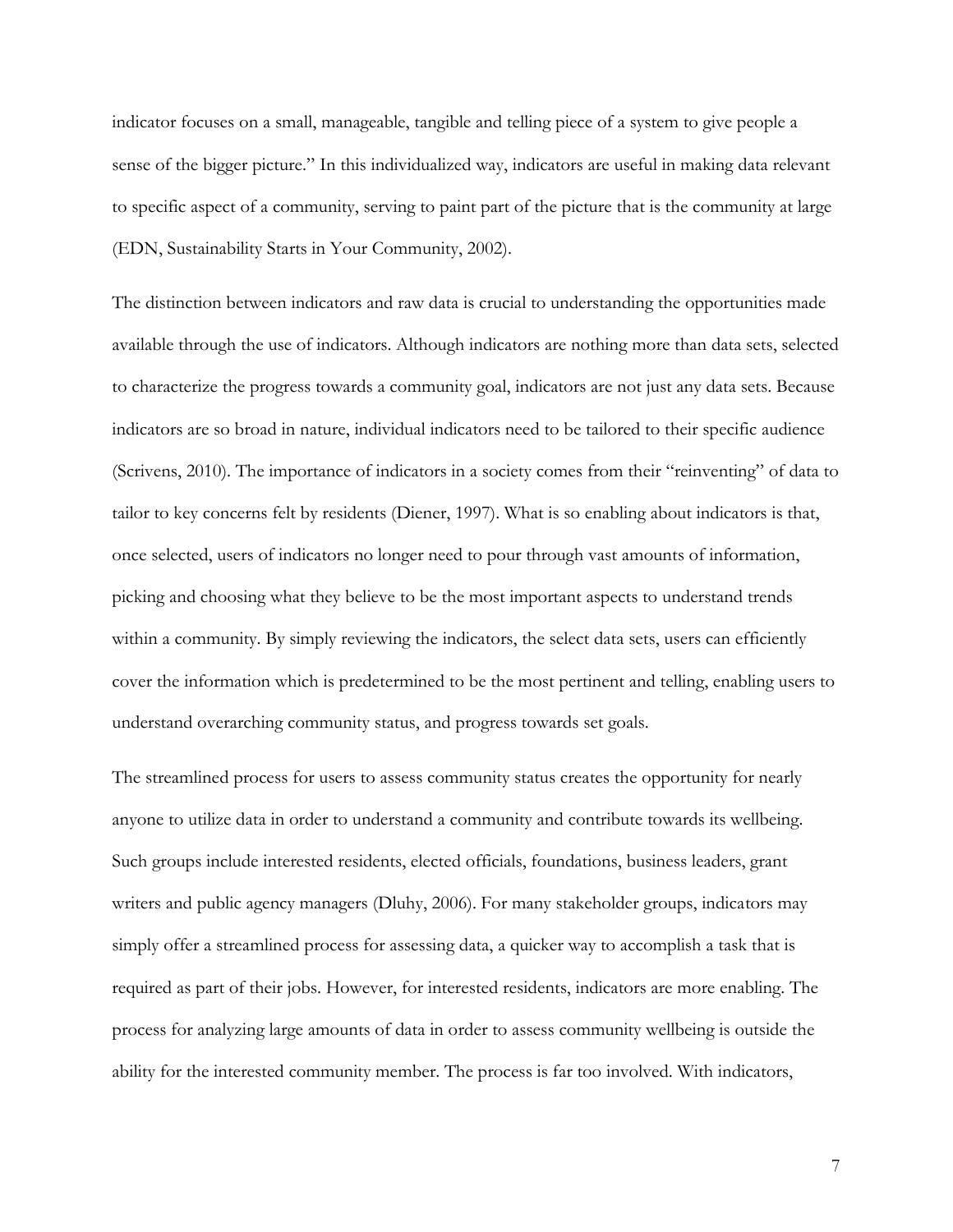indicator focuses on a small, manageable, tangible and telling piece of a system to give people a sense of the bigger picture." In this individualized way, indicators are useful in making data relevant to specific aspect of a community, serving to paint part of the picture that is the community at large (EDN, Sustainability Starts in Your Community, 2002).

The distinction between indicators and raw data is crucial to understanding the opportunities made available through the use of indicators. Although indicators are nothing more than data sets, selected to characterize the progress towards a community goal, indicators are not just any data sets. Because indicators are so broad in nature, individual indicators need to be tailored to their specific audience (Scrivens, 2010). The importance of indicators in a society comes from their "reinventing" of data to tailor to key concerns felt by residents (Diener, 1997). What is so enabling about indicators is that, once selected, users of indicators no longer need to pour through vast amounts of information, picking and choosing what they believe to be the most important aspects to understand trends within a community. By simply reviewing the indicators, the select data sets, users can efficiently cover the information which is predetermined to be the most pertinent and telling, enabling users to understand overarching community status, and progress towards set goals.

The streamlined process for users to assess community status creates the opportunity for nearly anyone to utilize data in order to understand a community and contribute towards its wellbeing. Such groups include interested residents, elected officials, foundations, business leaders, grant writers and public agency managers (Dluhy, 2006). For many stakeholder groups, indicators may simply offer a streamlined process for assessing data, a quicker way to accomplish a task that is required as part of their jobs. However, for interested residents, indicators are more enabling. The process for analyzing large amounts of data in order to assess community wellbeing is outside the ability for the interested community member. The process is far too involved. With indicators,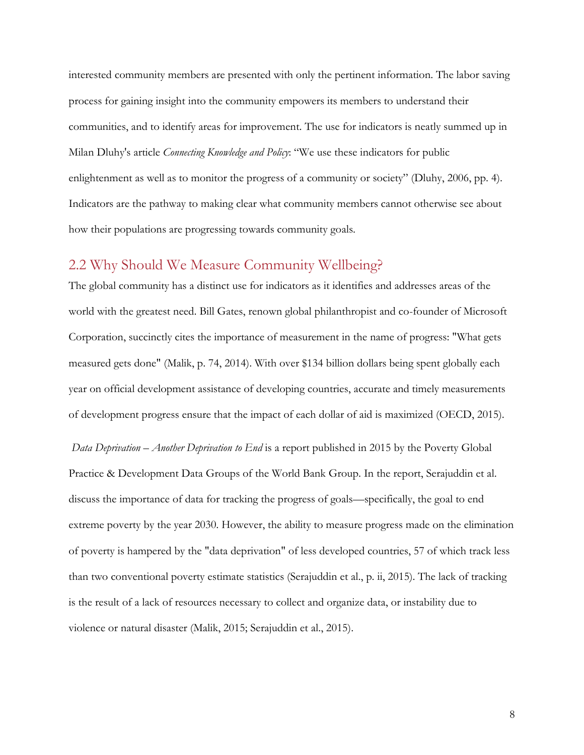interested community members are presented with only the pertinent information. The labor saving process for gaining insight into the community empowers its members to understand their communities, and to identify areas for improvement. The use for indicators is neatly summed up in Milan Dluhy's article *Connecting Knowledge and Policy*: "We use these indicators for public enlightenment as well as to monitor the progress of a community or society" (Dluhy, 2006, pp. 4). Indicators are the pathway to making clear what community members cannot otherwise see about how their populations are progressing towards community goals.

## 2.2 Why Should We Measure Community Wellbeing?

The global community has a distinct use for indicators as it identifies and addresses areas of the world with the greatest need. Bill Gates, renown global philanthropist and co-founder of Microsoft Corporation, succinctly cites the importance of measurement in the name of progress: "What gets measured gets done" (Malik, p. 74, 2014). With over $134 billion dollars being spent globally each year on official development assistance of developing countries, accurate and timely measurements of development progress ensure that the impact of each dollar of aid is maximized (OECD, 2015).

*Data Deprivation – Another Deprivation to End* is a report published in 2015 by the Poverty Global Practice & Development Data Groups of the World Bank Group. In the report, Serajuddin et al. discuss the importance of data for tracking the progress of goals—specifically, the goal to end extreme poverty by the year 2030. However, the ability to measure progress made on the elimination of poverty is hampered by the "data deprivation" of less developed countries, 57 of which track less than two conventional poverty estimate statistics (Serajuddin et al., p. ii, 2015). The lack of tracking is the result of a lack of resources necessary to collect and organize data, or instability due to violence or natural disaster (Malik, 2015; Serajuddin et al., 2015).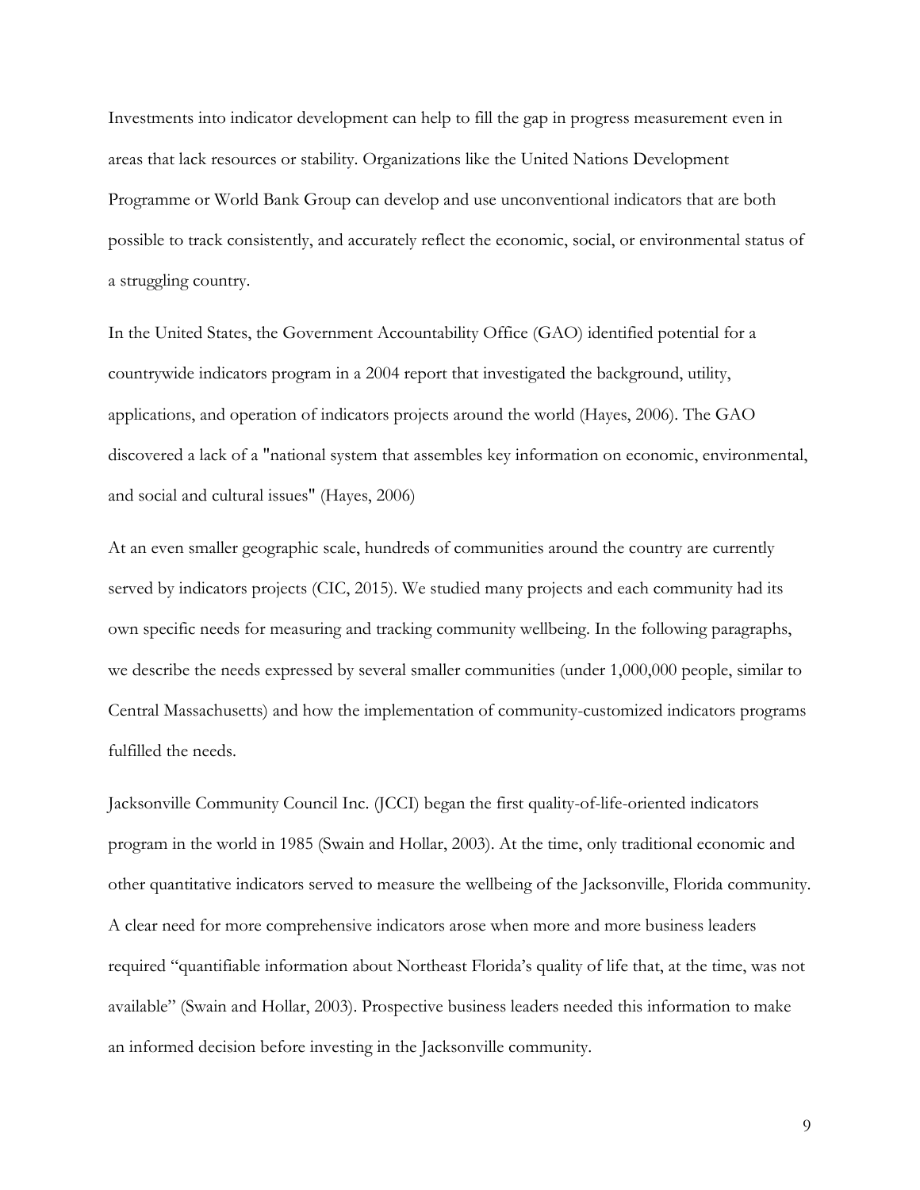Investments into indicator development can help to fill the gap in progress measurement even in areas that lack resources or stability. Organizations like the United Nations Development Programme or World Bank Group can develop and use unconventional indicators that are both possible to track consistently, and accurately reflect the economic, social, or environmental status of a struggling country.

In the United States, the Government Accountability Office (GAO) identified potential for a countrywide indicators program in a 2004 report that investigated the background, utility, applications, and operation of indicators projects around the world (Hayes, 2006). The GAO discovered a lack of a "national system that assembles key information on economic, environmental, and social and cultural issues" (Hayes, 2006)

At an even smaller geographic scale, hundreds of communities around the country are currently served by indicators projects (CIC, 2015). We studied many projects and each community had its own specific needs for measuring and tracking community wellbeing. In the following paragraphs, we describe the needs expressed by several smaller communities (under 1,000,000 people, similar to Central Massachusetts) and how the implementation of community-customized indicators programs fulfilled the needs.

Jacksonville Community Council Inc. (JCCI) began the first quality-of-life-oriented indicators program in the world in 1985 (Swain and Hollar, 2003). At the time, only traditional economic and other quantitative indicators served to measure the wellbeing of the Jacksonville, Florida community. A clear need for more comprehensive indicators arose when more and more business leaders required "quantifiable information about Northeast Florida's quality of life that, at the time, was not available" (Swain and Hollar, 2003). Prospective business leaders needed this information to make an informed decision before investing in the Jacksonville community.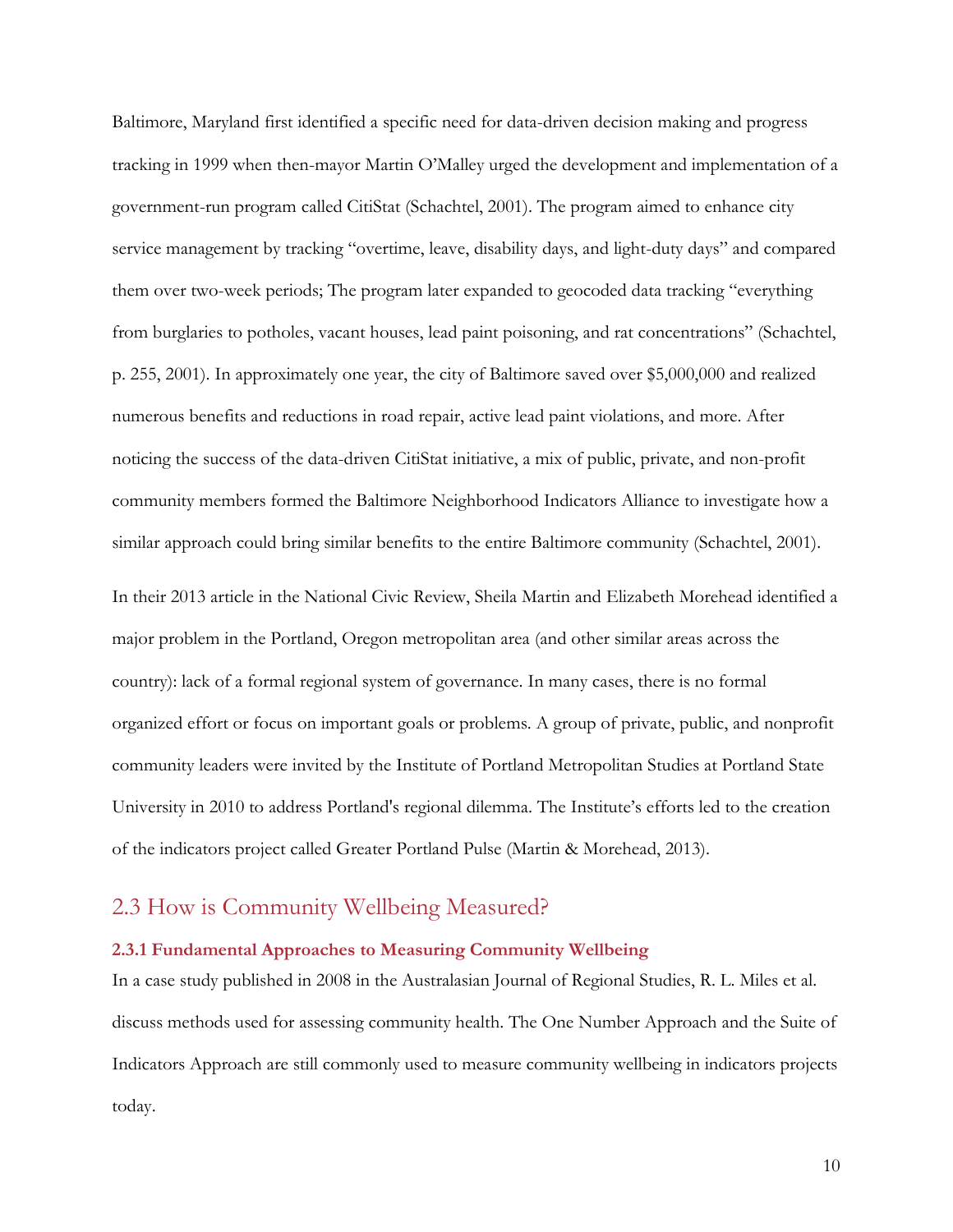Baltimore, Maryland first identified a specific need for data-driven decision making and progress tracking in 1999 when then-mayor Martin O'Malley urged the development and implementation of a government-run program called CitiStat (Schachtel, 2001). The program aimed to enhance city service management by tracking "overtime, leave, disability days, and light-duty days" and compared them over two-week periods; The program later expanded to geocoded data tracking "everything from burglaries to potholes, vacant houses, lead paint poisoning, and rat concentrations" (Schachtel, p. 255, 2001). In approximately one year, the city of Baltimore saved over $5,000,000 and realized numerous benefits and reductions in road repair, active lead paint violations, and more. After noticing the success of the data-driven CitiStat initiative, a mix of public, private, and non-profit community members formed the Baltimore Neighborhood Indicators Alliance to investigate how a similar approach could bring similar benefits to the entire Baltimore community (Schachtel, 2001).

In their 2013 article in the National Civic Review, Sheila Martin and Elizabeth Morehead identified a major problem in the Portland, Oregon metropolitan area (and other similar areas across the country): lack of a formal regional system of governance. In many cases, there is no formal organized effort or focus on important goals or problems. A group of private, public, and nonprofit community leaders were invited by the Institute of Portland Metropolitan Studies at Portland State University in 2010 to address Portland's regional dilemma. The Institute's efforts led to the creation of the indicators project called Greater Portland Pulse (Martin & Morehead, 2013).

## 2.3 How is Community Wellbeing Measured?

### 2.3.1 Fundamental Approaches to Measuring Community Wellbeing

In a case study published in 2008 in the Australasian Journal of Regional Studies, R. L. Miles et al. discuss methods used for assessing community health. The One Number Approach and the Suite of Indicators Approach are still commonly used to measure community wellbeing in indicators projects today.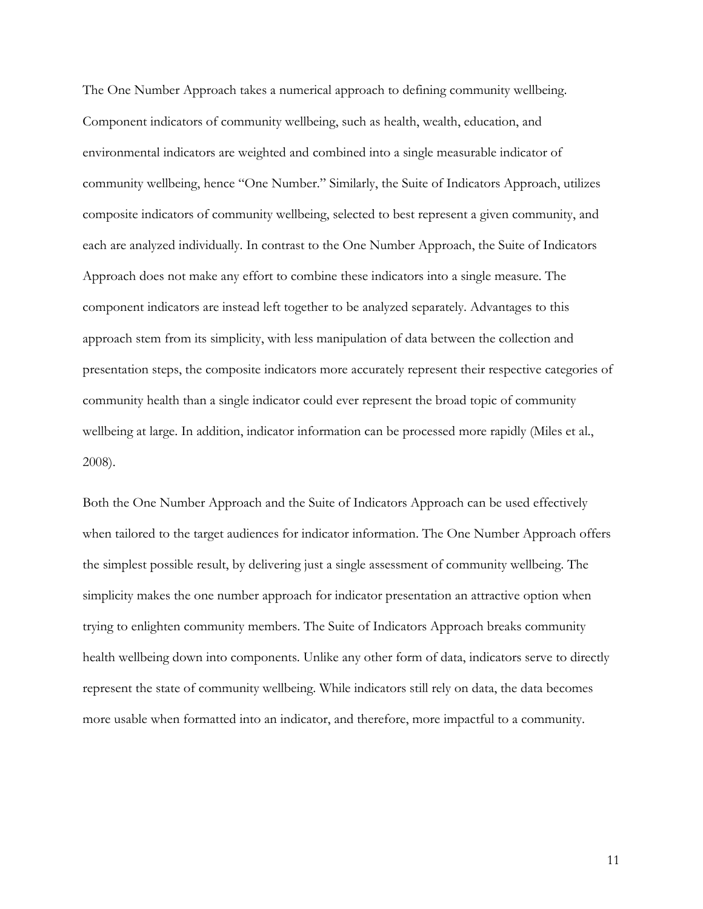The One Number Approach takes a numerical approach to defining community wellbeing. Component indicators of community wellbeing, such as health, wealth, education, and environmental indicators are weighted and combined into a single measurable indicator of community wellbeing, hence “One Number.” Similarly, the Suite of Indicators Approach, utilizes composite indicators of community wellbeing, selected to best represent a given community, and each are analyzed individually. In contrast to the One Number Approach, the Suite of Indicators Approach does not make any effort to combine these indicators into a single measure. The component indicators are instead left together to be analyzed separately. Advantages to this approach stem from its simplicity, with less manipulation of data between the collection and presentation steps, the composite indicators more accurately represent their respective categories of community health than a single indicator could ever represent the broad topic of community wellbeing at large. In addition, indicator information can be processed more rapidly (Miles et al., 2008).

Both the One Number Approach and the Suite of Indicators Approach can be used effectively when tailored to the target audiences for indicator information. The One Number Approach offers the simplest possible result, by delivering just a single assessment of community wellbeing. The simplicity makes the one number approach for indicator presentation an attractive option when trying to enlighten community members. The Suite of Indicators Approach breaks community health wellbeing down into components. Unlike any other form of data, indicators serve to directly represent the state of community wellbeing. While indicators still rely on data, the data becomes more usable when formatted into an indicator, and therefore, more impactful to a community.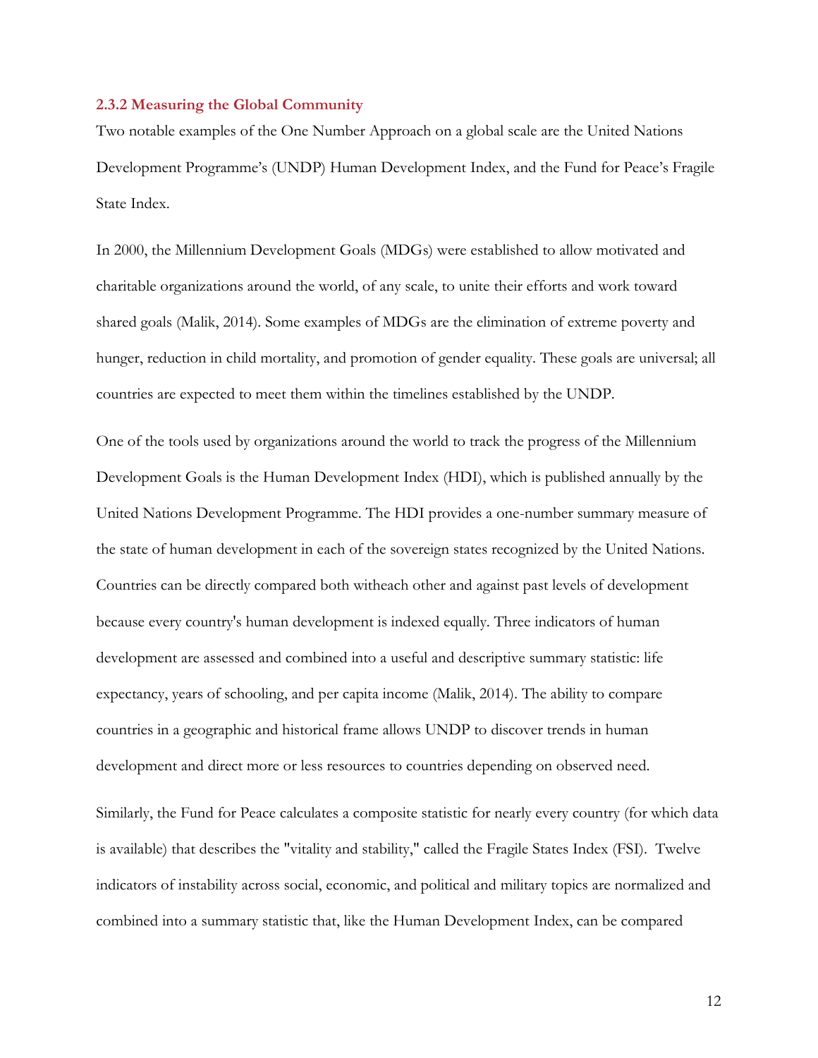### 2.3.2 Measuring the Global Community

Two notable examples of the One Number Approach on a global scale are the United Nations Development Programme's (UNDP) Human Development Index, and the Fund for Peace's Fragile State Index.

In 2000, the Millennium Development Goals (MDGs) were established to allow motivated and charitable organizations around the world, of any scale, to unite their efforts and work toward shared goals (Malik, 2014). Some examples of MDGs are the elimination of extreme poverty and hunger, reduction in child mortality, and promotion of gender equality. These goals are universal; all countries are expected to meet them within the timelines established by the UNDP.

One of the tools used by organizations around the world to track the progress of the Millennium Development Goals is the Human Development Index (HDI), which is published annually by the United Nations Development Programme. The HDI provides a one-number summary measure of the state of human development in each of the sovereign states recognized by the United Nations. Countries can be directly compared both witheach other and against past levels of development because every country's human development is indexed equally. Three indicators of human development are assessed and combined into a useful and descriptive summary statistic: life expectancy, years of schooling, and per capita income (Malik, 2014). The ability to compare countries in a geographic and historical frame allows UNDP to discover trends in human development and direct more or less resources to countries depending on observed need.

Similarly, the Fund for Peace calculates a composite statistic for nearly every country (for which data is available) that describes the "vitality and stability," called the Fragile States Index (FSI). Twelve indicators of instability across social, economic, and political and military topics are normalized and combined into a summary statistic that, like the Human Development Index, can be compared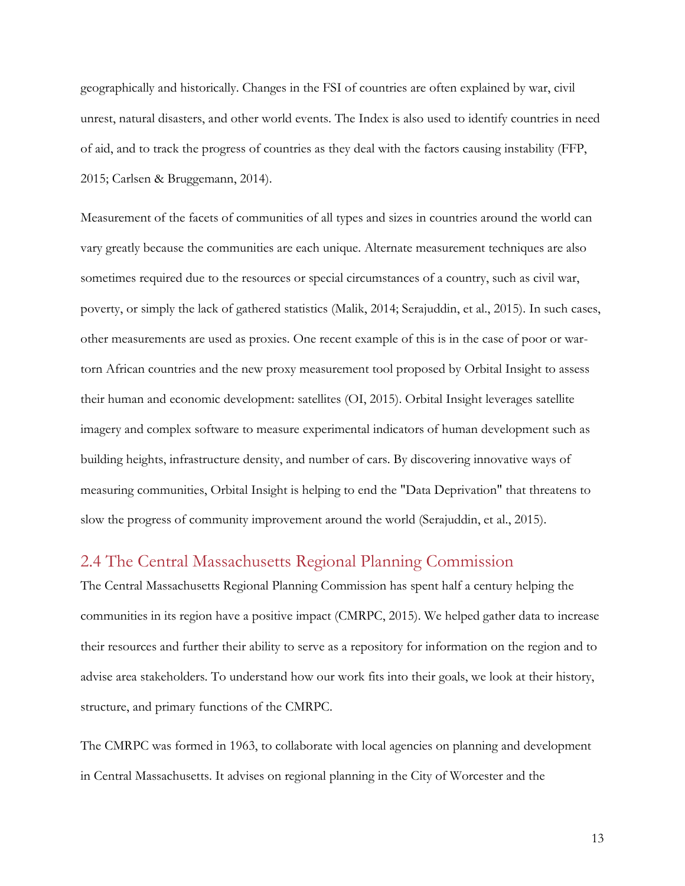geographically and historically. Changes in the FSI of countries are often explained by war, civil unrest, natural disasters, and other world events. The Index is also used to identify countries in need of aid, and to track the progress of countries as they deal with the factors causing instability (FFP, 2015; Carlsen & Bruggemann, 2014).

Measurement of the facets of communities of all types and sizes in countries around the world can vary greatly because the communities are each unique. Alternate measurement techniques are also sometimes required due to the resources or special circumstances of a country, such as civil war, poverty, or simply the lack of gathered statistics (Malik, 2014; Serajuddin, et al., 2015). In such cases, other measurements are used as proxies. One recent example of this is in the case of poor or war-torn African countries and the new proxy measurement tool proposed by Orbital Insight to assess their human and economic development: satellites (OI, 2015). Orbital Insight leverages satellite imagery and complex software to measure experimental indicators of human development such as building heights, infrastructure density, and number of cars. By discovering innovative ways of measuring communities, Orbital Insight is helping to end the "Data Deprivation" that threatens to slow the progress of community improvement around the world (Serajuddin, et al., 2015).

## 2.4 The Central Massachusetts Regional Planning Commission

The Central Massachusetts Regional Planning Commission has spent half a century helping the communities in its region have a positive impact (CMRPC, 2015). We helped gather data to increase their resources and further their ability to serve as a repository for information on the region and to advise area stakeholders. To understand how our work fits into their goals, we look at their history, structure, and primary functions of the CMRPC.

The CMRPC was formed in 1963, to collaborate with local agencies on planning and development in Central Massachusetts. It advises on regional planning in the City of Worcester and the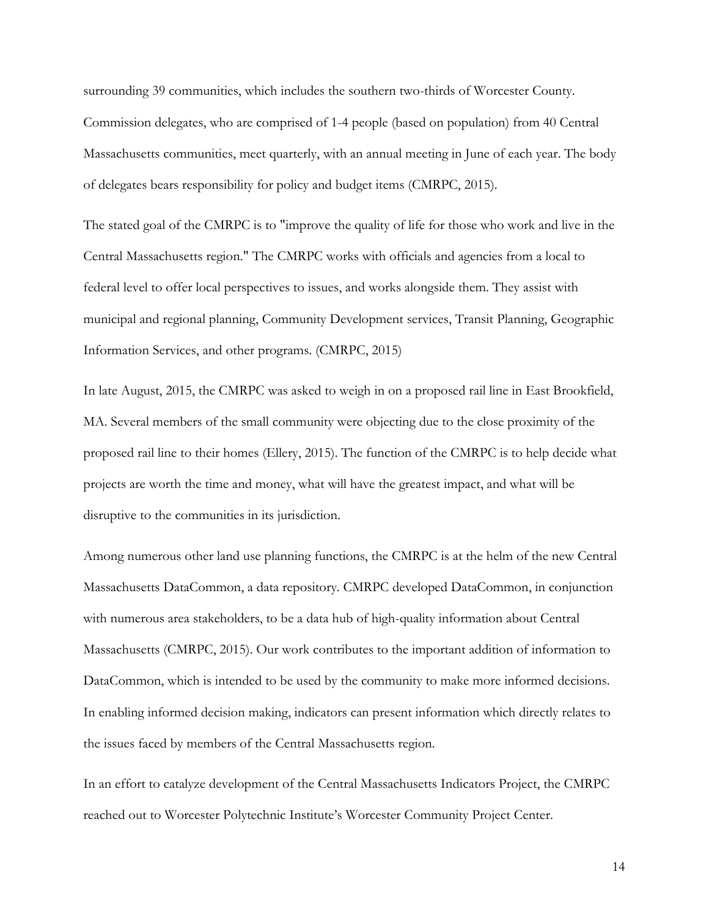surrounding 39 communities, which includes the southern two-thirds of Worcester County. Commission delegates, who are comprised of 1-4 people (based on population) from 40 Central Massachusetts communities, meet quarterly, with an annual meeting in June of each year. The body of delegates bears responsibility for policy and budget items (CMRPC, 2015).

The stated goal of the CMRPC is to "improve the quality of life for those who work and live in the Central Massachusetts region." The CMRPC works with officials and agencies from a local to federal level to offer local perspectives to issues, and works alongside them. They assist with municipal and regional planning, Community Development services, Transit Planning, Geographic Information Services, and other programs. (CMRPC, 2015)

In late August, 2015, the CMRPC was asked to weigh in on a proposed rail line in East Brookfield, MA. Several members of the small community were objecting due to the close proximity of the proposed rail line to their homes (Ellery, 2015). The function of the CMRPC is to help decide what projects are worth the time and money, what will have the greatest impact, and what will be disruptive to the communities in its jurisdiction.

Among numerous other land use planning functions, the CMRPC is at the helm of the new Central Massachusetts DataCommon, a data repository. CMRPC developed DataCommon, in conjunction with numerous area stakeholders, to be a data hub of high-quality information about Central Massachusetts (CMRPC, 2015). Our work contributes to the important addition of information to DataCommon, which is intended to be used by the community to make more informed decisions. In enabling informed decision making, indicators can present information which directly relates to the issues faced by members of the Central Massachusetts region.

In an effort to catalyze development of the Central Massachusetts Indicators Project, the CMRPC reached out to Worcester Polytechnic Institute's Worcester Community Project Center.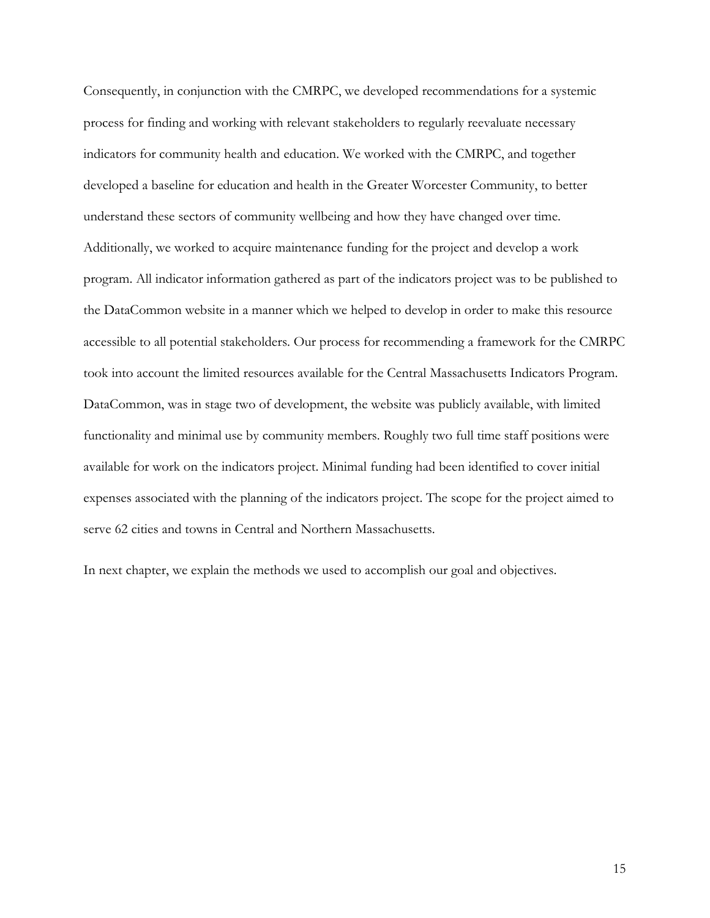Consequently, in conjunction with the CMRPC, we developed recommendations for a systemic process for finding and working with relevant stakeholders to regularly reevaluate necessary indicators for community health and education. We worked with the CMRPC, and together developed a baseline for education and health in the Greater Worcester Community, to better understand these sectors of community wellbeing and how they have changed over time. Additionally, we worked to acquire maintenance funding for the project and develop a work program. All indicator information gathered as part of the indicators project was to be published to the DataCommon website in a manner which we helped to develop in order to make this resource accessible to all potential stakeholders. Our process for recommending a framework for the CMRPC took into account the limited resources available for the Central Massachusetts Indicators Program. DataCommon, was in stage two of development, the website was publicly available, with limited functionality and minimal use by community members. Roughly two full time staff positions were available for work on the indicators project. Minimal funding had been identified to cover initial expenses associated with the planning of the indicators project. The scope for the project aimed to serve 62 cities and towns in Central and Northern Massachusetts.

In next chapter, we explain the methods we used to accomplish our goal and objectives.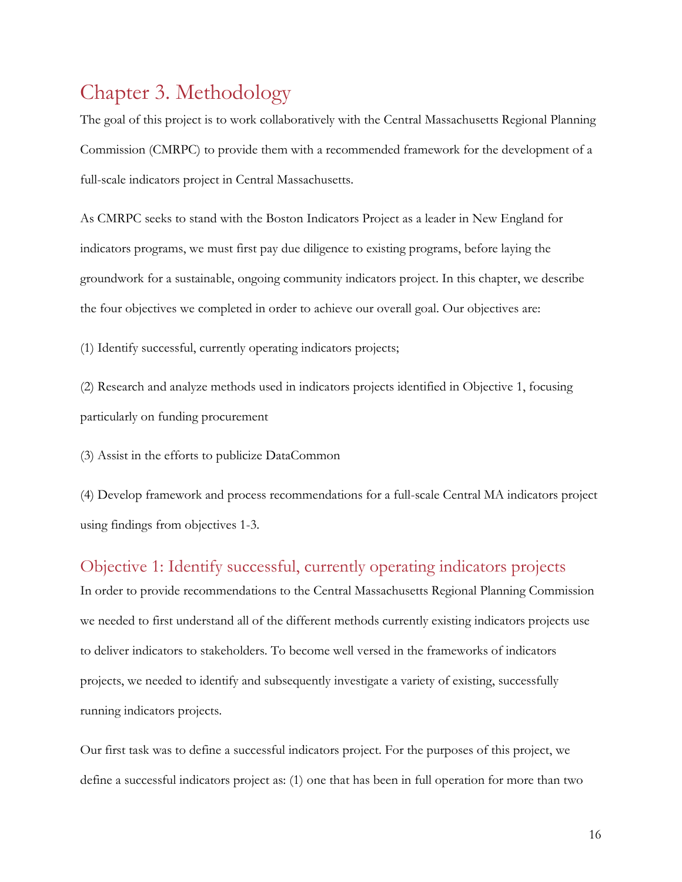# Chapter 3. Methodology

The goal of this project is to work collaboratively with the Central Massachusetts Regional Planning Commission (CMRPC) to provide them with a recommended framework for the development of a full-scale indicators project in Central Massachusetts.

As CMRPC seeks to stand with the Boston Indicators Project as a leader in New England for indicators programs, we must first pay due diligence to existing programs, before laying the groundwork for a sustainable, ongoing community indicators project. In this chapter, we describe the four objectives we completed in order to achieve our overall goal. Our objectives are:

(1) Identify successful, currently operating indicators projects;

(2) Research and analyze methods used in indicators projects identified in Objective 1, focusing particularly on funding procurement

(3) Assist in the efforts to publicize DataCommon

(4) Develop framework and process recommendations for a full-scale Central MA indicators project using findings from objectives 1-3.

## Objective 1: Identify successful, currently operating indicators projects

In order to provide recommendations to the Central Massachusetts Regional Planning Commission we needed to first understand all of the different methods currently existing indicators projects use to deliver indicators to stakeholders. To become well versed in the frameworks of indicators projects, we needed to identify and subsequently investigate a variety of existing, successfully running indicators projects.

Our first task was to define a successful indicators project. For the purposes of this project, we define a successful indicators project as: (1) one that has been in full operation for more than two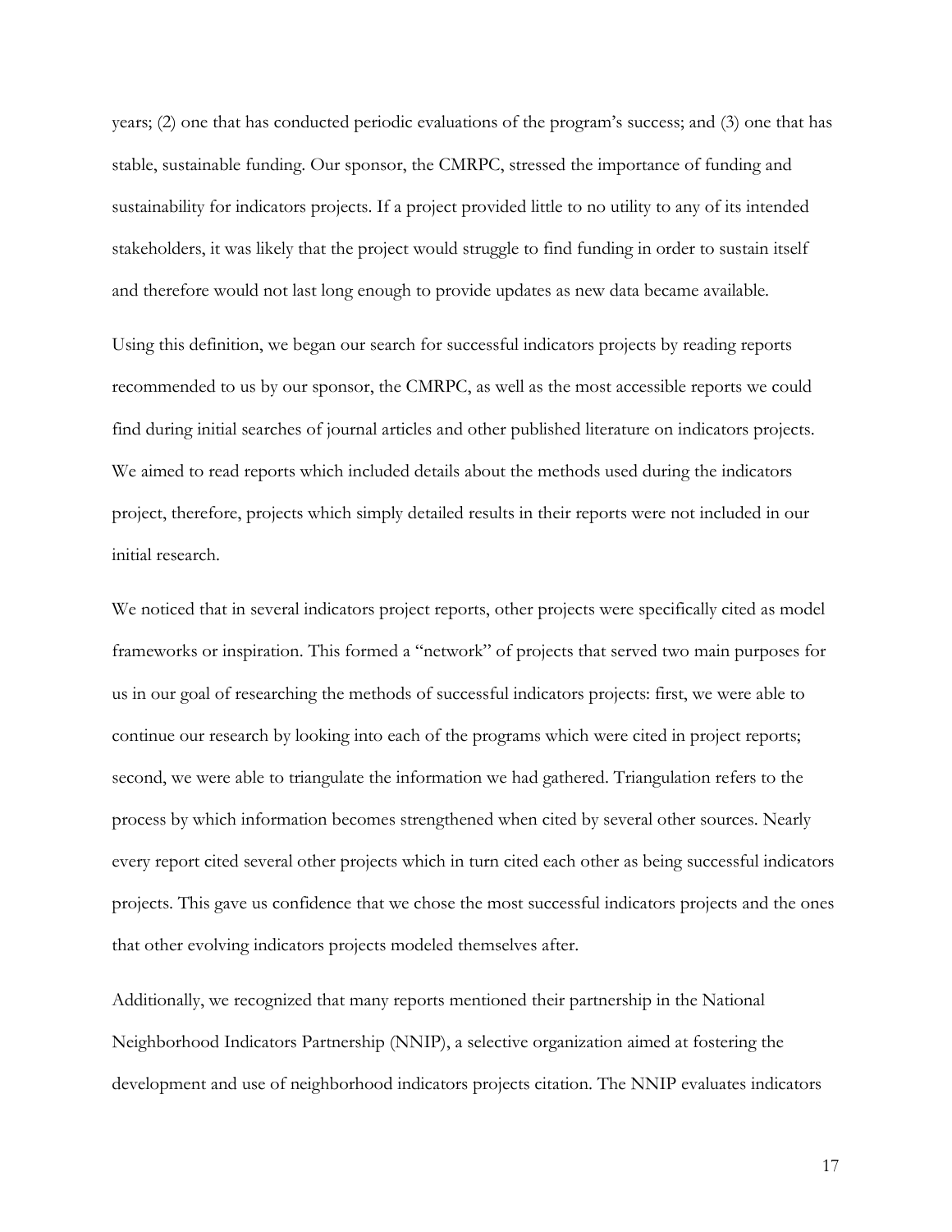years; (2) one that has conducted periodic evaluations of the program's success; and (3) one that has stable, sustainable funding. Our sponsor, the CMRPC, stressed the importance of funding and sustainability for indicators projects. If a project provided little to no utility to any of its intended stakeholders, it was likely that the project would struggle to find funding in order to sustain itself and therefore would not last long enough to provide updates as new data became available.

Using this definition, we began our search for successful indicators projects by reading reports recommended to us by our sponsor, the CMRPC, as well as the most accessible reports we could find during initial searches of journal articles and other published literature on indicators projects. We aimed to read reports which included details about the methods used during the indicators project, therefore, projects which simply detailed results in their reports were not included in our initial research.

We noticed that in several indicators project reports, other projects were specifically cited as model frameworks or inspiration. This formed a "network" of projects that served two main purposes for us in our goal of researching the methods of successful indicators projects: first, we were able to continue our research by looking into each of the programs which were cited in project reports; second, we were able to triangulate the information we had gathered. Triangulation refers to the process by which information becomes strengthened when cited by several other sources. Nearly every report cited several other projects which in turn cited each other as being successful indicators projects. This gave us confidence that we chose the most successful indicators projects and the ones that other evolving indicators projects modeled themselves after.

Additionally, we recognized that many reports mentioned their partnership in the National Neighborhood Indicators Partnership (NNIP), a selective organization aimed at fostering the development and use of neighborhood indicators projects citation. The NNIP evaluates indicators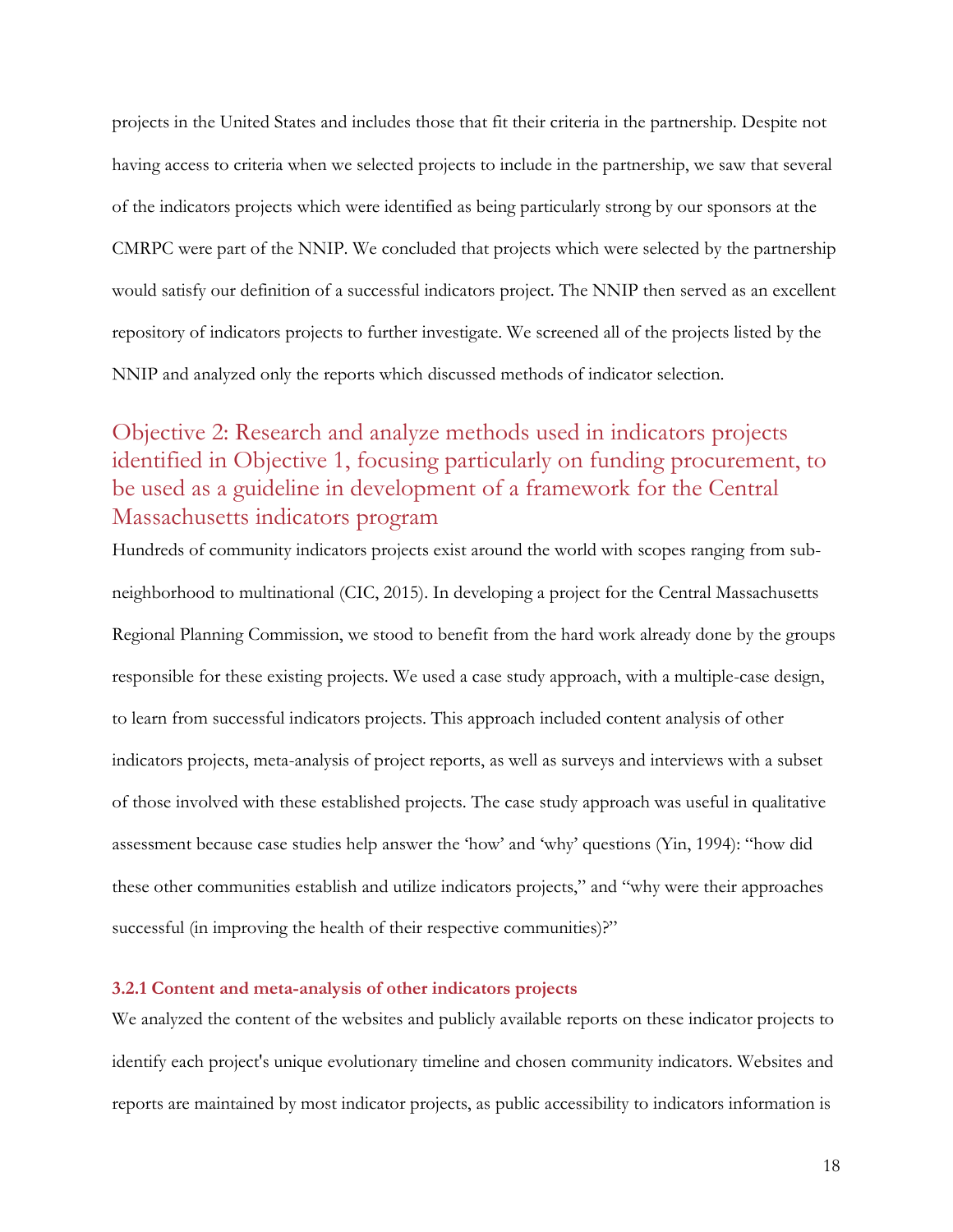projects in the United States and includes those that fit their criteria in the partnership. Despite not having access to criteria when we selected projects to include in the partnership, we saw that several of the indicators projects which were identified as being particularly strong by our sponsors at the CMRPC were part of the NNIP. We concluded that projects which were selected by the partnership would satisfy our definition of a successful indicators project. The NNIP then served as an excellent repository of indicators projects to further investigate. We screened all of the projects listed by the NNIP and analyzed only the reports which discussed methods of indicator selection.

## Objective 2: Research and analyze methods used in indicators projects identified in Objective 1, focusing particularly on funding procurement, to be used as a guideline in development of a framework for the Central Massachusetts indicators program

Hundreds of community indicators projects exist around the world with scopes ranging from sub-neighborhood to multinational (CIC, 2015). In developing a project for the Central Massachusetts Regional Planning Commission, we stood to benefit from the hard work already done by the groups responsible for these existing projects. We used a case study approach, with a multiple-case design, to learn from successful indicators projects. This approach included content analysis of other indicators projects, meta-analysis of project reports, as well as surveys and interviews with a subset of those involved with these established projects. The case study approach was useful in qualitative assessment because case studies help answer the 'how' and 'why' questions (Yin, 1994): "how did these other communities establish and utilize indicators projects," and "why were their approaches successful (in improving the health of their respective communities)?"

### 3.2.1 Content and meta-analysis of other indicators projects

We analyzed the content of the websites and publicly available reports on these indicator projects to identify each project's unique evolutionary timeline and chosen community indicators. Websites and reports are maintained by most indicator projects, as public accessibility to indicators information is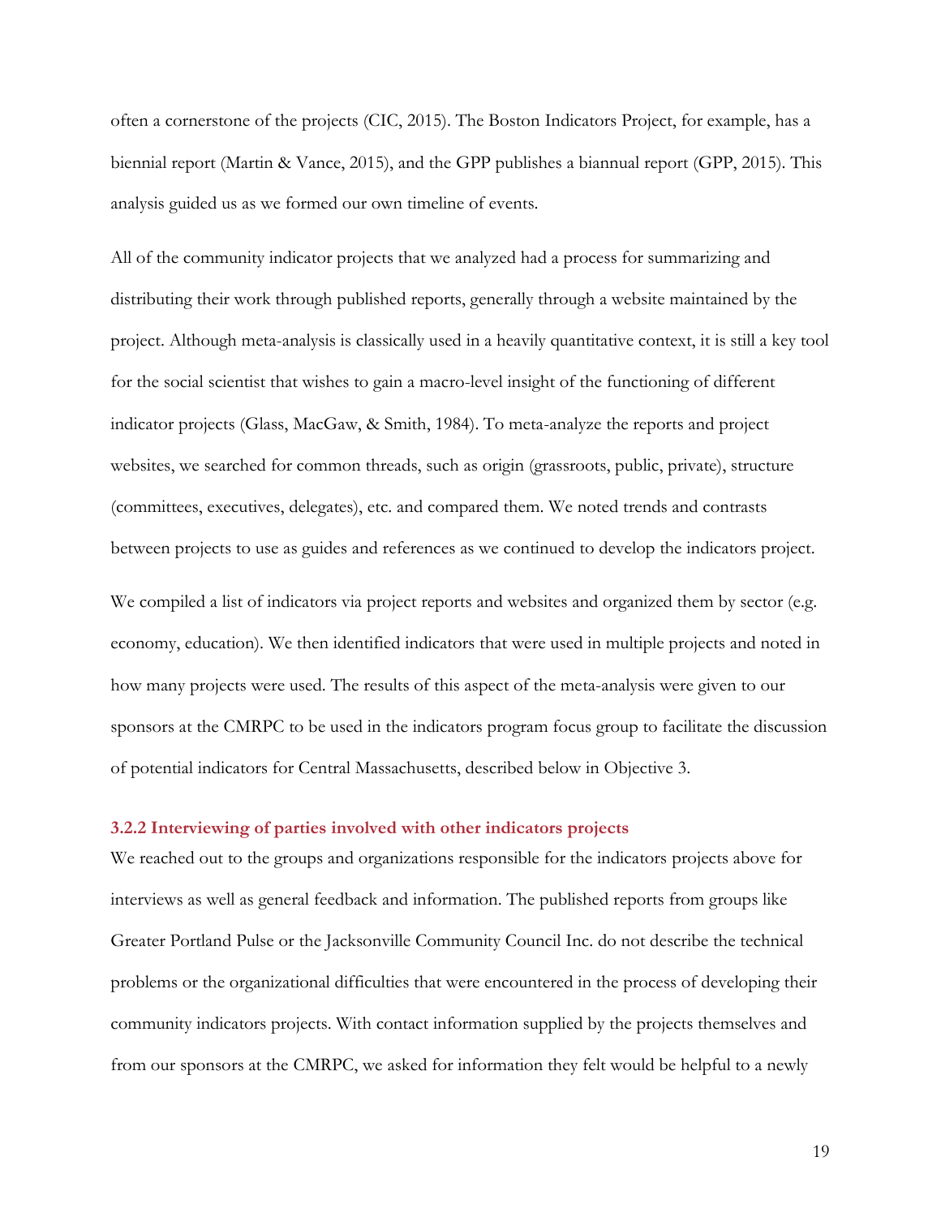often a cornerstone of the projects (CIC, 2015). The Boston Indicators Project, for example, has a biennial report (Martin & Vance, 2015), and the GPP publishes a biannual report (GPP, 2015). This analysis guided us as we formed our own timeline of events.

All of the community indicator projects that we analyzed had a process for summarizing and distributing their work through published reports, generally through a website maintained by the project. Although meta-analysis is classically used in a heavily quantitative context, it is still a key tool for the social scientist that wishes to gain a macro-level insight of the functioning of different indicator projects (Glass, MacGaw, & Smith, 1984). To meta-analyze the reports and project websites, we searched for common threads, such as origin (grassroots, public, private), structure (committees, executives, delegates), etc. and compared them. We noted trends and contrasts between projects to use as guides and references as we continued to develop the indicators project.

We compiled a list of indicators via project reports and websites and organized them by sector (e.g. economy, education). We then identified indicators that were used in multiple projects and noted in how many projects were used. The results of this aspect of the meta-analysis were given to our sponsors at the CMRPC to be used in the indicators program focus group to facilitate the discussion of potential indicators for Central Massachusetts, described below in Objective 3.

### 3.2.2 Interviewing of parties involved with other indicators projects

We reached out to the groups and organizations responsible for the indicators projects above for interviews as well as general feedback and information. The published reports from groups like Greater Portland Pulse or the Jacksonville Community Council Inc. do not describe the technical problems or the organizational difficulties that were encountered in the process of developing their community indicators projects. With contact information supplied by the projects themselves and from our sponsors at the CMRPC, we asked for information they felt would be helpful to a newly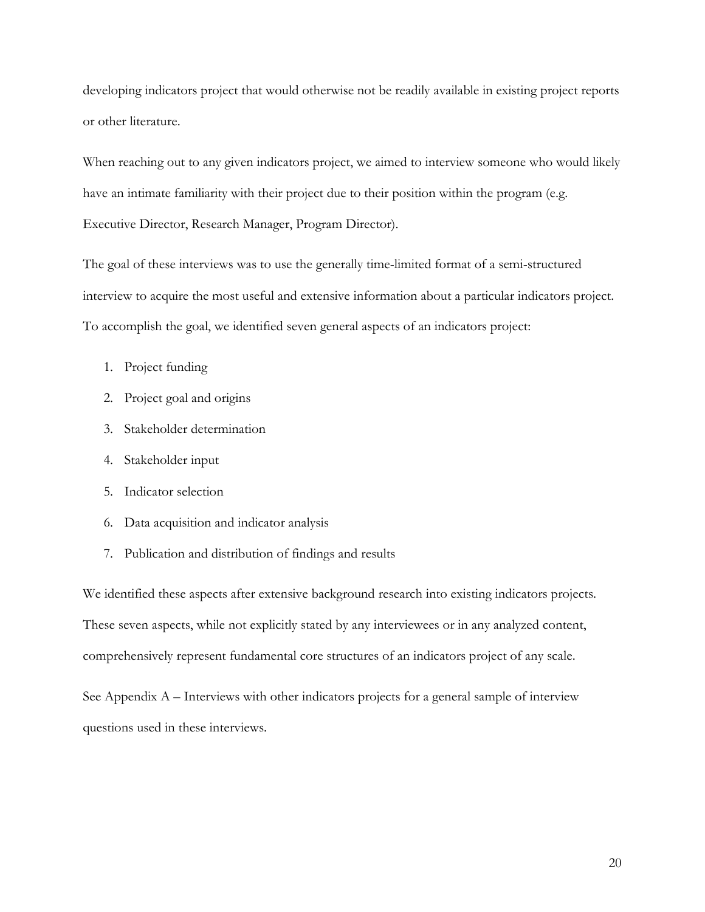developing indicators project that would otherwise not be readily available in existing project reports or other literature.

When reaching out to any given indicators project, we aimed to interview someone who would likely have an intimate familiarity with their project due to their position within the program (e.g. Executive Director, Research Manager, Program Director).

The goal of these interviews was to use the generally time-limited format of a semi-structured interview to acquire the most useful and extensive information about a particular indicators project. To accomplish the goal, we identified seven general aspects of an indicators project:

1. Project funding
2. Project goal and origins
3. Stakeholder determination
4. Stakeholder input
5. Indicator selection
6. Data acquisition and indicator analysis
7. Publication and distribution of findings and results

We identified these aspects after extensive background research into existing indicators projects. These seven aspects, while not explicitly stated by any interviewees or in any analyzed content, comprehensively represent fundamental core structures of an indicators project of any scale.

See Appendix A – Interviews with other indicators projects for a general sample of interview questions used in these interviews.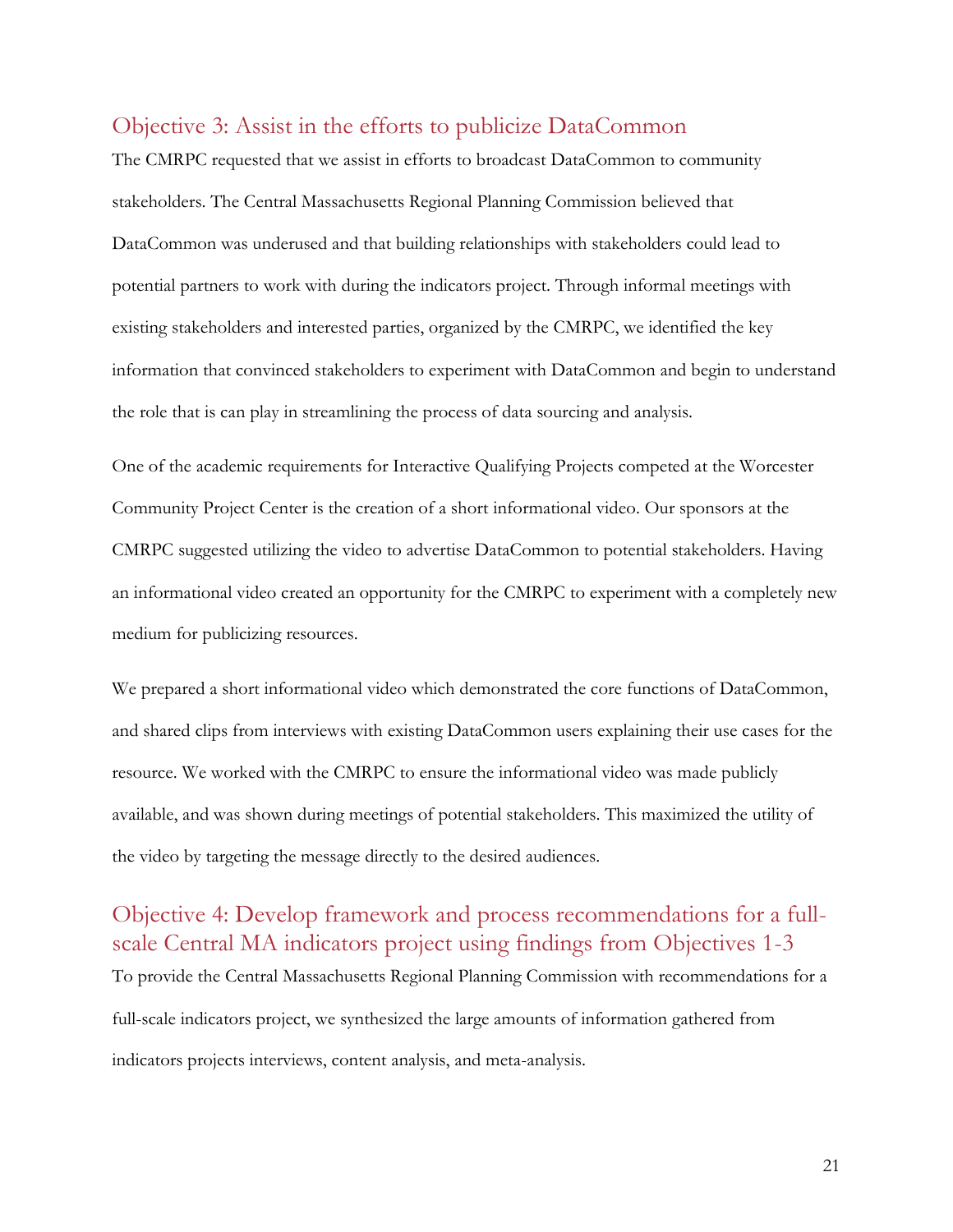## Objective 3: Assist in the efforts to publicize DataCommon

The CMRPC requested that we assist in efforts to broadcast DataCommon to community stakeholders. The Central Massachusetts Regional Planning Commission believed that DataCommon was underused and that building relationships with stakeholders could lead to potential partners to work with during the indicators project. Through informal meetings with existing stakeholders and interested parties, organized by the CMRPC, we identified the key information that convinced stakeholders to experiment with DataCommon and begin to understand the role that is can play in streamlining the process of data sourcing and analysis.

One of the academic requirements for Interactive Qualifying Projects competed at the Worcester Community Project Center is the creation of a short informational video. Our sponsors at the CMRPC suggested utilizing the video to advertise DataCommon to potential stakeholders. Having an informational video created an opportunity for the CMRPC to experiment with a completely new medium for publicizing resources.

We prepared a short informational video which demonstrated the core functions of DataCommon, and shared clips from interviews with existing DataCommon users explaining their use cases for the resource. We worked with the CMRPC to ensure the informational video was made publicly available, and was shown during meetings of potential stakeholders. This maximized the utility of the video by targeting the message directly to the desired audiences.

## Objective 4: Develop framework and process recommendations for a full-scale Central MA indicators project using findings from Objectives 1-3

To provide the Central Massachusetts Regional Planning Commission with recommendations for a full-scale indicators project, we synthesized the large amounts of information gathered from indicators projects interviews, content analysis, and meta-analysis.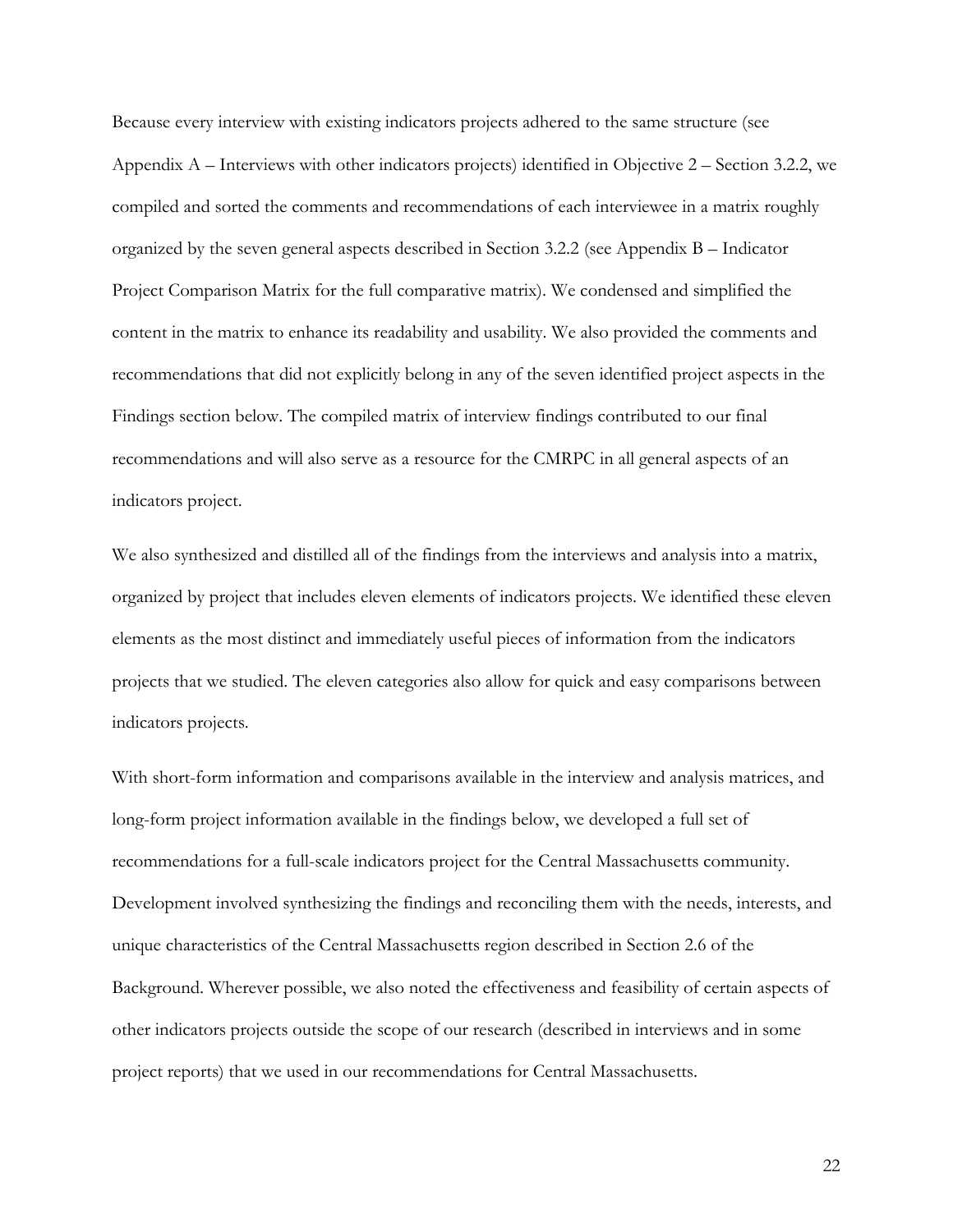Because every interview with existing indicators projects adhered to the same structure (see Appendix A – Interviews with other indicators projects) identified in Objective 2 – Section 3.2.2, we compiled and sorted the comments and recommendations of each interviewee in a matrix roughly organized by the seven general aspects described in Section 3.2.2 (see Appendix B – Indicator Project Comparison Matrix for the full comparative matrix). We condensed and simplified the content in the matrix to enhance its readability and usability. We also provided the comments and recommendations that did not explicitly belong in any of the seven identified project aspects in the Findings section below. The compiled matrix of interview findings contributed to our final recommendations and will also serve as a resource for the CMRPC in all general aspects of an indicators project.

We also synthesized and distilled all of the findings from the interviews and analysis into a matrix, organized by project that includes eleven elements of indicators projects. We identified these eleven elements as the most distinct and immediately useful pieces of information from the indicators projects that we studied. The eleven categories also allow for quick and easy comparisons between indicators projects.

With short-form information and comparisons available in the interview and analysis matrices, and long-form project information available in the findings below, we developed a full set of recommendations for a full-scale indicators project for the Central Massachusetts community. Development involved synthesizing the findings and reconciling them with the needs, interests, and unique characteristics of the Central Massachusetts region described in Section 2.6 of the Background. Wherever possible, we also noted the effectiveness and feasibility of certain aspects of other indicators projects outside the scope of our research (described in interviews and in some project reports) that we used in our recommendations for Central Massachusetts.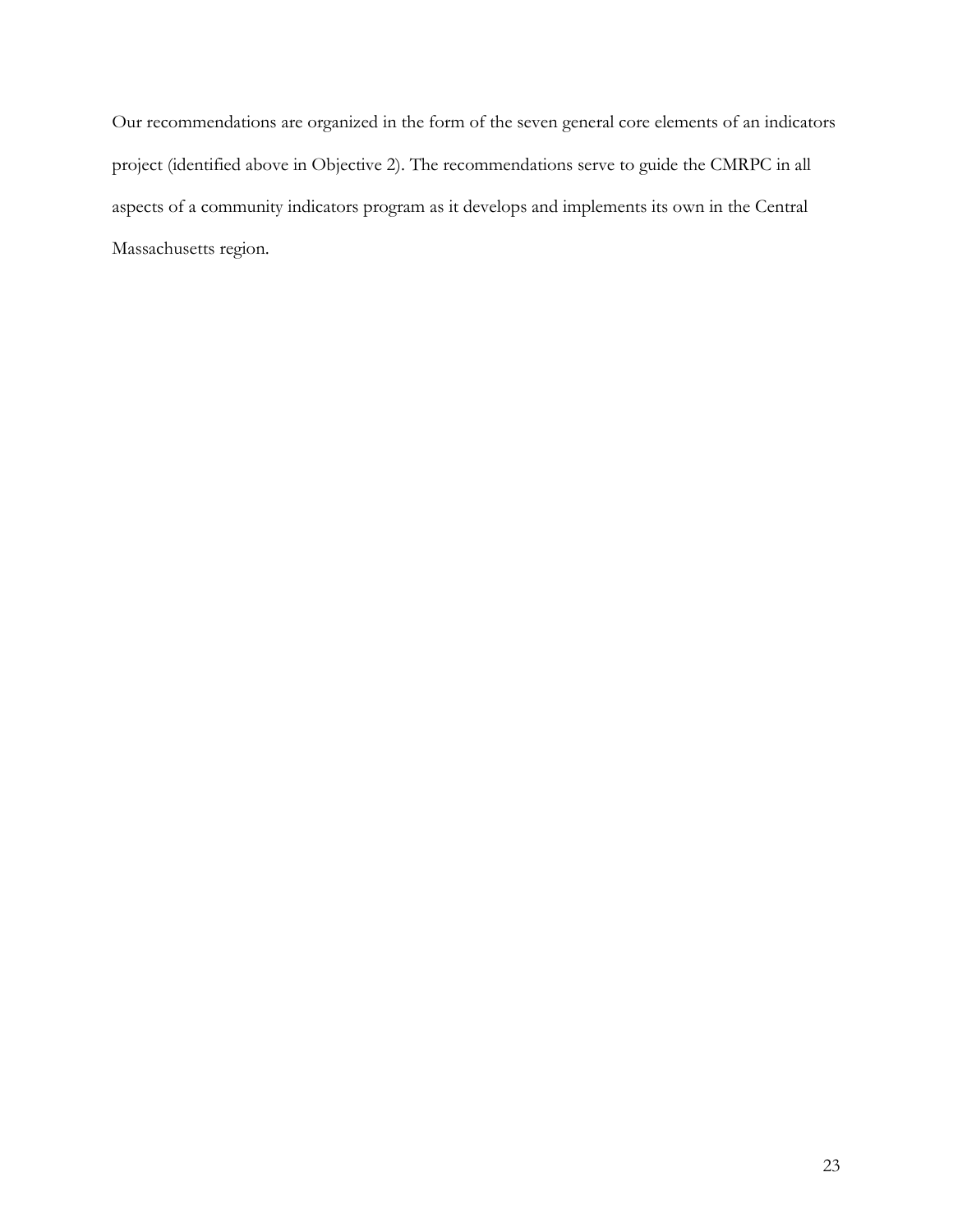Our recommendations are organized in the form of the seven general core elements of an indicators project (identified above in Objective 2). The recommendations serve to guide the CMRPC in all aspects of a community indicators program as it develops and implements its own in the Central Massachusetts region.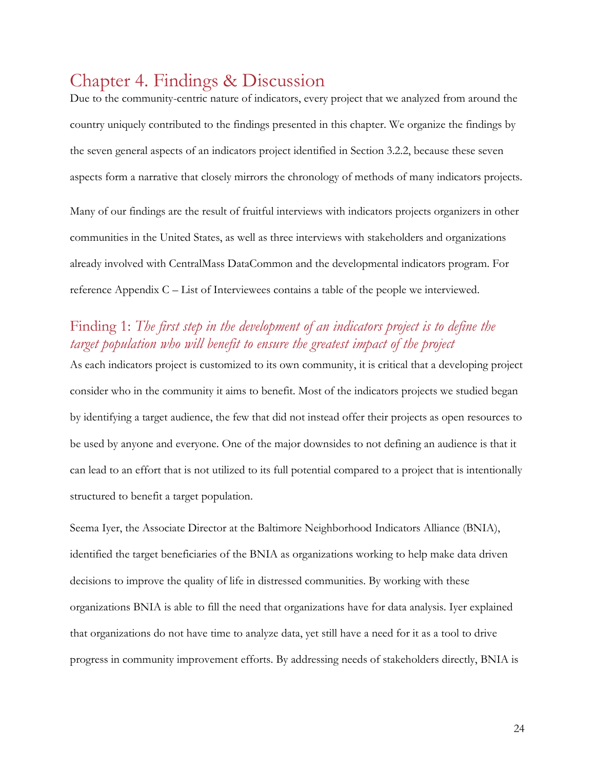# Chapter 4. Findings & Discussion

Due to the community-centric nature of indicators, every project that we analyzed from around the country uniquely contributed to the findings presented in this chapter. We organize the findings by the seven general aspects of an indicators project identified in Section 3.2.2, because these seven aspects form a narrative that closely mirrors the chronology of methods of many indicators projects.

Many of our findings are the result of fruitful interviews with indicators projects organizers in other communities in the United States, as well as three interviews with stakeholders and organizations already involved with CentralMass DataCommon and the developmental indicators program. For reference Appendix C – List of Interviewees contains a table of the people we interviewed.

## Finding 1: *The first step in the development of an indicators project is to define the target population who will benefit to ensure the greatest impact of the project*

As each indicators project is customized to its own community, it is critical that a developing project consider who in the community it aims to benefit. Most of the indicators projects we studied began by identifying a target audience, the few that did not instead offer their projects as open resources to be used by anyone and everyone. One of the major downsides to not defining an audience is that it can lead to an effort that is not utilized to its full potential compared to a project that is intentionally structured to benefit a target population.

Seema Iyer, the Associate Director at the Baltimore Neighborhood Indicators Alliance (BNIA), identified the target beneficiaries of the BNIA as organizations working to help make data driven decisions to improve the quality of life in distressed communities. By working with these organizations BNIA is able to fill the need that organizations have for data analysis. Iyer explained that organizations do not have time to analyze data, yet still have a need for it as a tool to drive progress in community improvement efforts. By addressing needs of stakeholders directly, BNIA is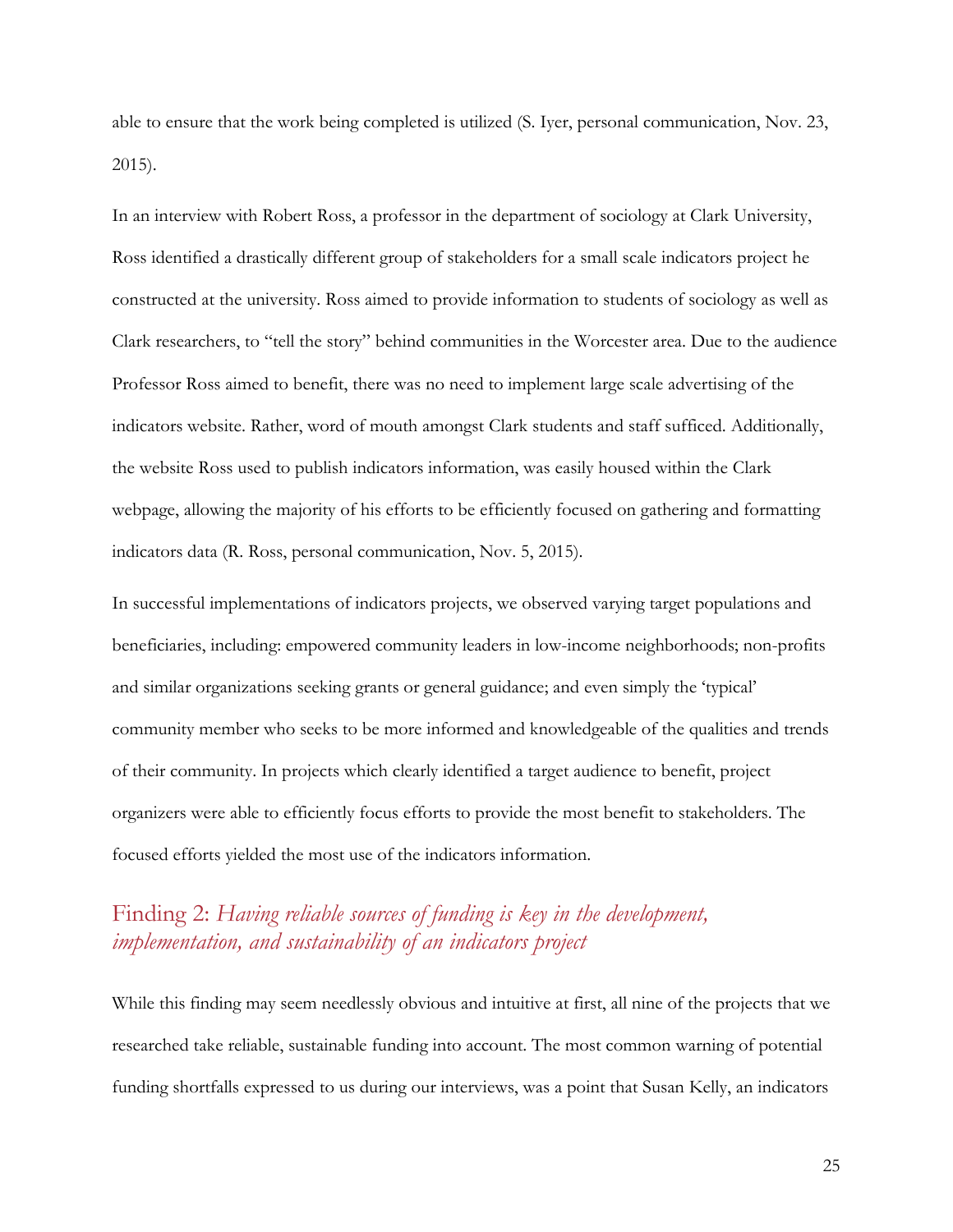able to ensure that the work being completed is utilized (S. Iyer, personal communication, Nov. 23, 2015).

In an interview with Robert Ross, a professor in the department of sociology at Clark University, Ross identified a drastically different group of stakeholders for a small scale indicators project he constructed at the university. Ross aimed to provide information to students of sociology as well as Clark researchers, to "tell the story" behind communities in the Worcester area. Due to the audience Professor Ross aimed to benefit, there was no need to implement large scale advertising of the indicators website. Rather, word of mouth amongst Clark students and staff sufficed. Additionally, the website Ross used to publish indicators information, was easily housed within the Clark webpage, allowing the majority of his efforts to be efficiently focused on gathering and formatting indicators data (R. Ross, personal communication, Nov. 5, 2015).

In successful implementations of indicators projects, we observed varying target populations and beneficiaries, including: empowered community leaders in low-income neighborhoods; non-profits and similar organizations seeking grants or general guidance; and even simply the 'typical' community member who seeks to be more informed and knowledgeable of the qualities and trends of their community. In projects which clearly identified a target audience to benefit, project organizers were able to efficiently focus efforts to provide the most benefit to stakeholders. The focused efforts yielded the most use of the indicators information.

## Finding 2: *Having reliable sources of funding is key in the development, implementation, and sustainability of an indicators project*

While this finding may seem needlessly obvious and intuitive at first, all nine of the projects that we researched take reliable, sustainable funding into account. The most common warning of potential funding shortfalls expressed to us during our interviews, was a point that Susan Kelly, an indicators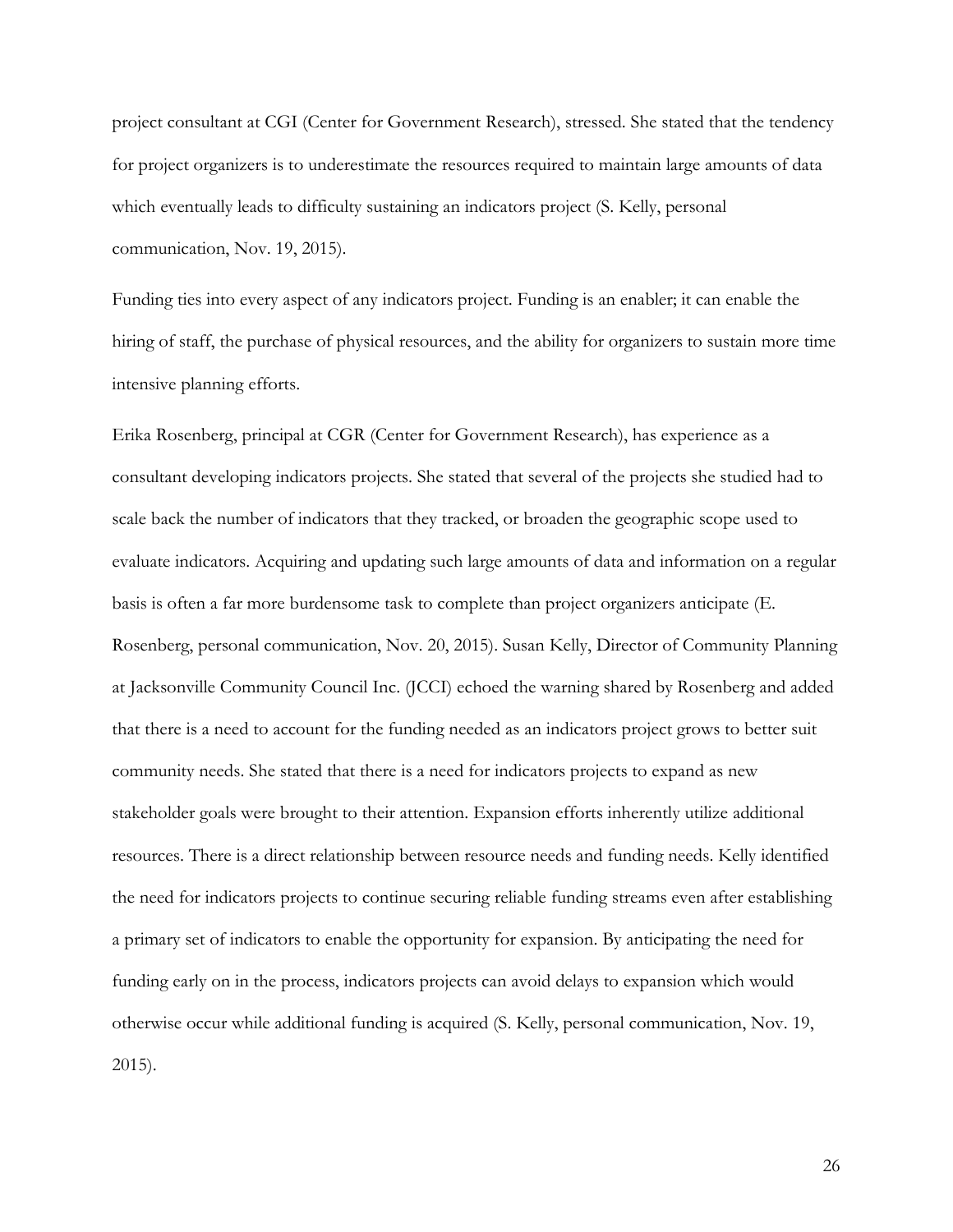project consultant at CGI (Center for Government Research), stressed. She stated that the tendency for project organizers is to underestimate the resources required to maintain large amounts of data which eventually leads to difficulty sustaining an indicators project (S. Kelly, personal communication, Nov. 19, 2015).

Funding ties into every aspect of any indicators project. Funding is an enabler; it can enable the hiring of staff, the purchase of physical resources, and the ability for organizers to sustain more time intensive planning efforts.

Erika Rosenberg, principal at CGR (Center for Government Research), has experience as a consultant developing indicators projects. She stated that several of the projects she studied had to scale back the number of indicators that they tracked, or broaden the geographic scope used to evaluate indicators. Acquiring and updating such large amounts of data and information on a regular basis is often a far more burdensome task to complete than project organizers anticipate (E. Rosenberg, personal communication, Nov. 20, 2015). Susan Kelly, Director of Community Planning at Jacksonville Community Council Inc. (JCCI) echoed the warning shared by Rosenberg and added that there is a need to account for the funding needed as an indicators project grows to better suit community needs. She stated that there is a need for indicators projects to expand as new stakeholder goals were brought to their attention. Expansion efforts inherently utilize additional resources. There is a direct relationship between resource needs and funding needs. Kelly identified the need for indicators projects to continue securing reliable funding streams even after establishing a primary set of indicators to enable the opportunity for expansion. By anticipating the need for funding early on in the process, indicators projects can avoid delays to expansion which would otherwise occur while additional funding is acquired (S. Kelly, personal communication, Nov. 19, 2015).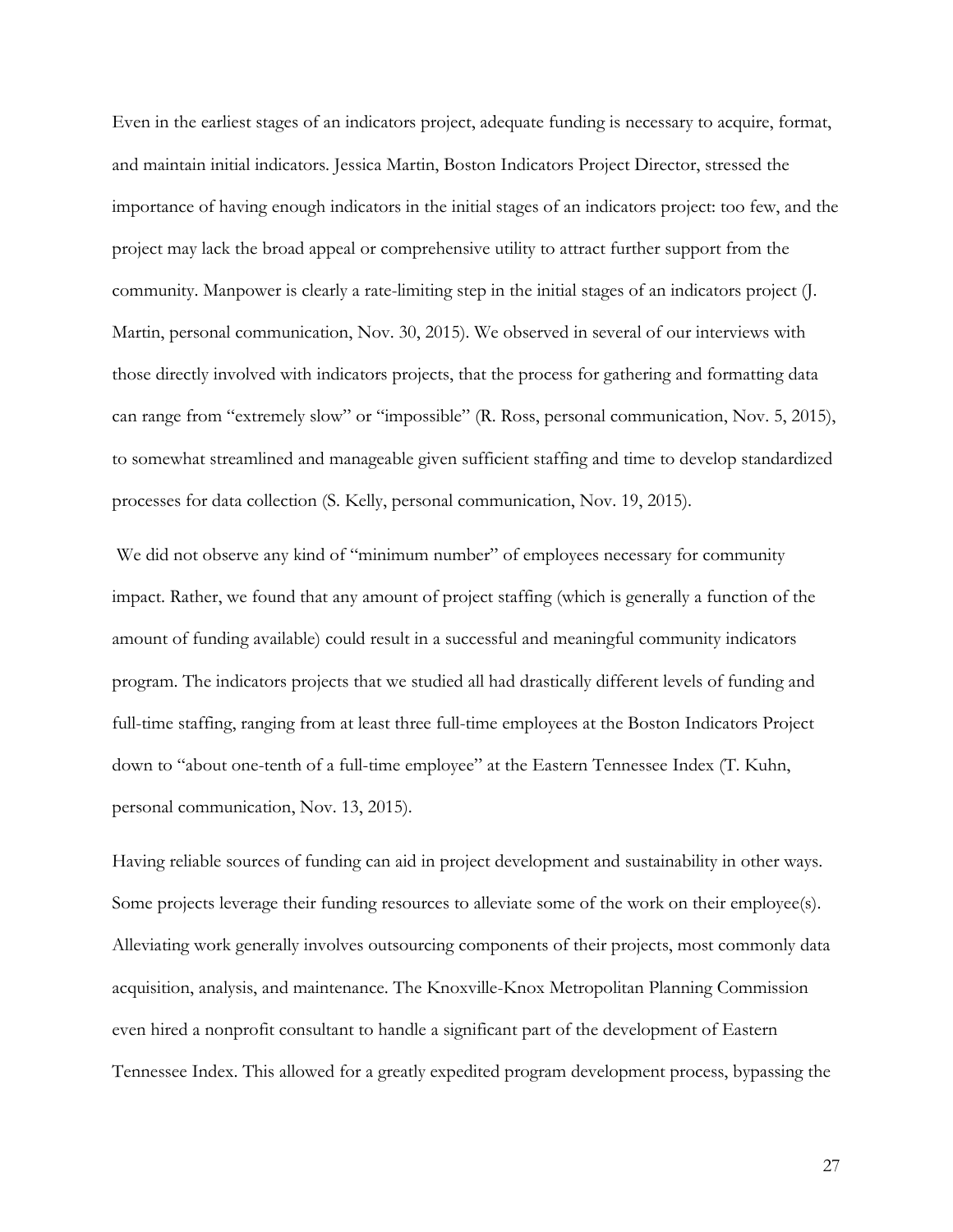Even in the earliest stages of an indicators project, adequate funding is necessary to acquire, format, and maintain initial indicators. Jessica Martin, Boston Indicators Project Director, stressed the importance of having enough indicators in the initial stages of an indicators project: too few, and the project may lack the broad appeal or comprehensive utility to attract further support from the community. Manpower is clearly a rate-limiting step in the initial stages of an indicators project (J. Martin, personal communication, Nov. 30, 2015). We observed in several of our interviews with those directly involved with indicators projects, that the process for gathering and formatting data can range from "extremely slow" or "impossible" (R. Ross, personal communication, Nov. 5, 2015), to somewhat streamlined and manageable given sufficient staffing and time to develop standardized processes for data collection (S. Kelly, personal communication, Nov. 19, 2015).

We did not observe any kind of "minimum number" of employees necessary for community impact. Rather, we found that any amount of project staffing (which is generally a function of the amount of funding available) could result in a successful and meaningful community indicators program. The indicators projects that we studied all had drastically different levels of funding and full-time staffing, ranging from at least three full-time employees at the Boston Indicators Project down to "about one-tenth of a full-time employee" at the Eastern Tennessee Index (T. Kuhn, personal communication, Nov. 13, 2015).

Having reliable sources of funding can aid in project development and sustainability in other ways. Some projects leverage their funding resources to alleviate some of the work on their employee(s). Alleviating work generally involves outsourcing components of their projects, most commonly data acquisition, analysis, and maintenance. The Knoxville-Knox Metropolitan Planning Commission even hired a nonprofit consultant to handle a significant part of the development of Eastern Tennessee Index. This allowed for a greatly expedited program development process, bypassing the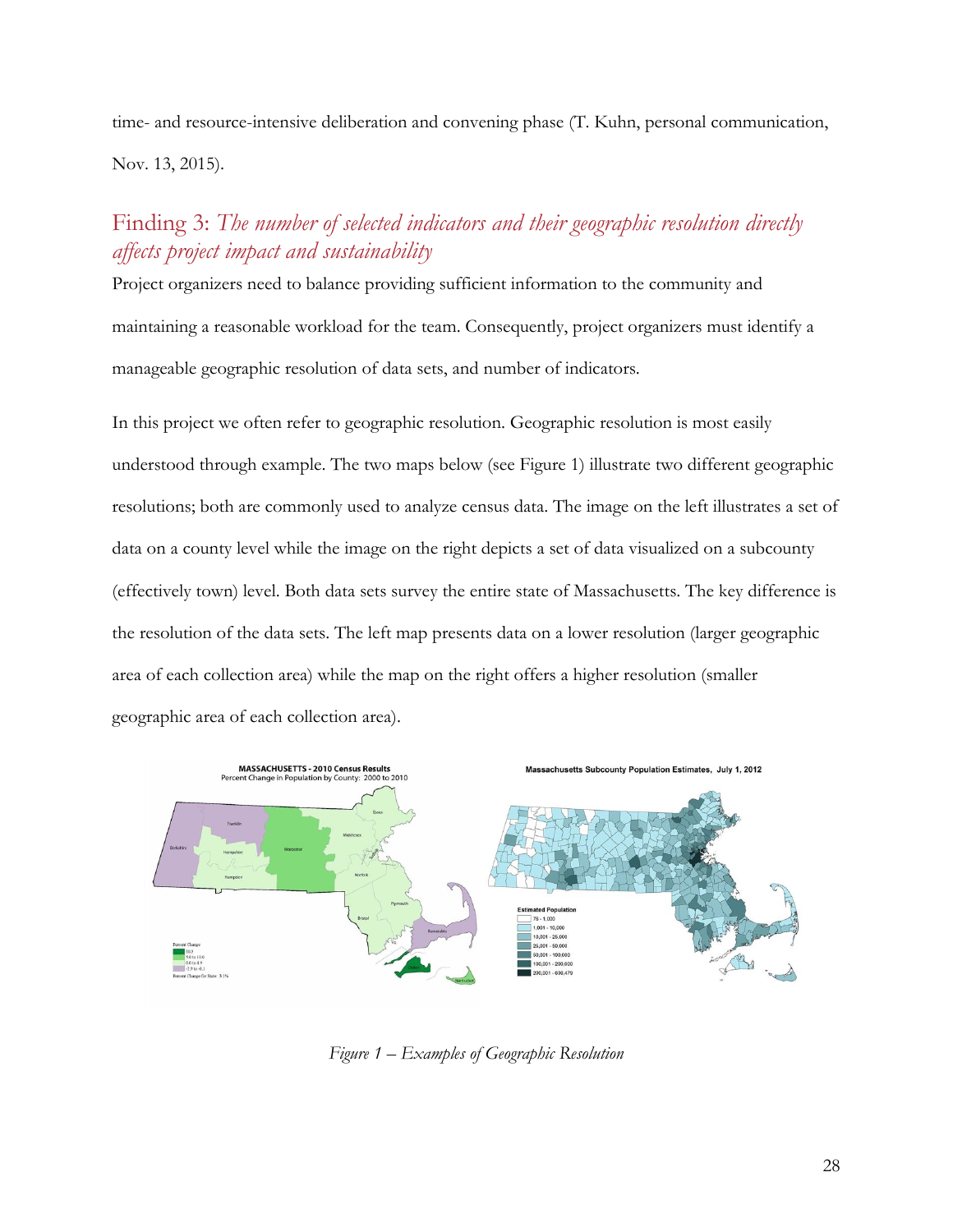time- and resource-intensive deliberation and convening phase (T. Kuhn, personal communication, Nov. 13, 2015).

## Finding 3: *The number of selected indicators and their geographic resolution directly affects project impact and sustainability*

Project organizers need to balance providing sufficient information to the community and maintaining a reasonable workload for the team. Consequently, project organizers must identify a manageable geographic resolution of data sets, and number of indicators.

In this project we often refer to geographic resolution. Geographic resolution is most easily understood through example. The two maps below (see Figure 1) illustrate two different geographic resolutions; both are commonly used to analyze census data. The image on the left illustrates a set of data on a county level while the image on the right depicts a set of data visualized on a subcounty (effectively town) level. Both data sets survey the entire state of Massachusetts. The key difference is the resolution of the data sets. The left map presents data on a lower resolution (larger geographic area of each collection area) while the map on the right offers a higher resolution (smaller geographic area of each collection area).

*Figure 1 – Examples of Geographic Resolution*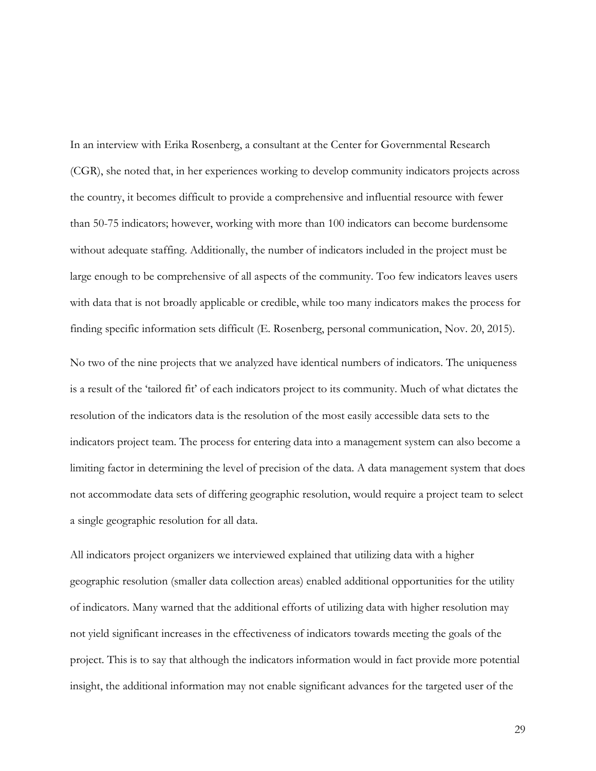In an interview with Erika Rosenberg, a consultant at the Center for Governmental Research (CGR), she noted that, in her experiences working to develop community indicators projects across the country, it becomes difficult to provide a comprehensive and influential resource with fewer than 50-75 indicators; however, working with more than 100 indicators can become burdensome without adequate staffing. Additionally, the number of indicators included in the project must be large enough to be comprehensive of all aspects of the community. Too few indicators leaves users with data that is not broadly applicable or credible, while too many indicators makes the process for finding specific information sets difficult (E. Rosenberg, personal communication, Nov. 20, 2015).

No two of the nine projects that we analyzed have identical numbers of indicators. The uniqueness is a result of the 'tailored fit' of each indicators project to its community. Much of what dictates the resolution of the indicators data is the resolution of the most easily accessible data sets to the indicators project team. The process for entering data into a management system can also become a limiting factor in determining the level of precision of the data. A data management system that does not accommodate data sets of differing geographic resolution, would require a project team to select a single geographic resolution for all data.

All indicators project organizers we interviewed explained that utilizing data with a higher geographic resolution (smaller data collection areas) enabled additional opportunities for the utility of indicators. Many warned that the additional efforts of utilizing data with higher resolution may not yield significant increases in the effectiveness of indicators towards meeting the goals of the project. This is to say that although the indicators information would in fact provide more potential insight, the additional information may not enable significant advances for the targeted user of the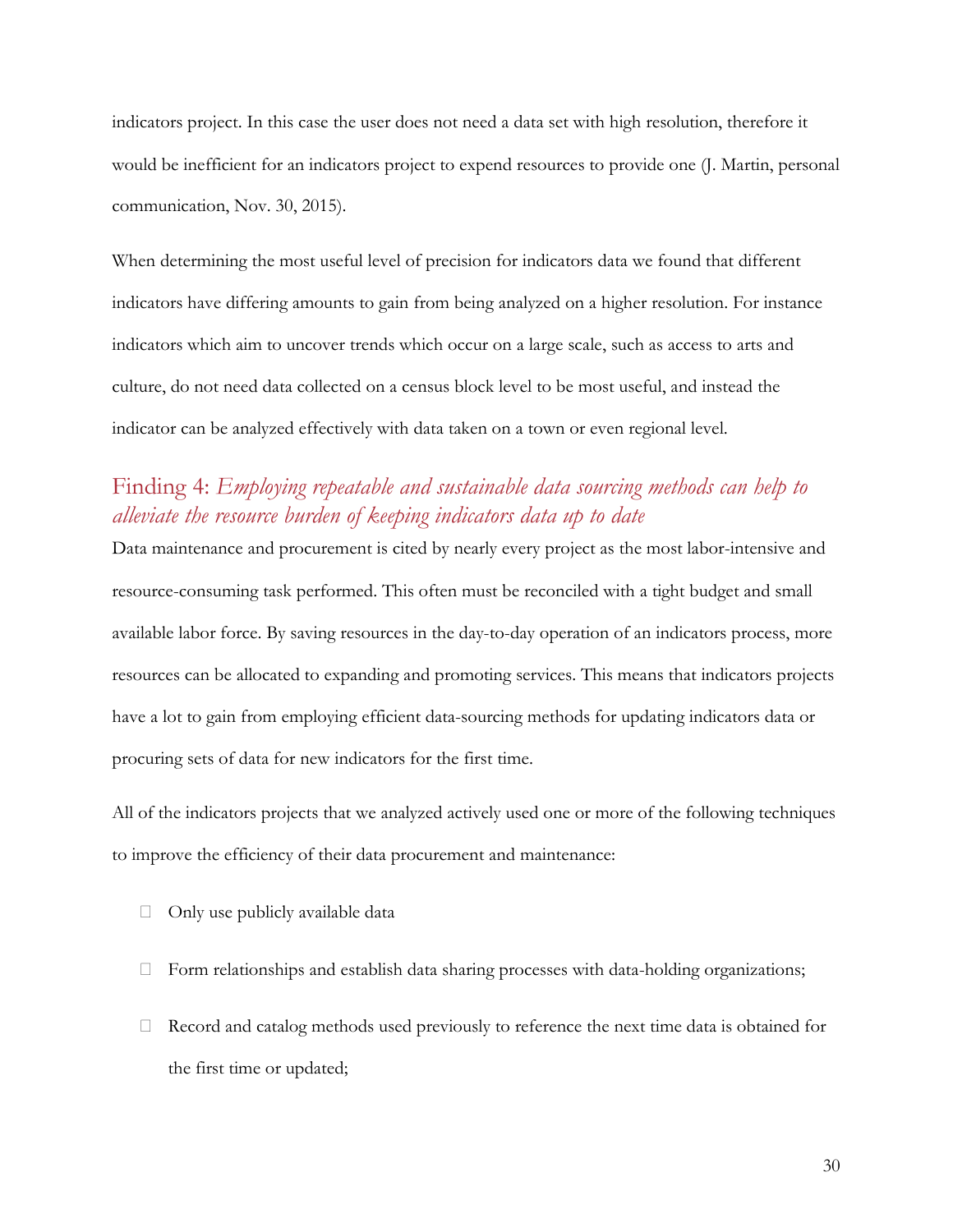indicators project. In this case the user does not need a data set with high resolution, therefore it would be inefficient for an indicators project to expend resources to provide one (J. Martin, personal communication, Nov. 30, 2015).

When determining the most useful level of precision for indicators data we found that different indicators have differing amounts to gain from being analyzed on a higher resolution. For instance indicators which aim to uncover trends which occur on a large scale, such as access to arts and culture, do not need data collected on a census block level to be most useful, and instead the indicator can be analyzed effectively with data taken on a town or even regional level.

## Finding 4: *Employing repeatable and sustainable data sourcing methods can help to alleviate the resource burden of keeping indicators data up to date*

Data maintenance and procurement is cited by nearly every project as the most labor-intensive and resource-consuming task performed. This often must be reconciled with a tight budget and small available labor force. By saving resources in the day-to-day operation of an indicators process, more resources can be allocated to expanding and promoting services. This means that indicators projects have a lot to gain from employing efficient data-sourcing methods for updating indicators data or procuring sets of data for new indicators for the first time.

All of the indicators projects that we analyzed actively used one or more of the following techniques to improve the efficiency of their data procurement and maintenance:

- Only use publicly available data
- Form relationships and establish data sharing processes with data-holding organizations;
- Record and catalog methods used previously to reference the next time data is obtained for the first time or updated;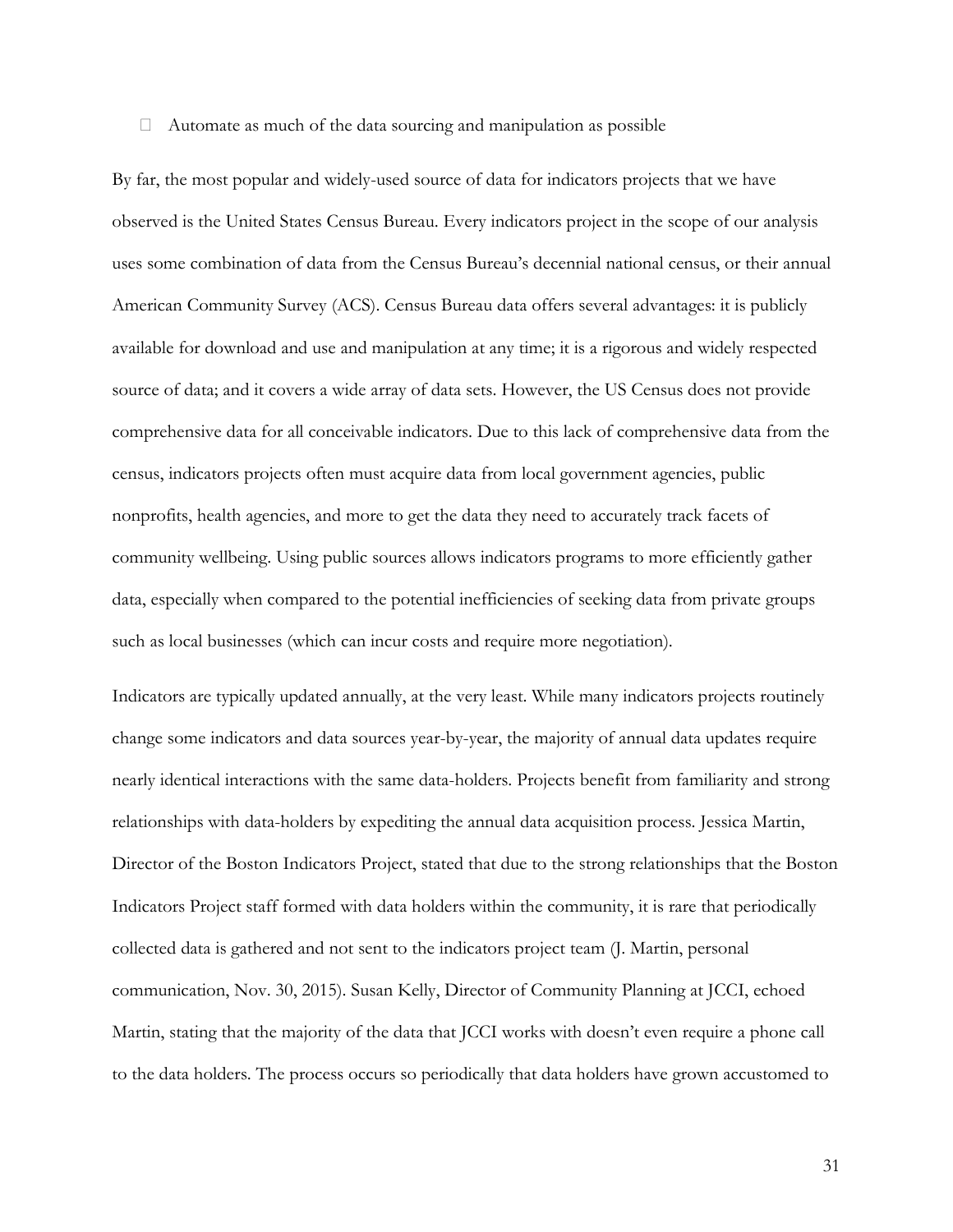- Automate as much of the data sourcing and manipulation as possible

By far, the most popular and widely-used source of data for indicators projects that we have observed is the United States Census Bureau. Every indicators project in the scope of our analysis uses some combination of data from the Census Bureau's decennial national census, or their annual American Community Survey (ACS). Census Bureau data offers several advantages: it is publicly available for download and use and manipulation at any time; it is a rigorous and widely respected source of data; and it covers a wide array of data sets. However, the US Census does not provide comprehensive data for all conceivable indicators. Due to this lack of comprehensive data from the census, indicators projects often must acquire data from local government agencies, public nonprofits, health agencies, and more to get the data they need to accurately track facets of community wellbeing. Using public sources allows indicators programs to more efficiently gather data, especially when compared to the potential inefficiencies of seeking data from private groups such as local businesses (which can incur costs and require more negotiation).

Indicators are typically updated annually, at the very least. While many indicators projects routinely change some indicators and data sources year-by-year, the majority of annual data updates require nearly identical interactions with the same data-holders. Projects benefit from familiarity and strong relationships with data-holders by expediting the annual data acquisition process. Jessica Martin, Director of the Boston Indicators Project, stated that due to the strong relationships that the Boston Indicators Project staff formed with data holders within the community, it is rare that periodically collected data is gathered and not sent to the indicators project team (J. Martin, personal communication, Nov. 30, 2015). Susan Kelly, Director of Community Planning at JCCI, echoed Martin, stating that the majority of the data that JCCI works with doesn't even require a phone call to the data holders. The process occurs so periodically that data holders have grown accustomed to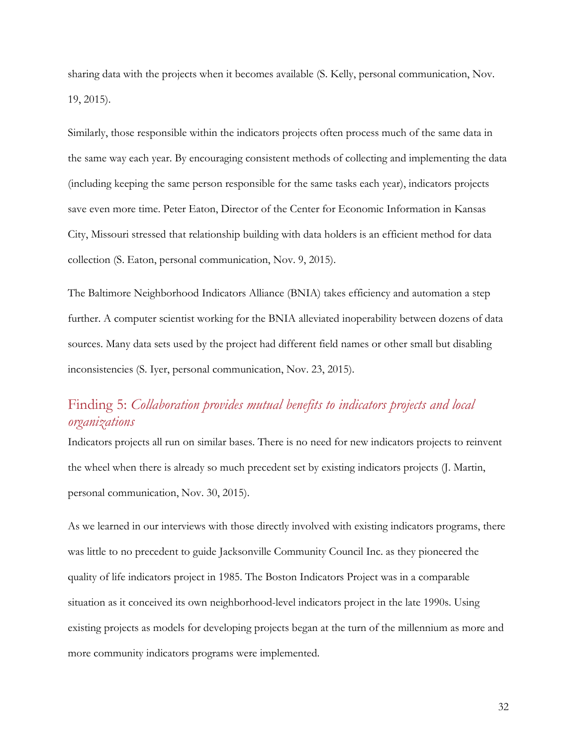sharing data with the projects when it becomes available (S. Kelly, personal communication, Nov. 19, 2015).

Similarly, those responsible within the indicators projects often process much of the same data in the same way each year. By encouraging consistent methods of collecting and implementing the data (including keeping the same person responsible for the same tasks each year), indicators projects save even more time. Peter Eaton, Director of the Center for Economic Information in Kansas City, Missouri stressed that relationship building with data holders is an efficient method for data collection (S. Eaton, personal communication, Nov. 9, 2015).

The Baltimore Neighborhood Indicators Alliance (BNIA) takes efficiency and automation a step further. A computer scientist working for the BNIA alleviated inoperability between dozens of data sources. Many data sets used by the project had different field names or other small but disabling inconsistencies (S. Iyer, personal communication, Nov. 23, 2015).

## Finding 5: *Collaboration provides mutual benefits to indicators projects and local organizations*

Indicators projects all run on similar bases. There is no need for new indicators projects to reinvent the wheel when there is already so much precedent set by existing indicators projects (J. Martin, personal communication, Nov. 30, 2015).

As we learned in our interviews with those directly involved with existing indicators programs, there was little to no precedent to guide Jacksonville Community Council Inc. as they pioneered the quality of life indicators project in 1985. The Boston Indicators Project was in a comparable situation as it conceived its own neighborhood-level indicators project in the late 1990s. Using existing projects as models for developing projects began at the turn of the millennium as more and more community indicators programs were implemented.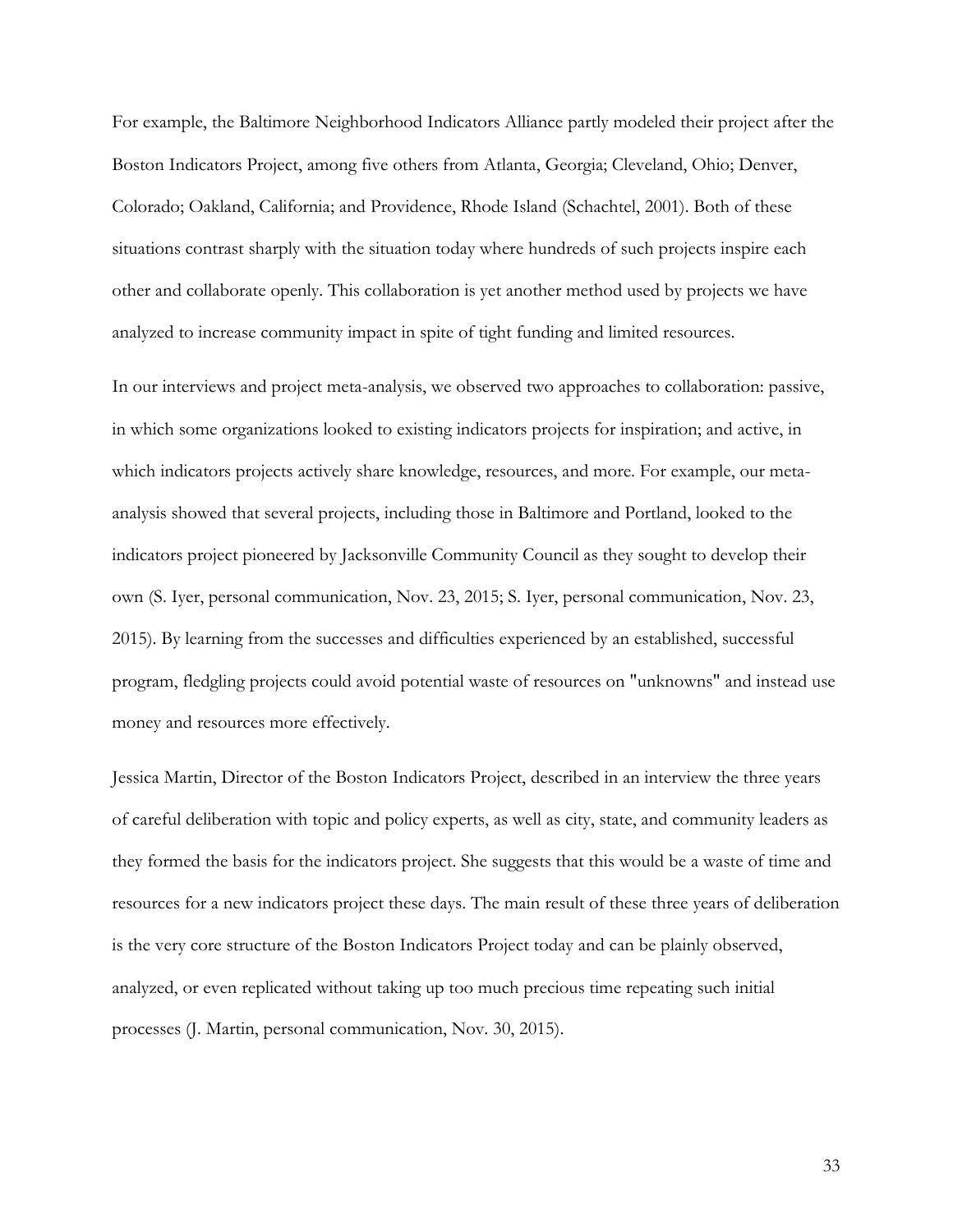For example, the Baltimore Neighborhood Indicators Alliance partly modeled their project after the Boston Indicators Project, among five others from Atlanta, Georgia; Cleveland, Ohio; Denver, Colorado; Oakland, California; and Providence, Rhode Island (Schachtel, 2001). Both of these situations contrast sharply with the situation today where hundreds of such projects inspire each other and collaborate openly. This collaboration is yet another method used by projects we have analyzed to increase community impact in spite of tight funding and limited resources.

In our interviews and project meta-analysis, we observed two approaches to collaboration: passive, in which some organizations looked to existing indicators projects for inspiration; and active, in which indicators projects actively share knowledge, resources, and more. For example, our meta-analysis showed that several projects, including those in Baltimore and Portland, looked to the indicators project pioneered by Jacksonville Community Council as they sought to develop their own (S. Iyer, personal communication, Nov. 23, 2015; S. Iyer, personal communication, Nov. 23, 2015). By learning from the successes and difficulties experienced by an established, successful program, fledgling projects could avoid potential waste of resources on "unknowns" and instead use money and resources more effectively.

Jessica Martin, Director of the Boston Indicators Project, described in an interview the three years of careful deliberation with topic and policy experts, as well as city, state, and community leaders as they formed the basis for the indicators project. She suggests that this would be a waste of time and resources for a new indicators project these days. The main result of these three years of deliberation is the very core structure of the Boston Indicators Project today and can be plainly observed, analyzed, or even replicated without taking up too much precious time repeating such initial processes (J. Martin, personal communication, Nov. 30, 2015).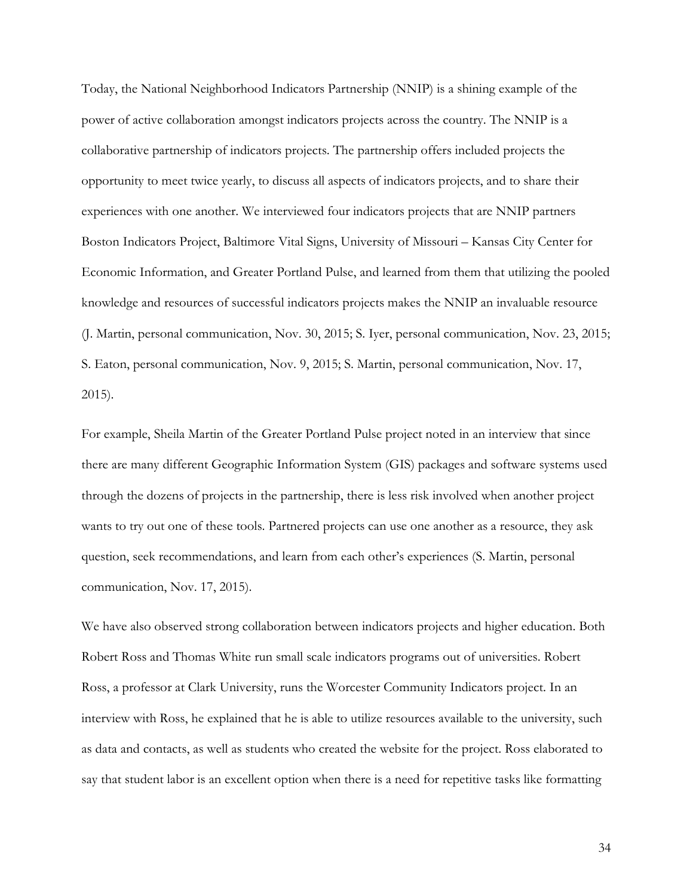Today, the National Neighborhood Indicators Partnership (NNIP) is a shining example of the power of active collaboration amongst indicators projects across the country. The NNIP is a collaborative partnership of indicators projects. The partnership offers included projects the opportunity to meet twice yearly, to discuss all aspects of indicators projects, and to share their experiences with one another. We interviewed four indicators projects that are NNIP partners Boston Indicators Project, Baltimore Vital Signs, University of Missouri – Kansas City Center for Economic Information, and Greater Portland Pulse, and learned from them that utilizing the pooled knowledge and resources of successful indicators projects makes the NNIP an invaluable resource (J. Martin, personal communication, Nov. 30, 2015; S. Iyer, personal communication, Nov. 23, 2015; S. Eaton, personal communication, Nov. 9, 2015; S. Martin, personal communication, Nov. 17, 2015).

For example, Sheila Martin of the Greater Portland Pulse project noted in an interview that since there are many different Geographic Information System (GIS) packages and software systems used through the dozens of projects in the partnership, there is less risk involved when another project wants to try out one of these tools. Partnered projects can use one another as a resource, they ask question, seek recommendations, and learn from each other's experiences (S. Martin, personal communication, Nov. 17, 2015).

We have also observed strong collaboration between indicators projects and higher education. Both Robert Ross and Thomas White run small scale indicators programs out of universities. Robert Ross, a professor at Clark University, runs the Worcester Community Indicators project. In an interview with Ross, he explained that he is able to utilize resources available to the university, such as data and contacts, as well as students who created the website for the project. Ross elaborated to say that student labor is an excellent option when there is a need for repetitive tasks like formatting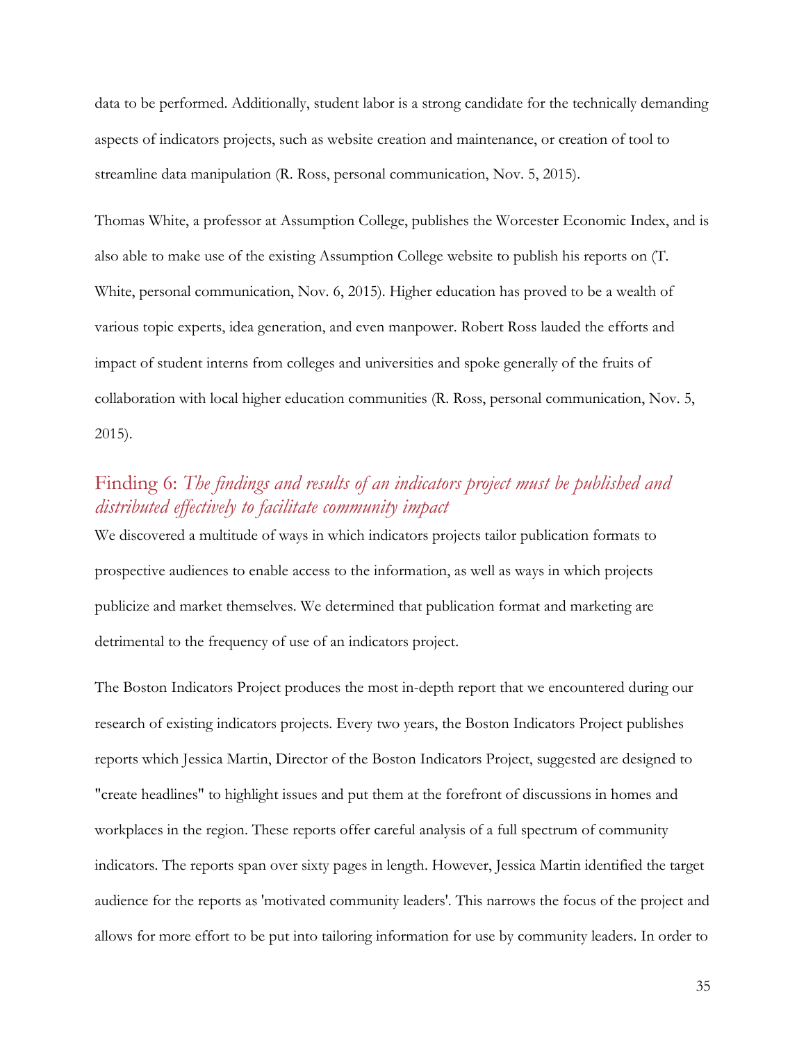data to be performed. Additionally, student labor is a strong candidate for the technically demanding aspects of indicators projects, such as website creation and maintenance, or creation of tool to streamline data manipulation (R. Ross, personal communication, Nov. 5, 2015).

Thomas White, a professor at Assumption College, publishes the Worcester Economic Index, and is also able to make use of the existing Assumption College website to publish his reports on (T. White, personal communication, Nov. 6, 2015). Higher education has proved to be a wealth of various topic experts, idea generation, and even manpower. Robert Ross lauded the efforts and impact of student interns from colleges and universities and spoke generally of the fruits of collaboration with local higher education communities (R. Ross, personal communication, Nov. 5, 2015).

### Finding 6: *The findings and results of an indicators project must be published and distributed effectively to facilitate community impact*

We discovered a multitude of ways in which indicators projects tailor publication formats to prospective audiences to enable access to the information, as well as ways in which projects publicize and market themselves. We determined that publication format and marketing are detrimental to the frequency of use of an indicators project.

The Boston Indicators Project produces the most in-depth report that we encountered during our research of existing indicators projects. Every two years, the Boston Indicators Project publishes reports which Jessica Martin, Director of the Boston Indicators Project, suggested are designed to "create headlines" to highlight issues and put them at the forefront of discussions in homes and workplaces in the region. These reports offer careful analysis of a full spectrum of community indicators. The reports span over sixty pages in length. However, Jessica Martin identified the target audience for the reports as 'motivated community leaders'. This narrows the focus of the project and allows for more effort to be put into tailoring information for use by community leaders. In order to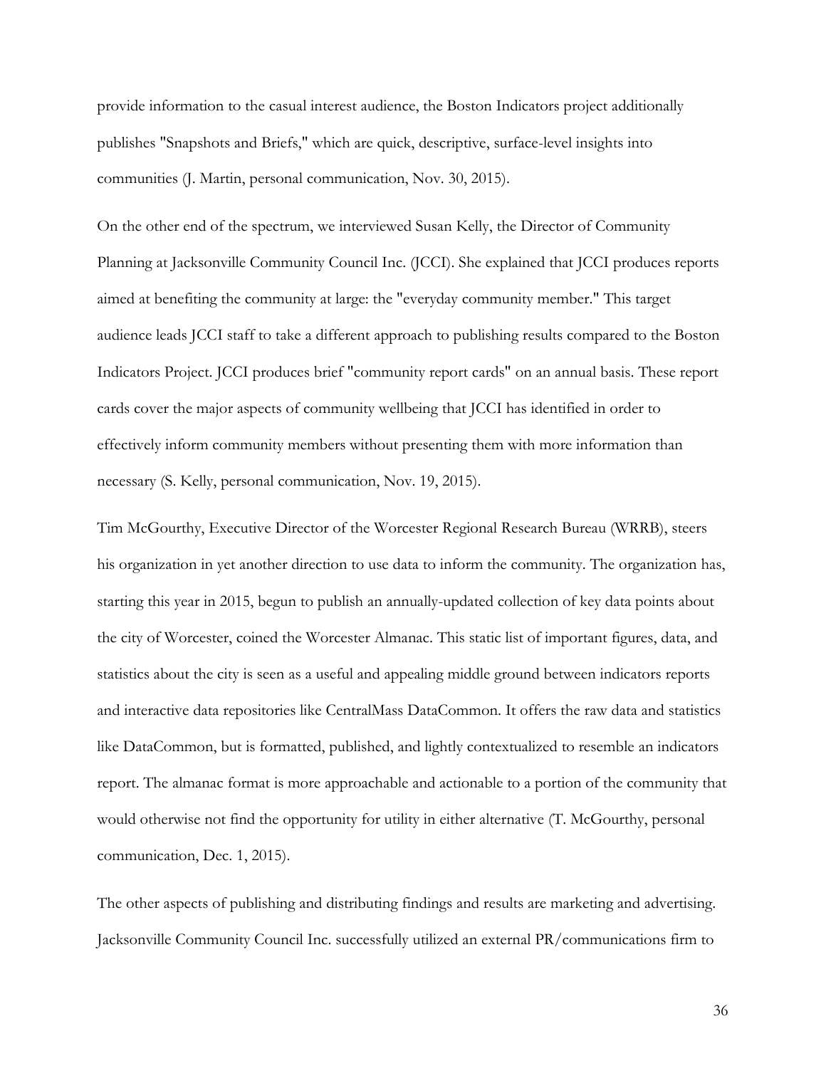provide information to the casual interest audience, the Boston Indicators project additionally publishes "Snapshots and Briefs," which are quick, descriptive, surface-level insights into communities (J. Martin, personal communication, Nov. 30, 2015).

On the other end of the spectrum, we interviewed Susan Kelly, the Director of Community Planning at Jacksonville Community Council Inc. (JCCI). She explained that JCCI produces reports aimed at benefiting the community at large: the "everyday community member." This target audience leads JCCI staff to take a different approach to publishing results compared to the Boston Indicators Project. JCCI produces brief "community report cards" on an annual basis. These report cards cover the major aspects of community wellbeing that JCCI has identified in order to effectively inform community members without presenting them with more information than necessary (S. Kelly, personal communication, Nov. 19, 2015).

Tim McGourthy, Executive Director of the Worcester Regional Research Bureau (WRRB), steers his organization in yet another direction to use data to inform the community. The organization has, starting this year in 2015, begun to publish an annually-updated collection of key data points about the city of Worcester, coined the Worcester Almanac. This static list of important figures, data, and statistics about the city is seen as a useful and appealing middle ground between indicators reports and interactive data repositories like CentralMass DataCommon. It offers the raw data and statistics like DataCommon, but is formatted, published, and lightly contextualized to resemble an indicators report. The almanac format is more approachable and actionable to a portion of the community that would otherwise not find the opportunity for utility in either alternative (T. McGourthy, personal communication, Dec. 1, 2015).

The other aspects of publishing and distributing findings and results are marketing and advertising. Jacksonville Community Council Inc. successfully utilized an external PR/communications firm to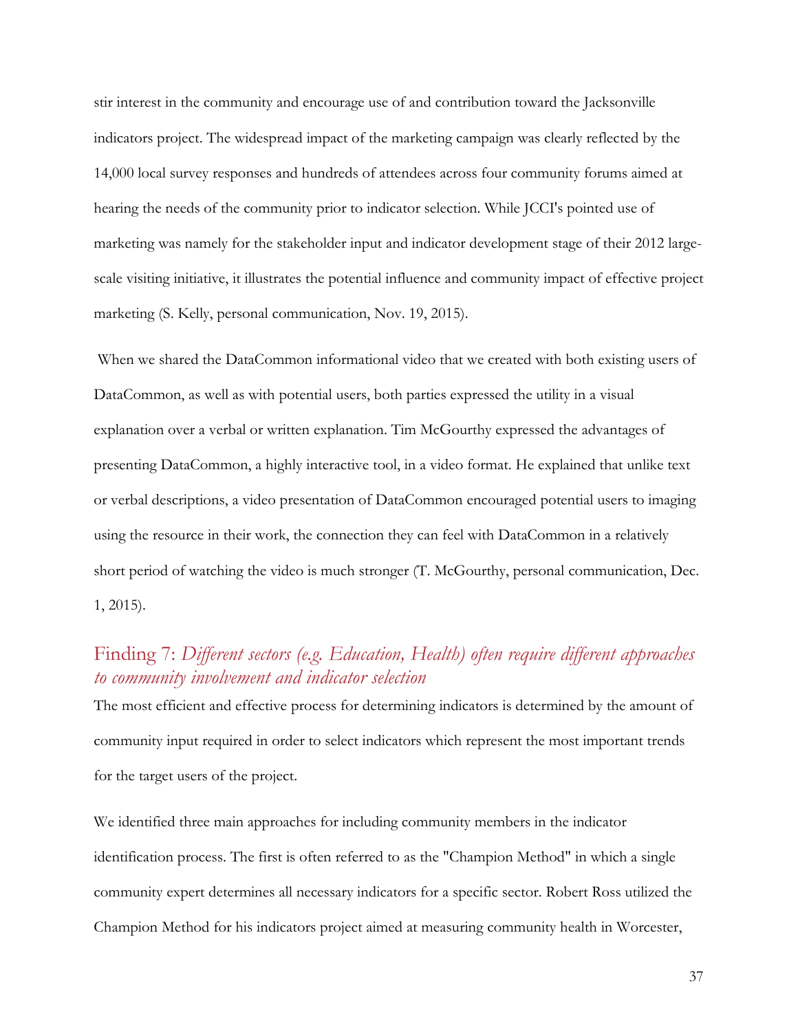stir interest in the community and encourage use of and contribution toward the Jacksonville indicators project. The widespread impact of the marketing campaign was clearly reflected by the 14,000 local survey responses and hundreds of attendees across four community forums aimed at hearing the needs of the community prior to indicator selection. While JCCI's pointed use of marketing was namely for the stakeholder input and indicator development stage of their 2012 large-scale visiting initiative, it illustrates the potential influence and community impact of effective project marketing (S. Kelly, personal communication, Nov. 19, 2015).

When we shared the DataCommon informational video that we created with both existing users of DataCommon, as well as with potential users, both parties expressed the utility in a visual explanation over a verbal or written explanation. Tim McGourthy expressed the advantages of presenting DataCommon, a highly interactive tool, in a video format. He explained that unlike text or verbal descriptions, a video presentation of DataCommon encouraged potential users to imaging using the resource in their work, the connection they can feel with DataCommon in a relatively short period of watching the video is much stronger (T. McGourthy, personal communication, Dec. 1, 2015).

## Finding 7: *Different sectors (e.g. Education, Health) often require different approaches to community involvement and indicator selection*

The most efficient and effective process for determining indicators is determined by the amount of community input required in order to select indicators which represent the most important trends for the target users of the project.

We identified three main approaches for including community members in the indicator identification process. The first is often referred to as the "Champion Method" in which a single community expert determines all necessary indicators for a specific sector. Robert Ross utilized the Champion Method for his indicators project aimed at measuring community health in Worcester,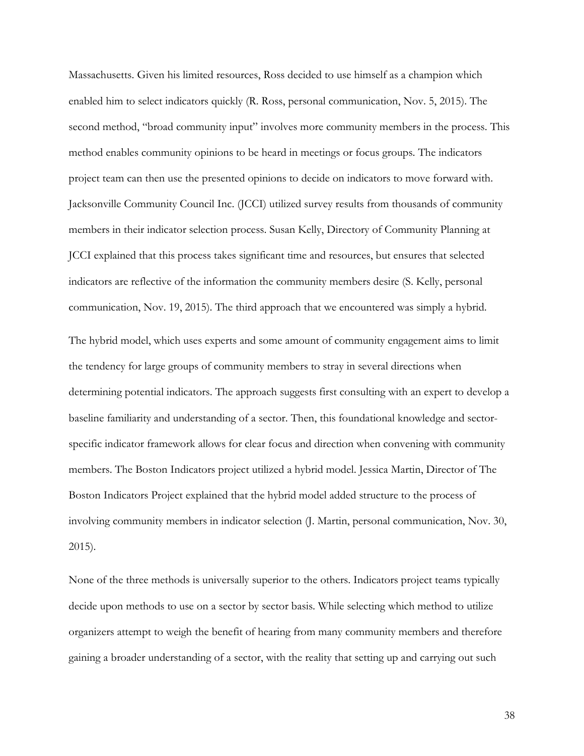Massachusetts. Given his limited resources, Ross decided to use himself as a champion which enabled him to select indicators quickly (R. Ross, personal communication, Nov. 5, 2015). The second method, "broad community input" involves more community members in the process. This method enables community opinions to be heard in meetings or focus groups. The indicators project team can then use the presented opinions to decide on indicators to move forward with. Jacksonville Community Council Inc. (JCCI) utilized survey results from thousands of community members in their indicator selection process. Susan Kelly, Directory of Community Planning at JCCI explained that this process takes significant time and resources, but ensures that selected indicators are reflective of the information the community members desire (S. Kelly, personal communication, Nov. 19, 2015). The third approach that we encountered was simply a hybrid.

The hybrid model, which uses experts and some amount of community engagement aims to limit the tendency for large groups of community members to stray in several directions when determining potential indicators. The approach suggests first consulting with an expert to develop a baseline familiarity and understanding of a sector. Then, this foundational knowledge and sector-specific indicator framework allows for clear focus and direction when convening with community members. The Boston Indicators project utilized a hybrid model. Jessica Martin, Director of The Boston Indicators Project explained that the hybrid model added structure to the process of involving community members in indicator selection (J. Martin, personal communication, Nov. 30, 2015).

None of the three methods is universally superior to the others. Indicators project teams typically decide upon methods to use on a sector by sector basis. While selecting which method to utilize organizers attempt to weigh the benefit of hearing from many community members and therefore gaining a broader understanding of a sector, with the reality that setting up and carrying out such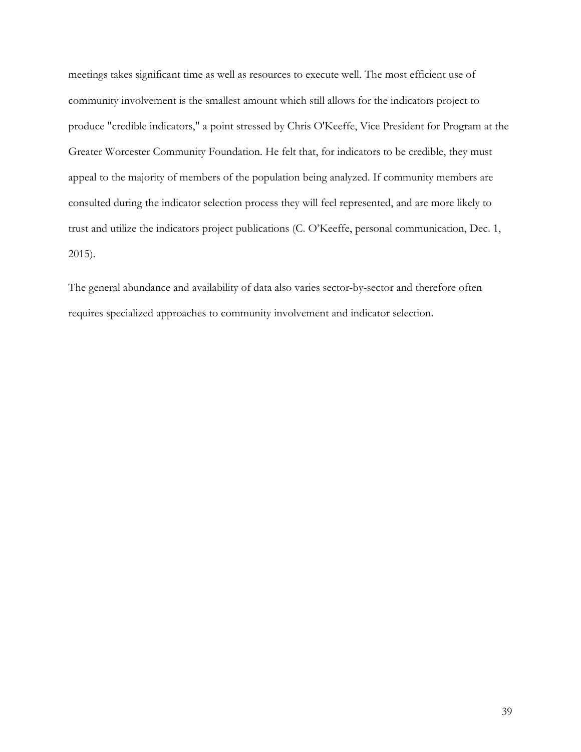meetings takes significant time as well as resources to execute well. The most efficient use of community involvement is the smallest amount which still allows for the indicators project to produce "credible indicators," a point stressed by Chris O'Keeffe, Vice President for Program at the Greater Worcester Community Foundation. He felt that, for indicators to be credible, they must appeal to the majority of members of the population being analyzed. If community members are consulted during the indicator selection process they will feel represented, and are more likely to trust and utilize the indicators project publications (C. O'Keeffe, personal communication, Dec. 1, 2015).

The general abundance and availability of data also varies sector-by-sector and therefore often requires specialized approaches to community involvement and indicator selection.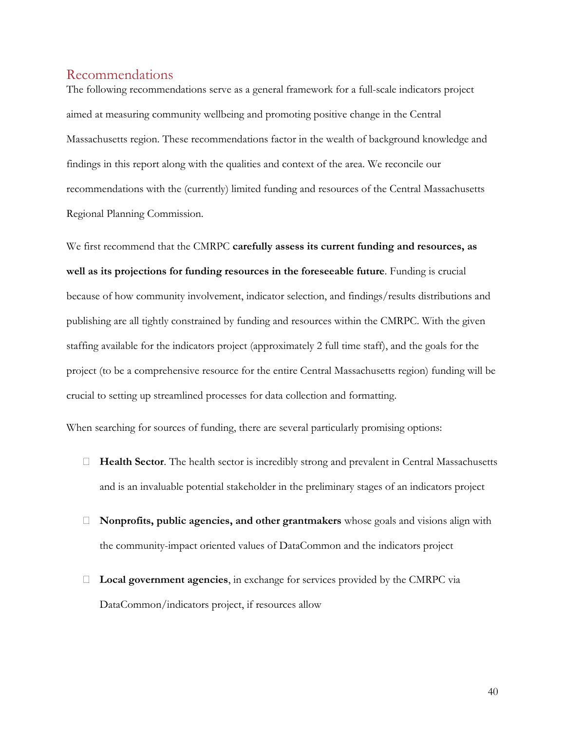## Recommendations

The following recommendations serve as a general framework for a full-scale indicators project aimed at measuring community wellbeing and promoting positive change in the Central Massachusetts region. These recommendations factor in the wealth of background knowledge and findings in this report along with the qualities and context of the area. We reconcile our recommendations with the (currently) limited funding and resources of the Central Massachusetts Regional Planning Commission.

We first recommend that the CMRPC **carefully assess its current funding and resources, as well as its projections for funding resources in the foreseeable future**. Funding is crucial because of how community involvement, indicator selection, and findings/results distributions and publishing are all tightly constrained by funding and resources within the CMRPC. With the given staffing available for the indicators project (approximately 2 full time staff), and the goals for the project (to be a comprehensive resource for the entire Central Massachusetts region) funding will be crucial to setting up streamlined processes for data collection and formatting.

When searching for sources of funding, there are several particularly promising options:

- **Health Sector**. The health sector is incredibly strong and prevalent in Central Massachusetts and is an invaluable potential stakeholder in the preliminary stages of an indicators project
- **Nonprofits, public agencies, and other grantmakers** whose goals and visions align with the community-impact oriented values of DataCommon and the indicators project
- **Local government agencies**, in exchange for services provided by the CMRPC via DataCommon/indicators project, if resources allow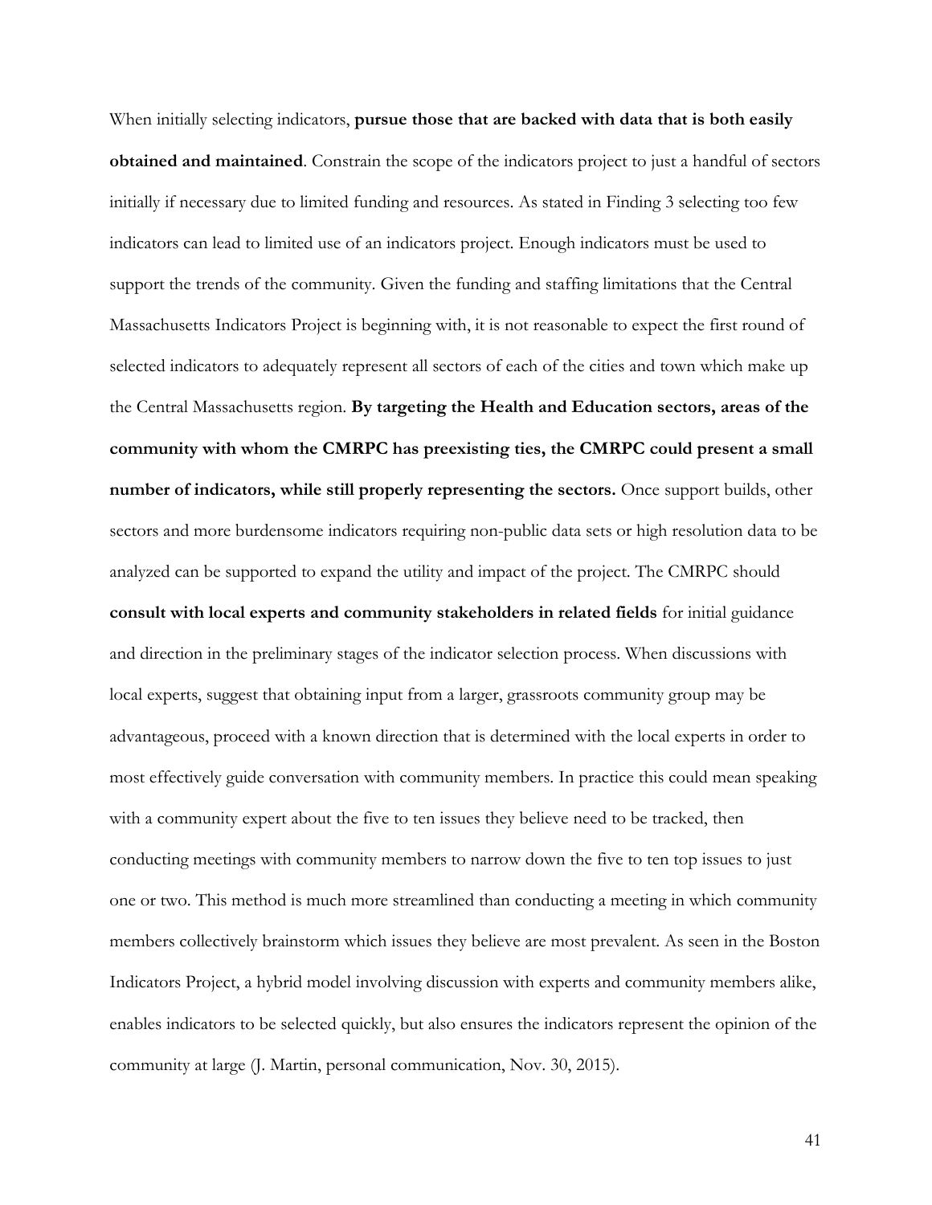When initially selecting indicators, **pursue those that are backed with data that is both easily obtained and maintained**. Constrain the scope of the indicators project to just a handful of sectors initially if necessary due to limited funding and resources. As stated in Finding 3 selecting too few indicators can lead to limited use of an indicators project. Enough indicators must be used to support the trends of the community. Given the funding and staffing limitations that the Central Massachusetts Indicators Project is beginning with, it is not reasonable to expect the first round of selected indicators to adequately represent all sectors of each of the cities and town which make up the Central Massachusetts region. **By targeting the Health and Education sectors, areas of the community with whom the CMRPC has preexisting ties, the CMRPC could present a small number of indicators, while still properly representing the sectors.** Once support builds, other sectors and more burdensome indicators requiring non-public data sets or high resolution data to be analyzed can be supported to expand the utility and impact of the project. The CMRPC should **consult with local experts and community stakeholders in related fields** for initial guidance and direction in the preliminary stages of the indicator selection process. When discussions with local experts, suggest that obtaining input from a larger, grassroots community group may be advantageous, proceed with a known direction that is determined with the local experts in order to most effectively guide conversation with community members. In practice this could mean speaking with a community expert about the five to ten issues they believe need to be tracked, then conducting meetings with community members to narrow down the five to ten top issues to just one or two. This method is much more streamlined than conducting a meeting in which community members collectively brainstorm which issues they believe are most prevalent. As seen in the Boston Indicators Project, a hybrid model involving discussion with experts and community members alike, enables indicators to be selected quickly, but also ensures the indicators represent the opinion of the community at large (J. Martin, personal communication, Nov. 30, 2015).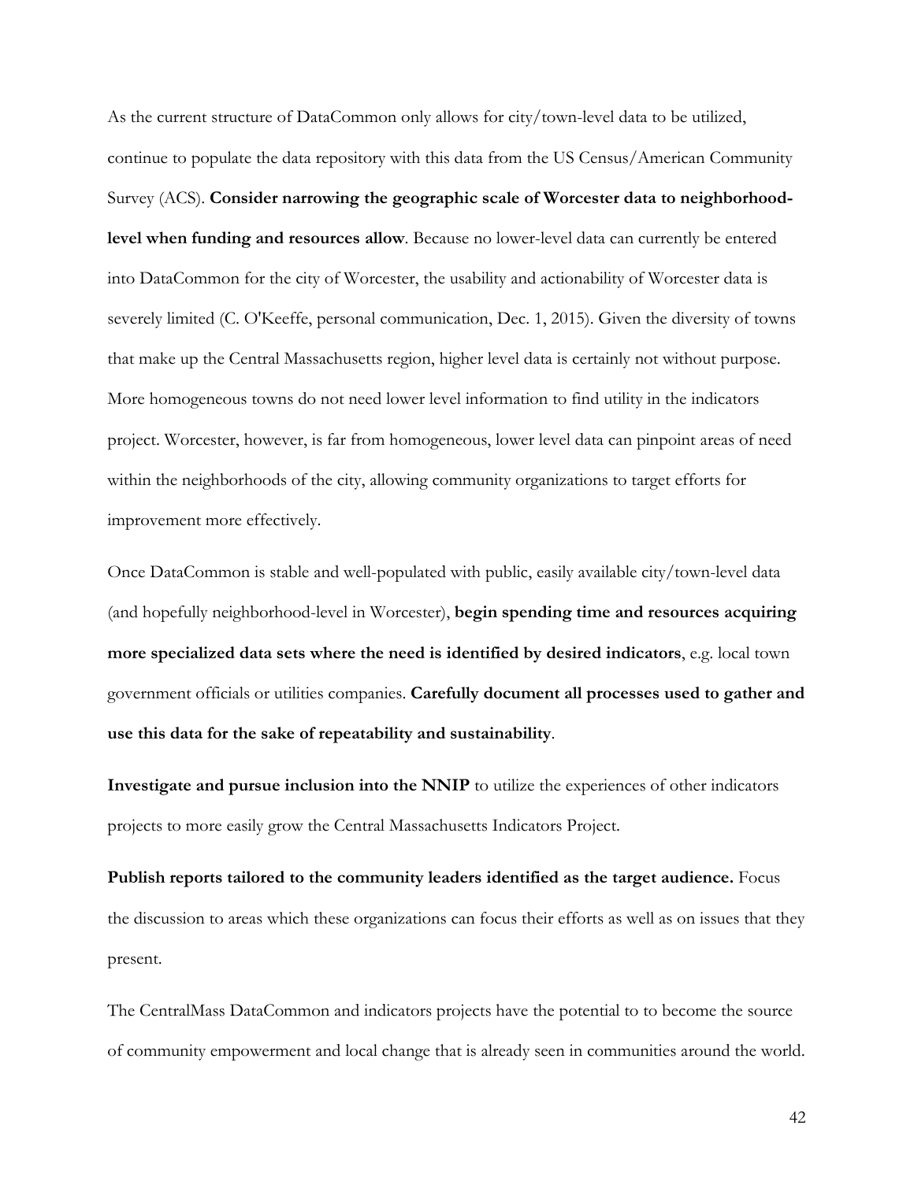As the current structure of DataCommon only allows for city/town-level data to be utilized, continue to populate the data repository with this data from the US Census/American Community Survey (ACS). **Consider narrowing the geographic scale of Worcester data to neighborhood-level when funding and resources allow**. Because no lower-level data can currently be entered into DataCommon for the city of Worcester, the usability and actionability of Worcester data is severely limited (C. O'Keeffe, personal communication, Dec. 1, 2015). Given the diversity of towns that make up the Central Massachusetts region, higher level data is certainly not without purpose. More homogeneous towns do not need lower level information to find utility in the indicators project. Worcester, however, is far from homogeneous, lower level data can pinpoint areas of need within the neighborhoods of the city, allowing community organizations to target efforts for improvement more effectively.

Once DataCommon is stable and well-populated with public, easily available city/town-level data (and hopefully neighborhood-level in Worcester), **begin spending time and resources acquiring more specialized data sets where the need is identified by desired indicators**, e.g. local town government officials or utilities companies. **Carefully document all processes used to gather and use this data for the sake of repeatability and sustainability**.

**Investigate and pursue inclusion into the NNIP** to utilize the experiences of other indicators projects to more easily grow the Central Massachusetts Indicators Project.

**Publish reports tailored to the community leaders identified as the target audience.** Focus the discussion to areas which these organizations can focus their efforts as well as on issues that they present.

The CentralMass DataCommon and indicators projects have the potential to to become the source of community empowerment and local change that is already seen in communities around the world.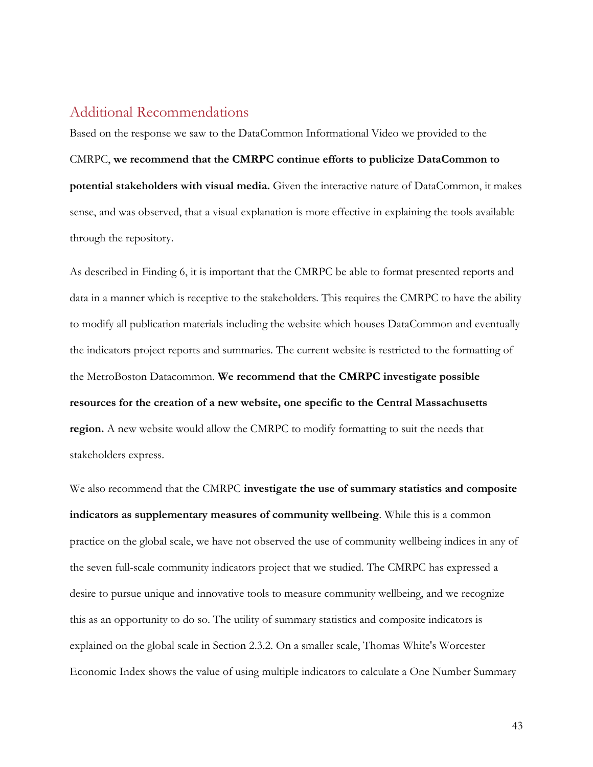## Additional Recommendations

Based on the response we saw to the DataCommon Informational Video we provided to the CMRPC, **we recommend that the CMRPC continue efforts to publicize DataCommon to potential stakeholders with visual media.** Given the interactive nature of DataCommon, it makes sense, and was observed, that a visual explanation is more effective in explaining the tools available through the repository.

As described in Finding 6, it is important that the CMRPC be able to format presented reports and data in a manner which is receptive to the stakeholders. This requires the CMRPC to have the ability to modify all publication materials including the website which houses DataCommon and eventually the indicators project reports and summaries. The current website is restricted to the formatting of the MetroBoston Datacommon. **We recommend that the CMRPC investigate possible resources for the creation of a new website, one specific to the Central Massachusetts region.** A new website would allow the CMRPC to modify formatting to suit the needs that stakeholders express.

We also recommend that the CMRPC **investigate the use of summary statistics and composite indicators as supplementary measures of community wellbeing**. While this is a common practice on the global scale, we have not observed the use of community wellbeing indices in any of the seven full-scale community indicators project that we studied. The CMRPC has expressed a desire to pursue unique and innovative tools to measure community wellbeing, and we recognize this as an opportunity to do so. The utility of summary statistics and composite indicators is explained on the global scale in Section 2.3.2. On a smaller scale, Thomas White's Worcester Economic Index shows the value of using multiple indicators to calculate a One Number Summary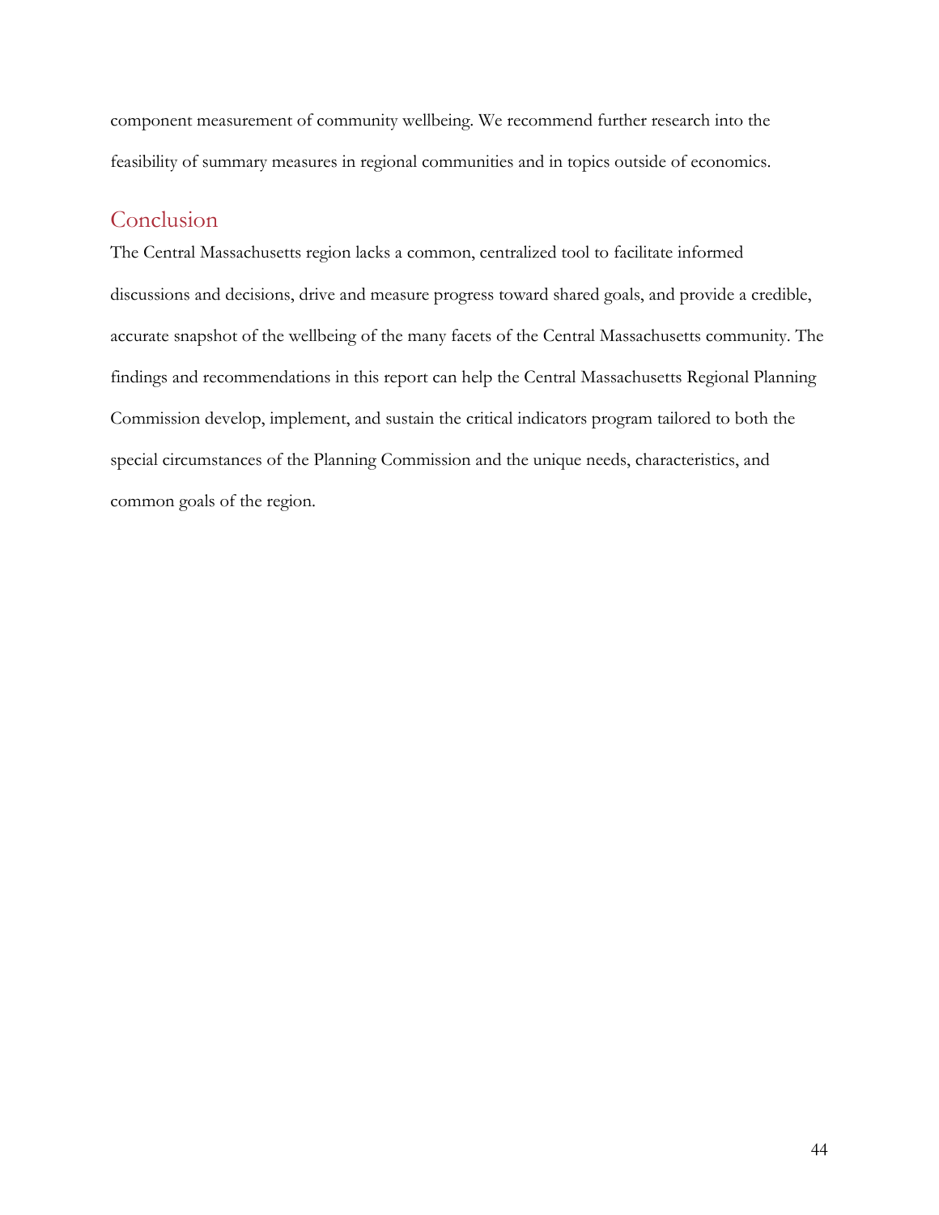component measurement of community wellbeing. We recommend further research into the feasibility of summary measures in regional communities and in topics outside of economics.

## Conclusion

The Central Massachusetts region lacks a common, centralized tool to facilitate informed discussions and decisions, drive and measure progress toward shared goals, and provide a credible, accurate snapshot of the wellbeing of the many facets of the Central Massachusetts community. The findings and recommendations in this report can help the Central Massachusetts Regional Planning Commission develop, implement, and sustain the critical indicators program tailored to both the special circumstances of the Planning Commission and the unique needs, characteristics, and common goals of the region.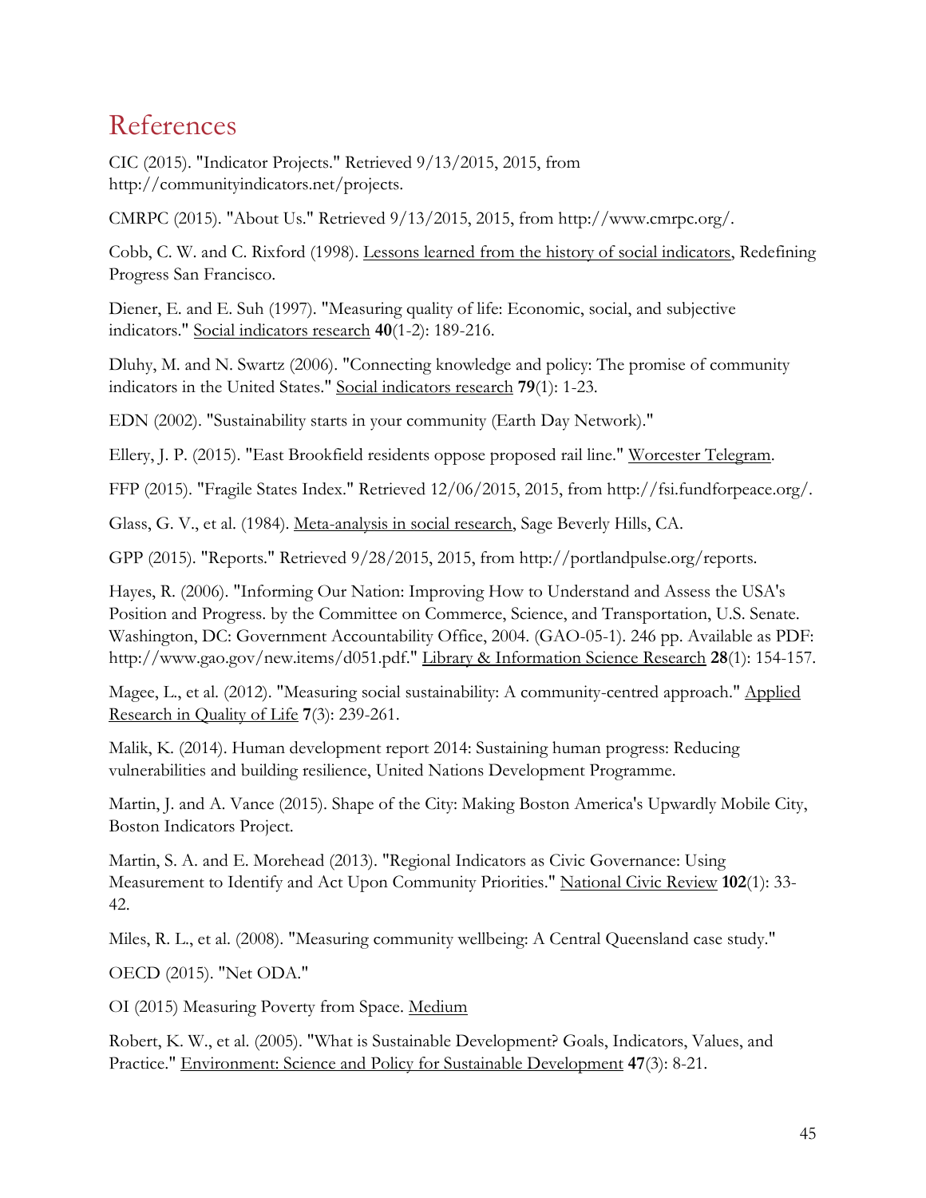# References

CIC (2015). "Indicator Projects." Retrieved 9/13/2015, 2015, from http://communityindicators.net/projects.

CMRPC (2015). "About Us." Retrieved 9/13/2015, 2015, from http://www.cmrpc.org/.

Cobb, C. W. and C. Rixford (1998). Lessons learned from the history of social indicators, Redefining Progress San Francisco.

Diener, E. and E. Suh (1997). "Measuring quality of life: Economic, social, and subjective indicators." Social indicators research **40**(1-2): 189-216.

Dluhy, M. and N. Swartz (2006). "Connecting knowledge and policy: The promise of community indicators in the United States." Social indicators research **79**(1): 1-23.

EDN (2002). "Sustainability starts in your community (Earth Day Network)."

Ellery, J. P. (2015). "East Brookfield residents oppose proposed rail line." Worcester Telegram.

FFP (2015). "Fragile States Index." Retrieved 12/06/2015, 2015, from http://fsi.fundforpeace.org/.

Glass, G. V., et al. (1984). Meta-analysis in social research, Sage Beverly Hills, CA.

GPP (2015). "Reports." Retrieved 9/28/2015, 2015, from http://portlandpulse.org/reports.

Hayes, R. (2006). "Informing Our Nation: Improving How to Understand and Assess the USA's Position and Progress. by the Committee on Commerce, Science, and Transportation, U.S. Senate. Washington, DC: Government Accountability Office, 2004. (GAO-05-1). 246 pp. Available as PDF: http://www.gao.gov/new.items/d051.pdf." Library & Information Science Research **28**(1): 154-157.

Magee, L., et al. (2012). "Measuring social sustainability: A community-centred approach." Applied Research in Quality of Life **7**(3): 239-261.

Malik, K. (2014). Human development report 2014: Sustaining human progress: Reducing vulnerabilities and building resilience, United Nations Development Programme.

Martin, J. and A. Vance (2015). Shape of the City: Making Boston America's Upwardly Mobile City, Boston Indicators Project.

Martin, S. A. and E. Morehead (2013). "Regional Indicators as Civic Governance: Using Measurement to Identify and Act Upon Community Priorities." National Civic Review **102**(1): 33-42.

Miles, R. L., et al. (2008). "Measuring community wellbeing: A Central Queensland case study."

OECD (2015). "Net ODA."

OI (2015) Measuring Poverty from Space. Medium

Robert, K. W., et al. (2005). "What is Sustainable Development? Goals, Indicators, Values, and Practice." Environment: Science and Policy for Sustainable Development **47**(3): 8-21.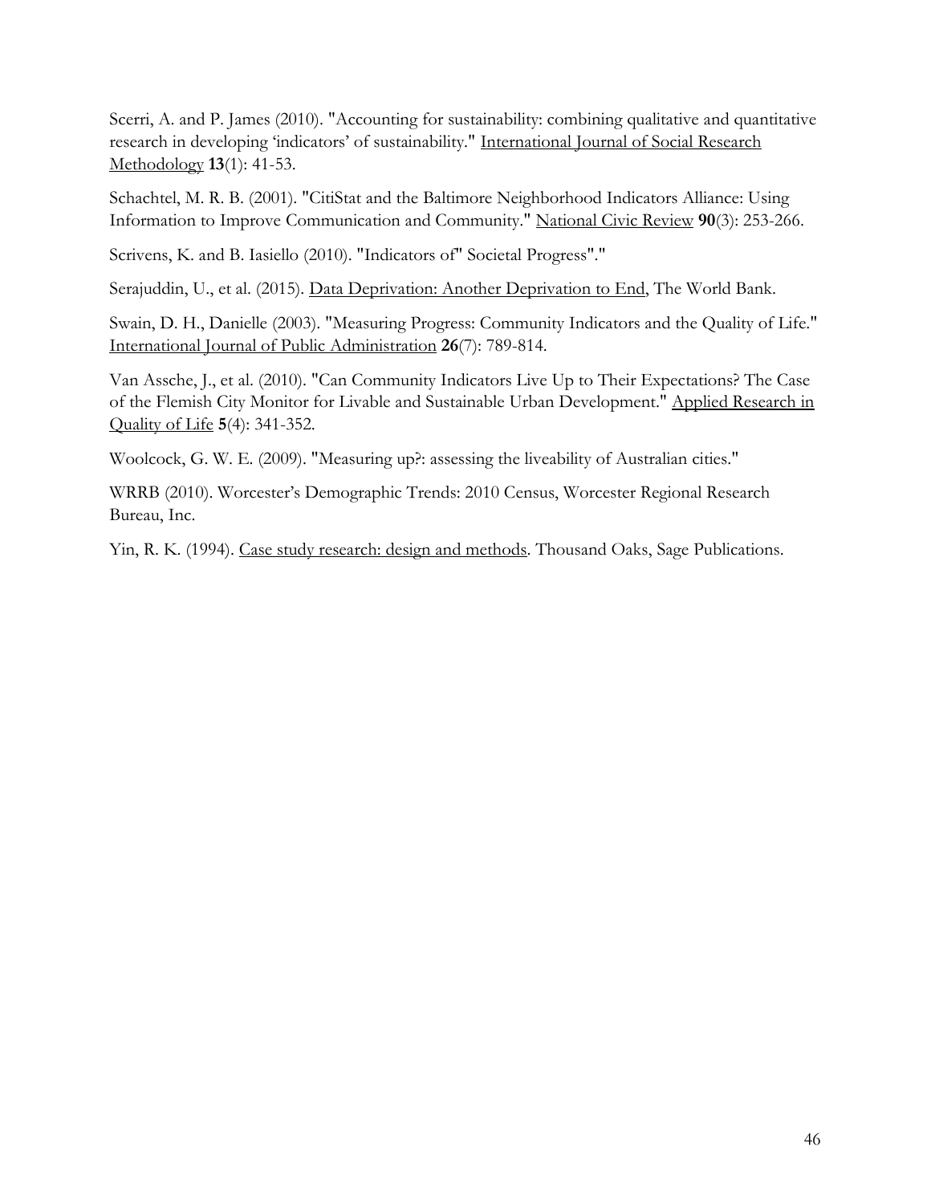Scerri, A. and P. James (2010). "Accounting for sustainability: combining qualitative and quantitative research in developing 'indicators' of sustainability." International Journal of Social Research Methodology **13**(1): 41-53.

Schachtel, M. R. B. (2001). "CitiStat and the Baltimore Neighborhood Indicators Alliance: Using Information to Improve Communication and Community." National Civic Review **90**(3): 253-266.

Scrivens, K. and B. Iasiello (2010). "Indicators of" Societal Progress"."

Serajuddin, U., et al. (2015). Data Deprivation: Another Deprivation to End, The World Bank.

Swain, D. H., Danielle (2003). "Measuring Progress: Community Indicators and the Quality of Life." International Journal of Public Administration **26**(7): 789-814.

Van Assche, J., et al. (2010). "Can Community Indicators Live Up to Their Expectations? The Case of the Flemish City Monitor for Livable and Sustainable Urban Development." Applied Research in Quality of Life **5**(4): 341-352.

Woolcock, G. W. E. (2009). "Measuring up?: assessing the liveability of Australian cities."

WRRB (2010). Worcester's Demographic Trends: 2010 Census, Worcester Regional Research Bureau, Inc.

Yin, R. K. (1994). Case study research: design and methods. Thousand Oaks, Sage Publications.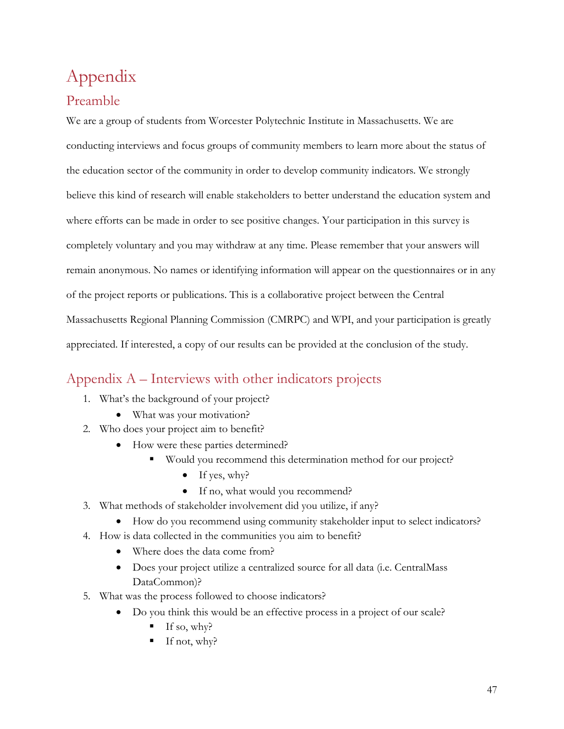# Appendix

## Preamble

We are a group of students from Worcester Polytechnic Institute in Massachusetts. We are conducting interviews and focus groups of community members to learn more about the status of the education sector of the community in order to develop community indicators. We strongly believe this kind of research will enable stakeholders to better understand the education system and where efforts can be made in order to see positive changes. Your participation in this survey is completely voluntary and you may withdraw at any time. Please remember that your answers will remain anonymous. No names or identifying information will appear on the questionnaires or in any of the project reports or publications. This is a collaborative project between the Central Massachusetts Regional Planning Commission (CMRPC) and WPI, and your participation is greatly appreciated. If interested, a copy of our results can be provided at the conclusion of the study.

## Appendix A – Interviews with other indicators projects

1. What's the background of your project?
   - What was your motivation?
2. Who does your project aim to benefit?
   - How were these parties determined?
     - Would you recommend this determination method for our project?
       - If yes, why?
       - If no, what would you recommend?
3. What methods of stakeholder involvement did you utilize, if any?
   - How do you recommend using community stakeholder input to select indicators?
4. How is data collected in the communities you aim to benefit?
   - Where does the data come from?
   - Does your project utilize a centralized source for all data (i.e. CentralMass DataCommon)?
5. What was the process followed to choose indicators?
   - Do you think this would be an effective process in a project of our scale?
     - If so, why?
     - If not, why?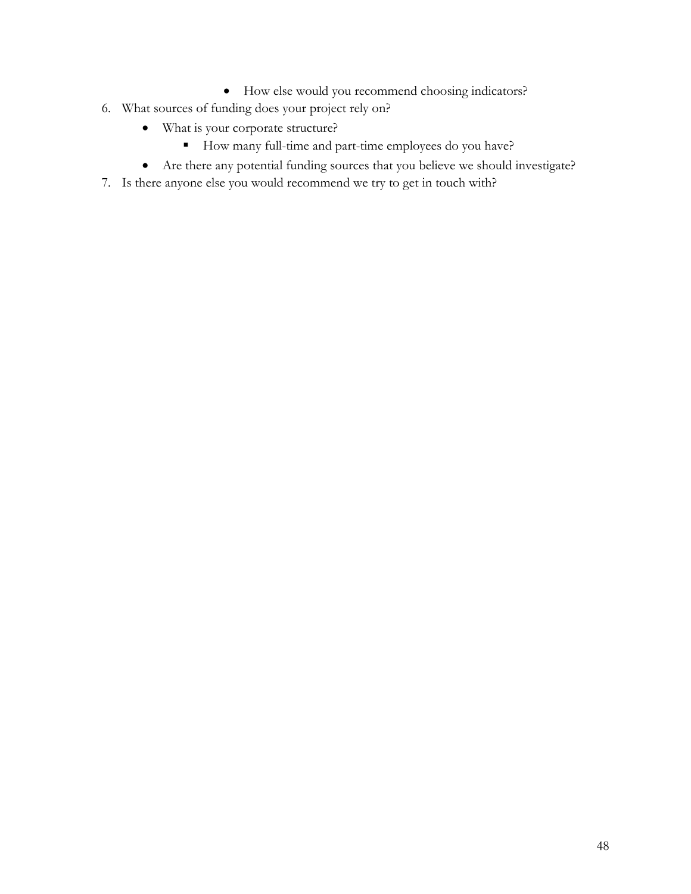- How else would you recommend choosing indicators?

6. What sources of funding does your project rely on?
    - What is your corporate structure?
        - How many full-time and part-time employees do you have?
    - Are there any potential funding sources that you believe we should investigate?
7. Is there anyone else you would recommend we try to get in touch with?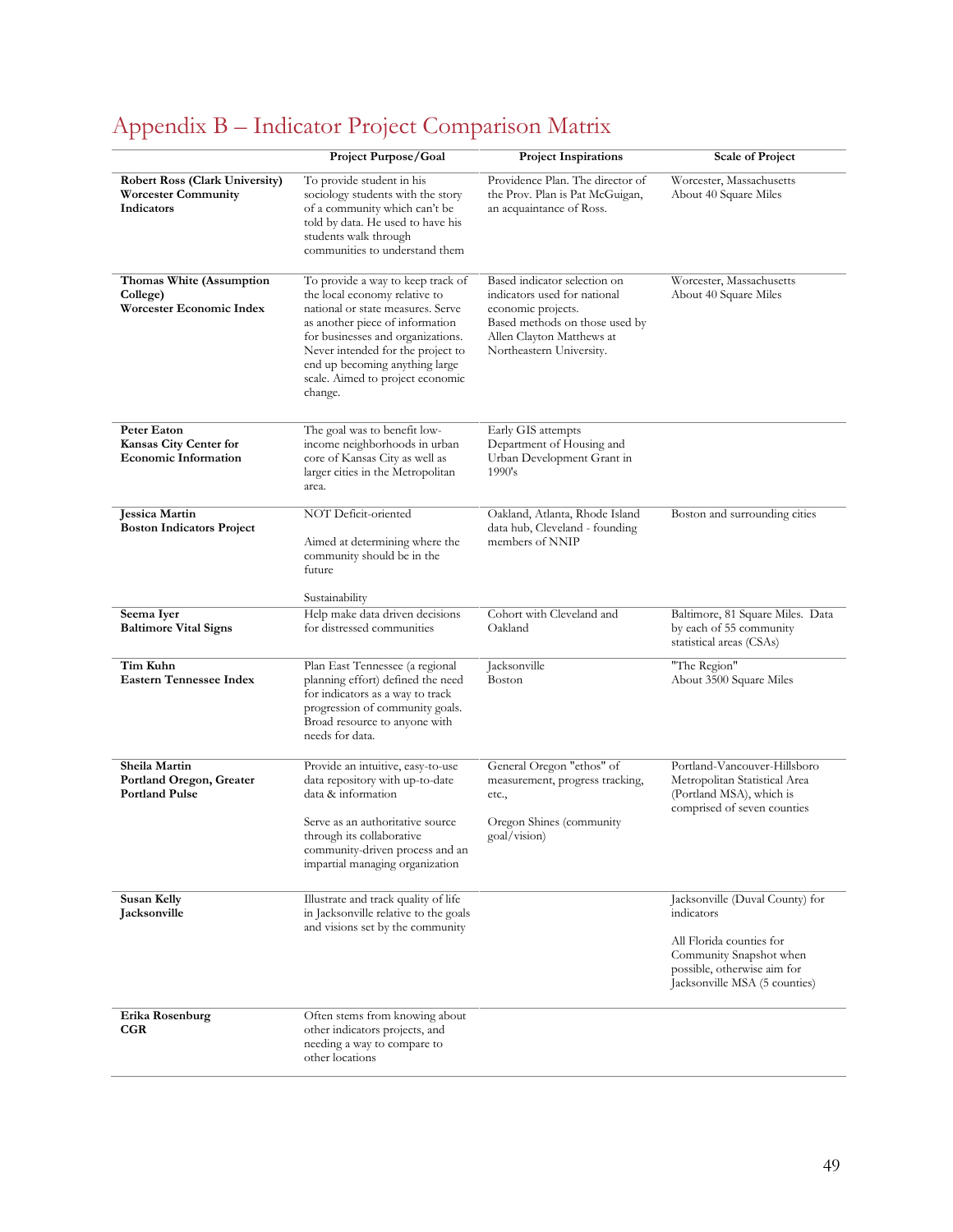# Appendix B – Indicator Project Comparison Matrix

| | Project Purpose/Goal | Project Inspirations | Scale of Project |
|---|---|---|---|
| **Robert Ross (Clark University) Worcester Community Indicators** | To provide student in his sociology students with the story of a community which can't be told by data. He used to have his students walk through communities to understand them | Providence Plan. The director of the Prov. Plan is Pat McGuigan, an acquaintance of Ross. | Worcester, Massachusetts About 40 Square Miles |
| **Thomas White (Assumption College) Worcester Economic Index** | To provide a way to keep track of the local economy relative to national or state measures. Serve as another piece of information for businesses and organizations. Never intended for the project to end up becoming anything large scale. Aimed to project economic change. | Based indicator selection on indicators used for national economic projects. Based methods on those used by Allen Clayton Matthews at Northeastern University. | Worcester, Massachusetts About 40 Square Miles |
| **Peter Eaton Kansas City Center for Economic Information** | The goal was to benefit low-income neighborhoods in urban core of Kansas City as well as larger cities in the Metropolitan area. | Early GIS attempts Department of Housing and Urban Development Grant in 1990's | |
| **Jessica Martin Boston Indicators Project** | NOT Deficit-oriented<br><br>Aimed at determining where the community should be in the future<br><br>Sustainability | Oakland, Atlanta, Rhode Island data hub, Cleveland - founding members of NNIP | Boston and surrounding cities |
| **Seema Iyer Baltimore Vital Signs** | Help make data driven decisions for distressed communities | Cohort with Cleveland and Oakland | Baltimore, 81 Square Miles. Data by each of 55 community statistical areas (CSAs) |
| **Tim Kuhn Eastern Tennessee Index** | Plan East Tennessee (a regional planning effort) defined the need for indicators as a way to track progression of community goals. Broad resource to anyone with needs for data. | Jacksonville Boston | "The Region" About 3500 Square Miles |
| **Sheila Martin Portland Oregon, Greater Portland Pulse** | Provide an intuitive, easy-to-use data repository with up-to-date data & information<br><br>Serve as an authoritative source through its collaborative community-driven process and an impartial managing organization | General Oregon "ethos" of measurement, progress tracking, etc.,<br><br>Oregon Shines (community goal/vision) | Portland-Vancouver-Hillsboro Metropolitan Statistical Area (Portland MSA), which is comprised of seven counties |
| **Susan Kelly Jacksonville** | Illustrate and track quality of life in Jacksonville relative to the goals and visions set by the community | | Jacksonville (Duval County) for indicators<br><br>All Florida counties for Community Snapshot when possible, otherwise aim for Jacksonville MSA (5 counties) |
| **Erika Rosenburg CGR** | Often stems from knowing about other indicators projects, and needing a way to compare to other locations | | |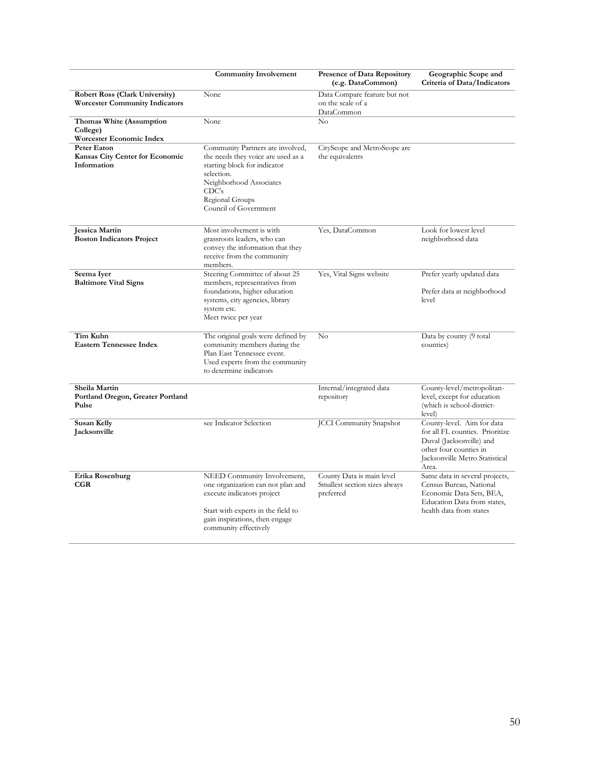| | Community Involvement | Presence of Data Repository (e.g. DataCommon) | Geographic Scope and Criteria of Data/Indicators |
|---|---|---|---|
| **Robert Ross (Clark University)** **Worcester Community Indicators** | None | Data Compare feature but not on the scale of a DataCommon | |
| **Thomas White (Assumption College)** **Worcester Economic Index** | None | No | |
| **Peter Eaton** **Kansas City Center for Economic Information** | Community Partners are involved, the needs they voice are used as a starting block for indicator selection.<br>Neighborhood Associates<br>CDC's<br>Regional Groups<br>Council of Government | CityScope and MetroScope are the equivalents | |
| **Jessica Martin** **Boston Indicators Project** | Most involvement is with grassroots leaders, who can convey the information that they receive from the community members. | Yes, DataCommon | Look for lowest level neighborhood data |
| **Seema Iyer** **Baltimore Vital Signs** | Steering Committee of about 25 members, representatives from foundations, higher education systems, city agencies, library system etc.<br>Meet twice per year | Yes, Vital Signs website | Prefer yearly updated data<br><br>Prefer data at neighborhood level |
| **Tim Kuhn** **Eastern Tennessee Index** | The original goals were defined by community members during the Plan East Tennessee event.<br>Used experts from the community to determine indicators | No | Data by county (9 total counties) |
| **Sheila Martin** **Portland Oregon, Greater Portland Pulse** | | Internal/integrated data repository | County-level/metropolitan-level, except for education (which is school-district-level) |
| **Susan Kelly** **Jacksonville** | see Indicator Selection | JCCI Community Snapshot | County-level. Aim for data for all FL counties. Prioritize Duval (Jacksonville) and other four counties in Jacksonville Metro Statistical Area. |
| **Erika Rosenburg** **CGR** | NEED Community Involvement, one organization can not plan and execute indicators project<br><br>Start with experts in the field to gain inspirations, then engage community effectively | County Data is main level<br>Smallest section sizes always preferred | Same data in several projects, Census Bureau, National Economic Data Sets, BEA, Education Data from states, health data from states |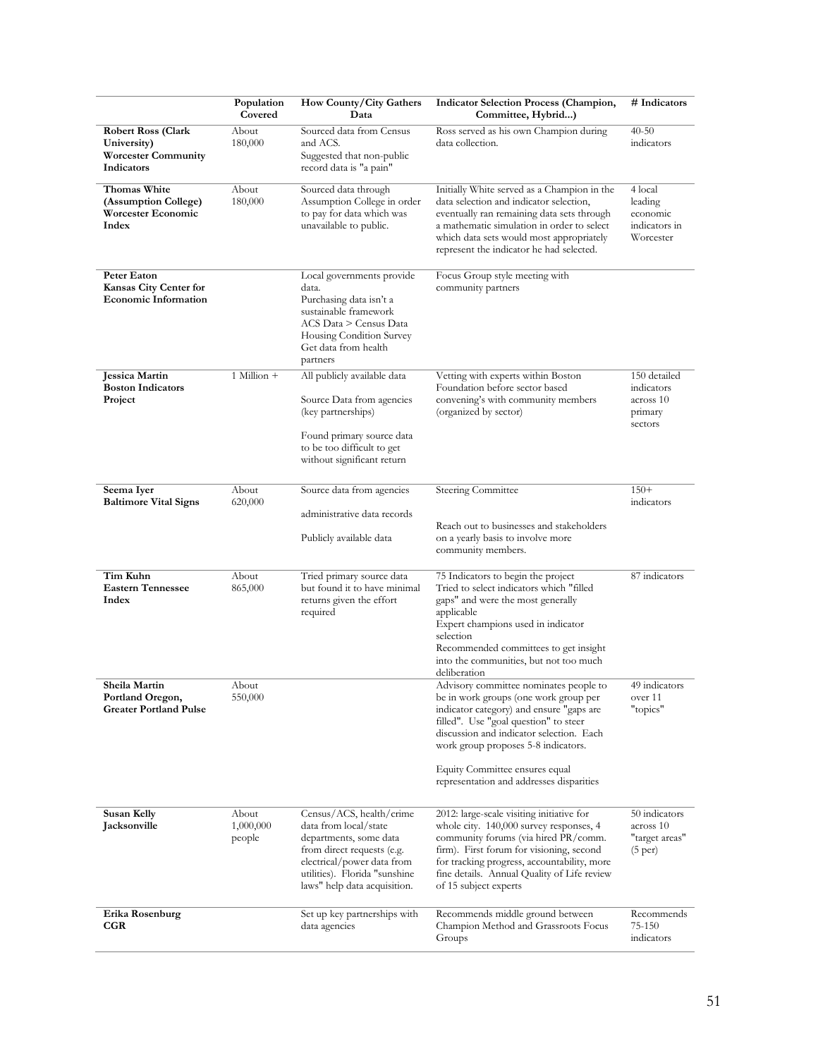| | Population Covered | How County/City Gathers Data | Indicator Selection Process (Champion, Committee, Hybrid...) | # Indicators |
|---|---|---|---|---|
| **Robert Ross (Clark University)** **Worcester Community Indicators** | About 180,000 | Sourced data from Census and ACS. Suggested that non-public record data is "a pain" | Ross served as his own Champion during data collection. | 40-50 indicators |
| **Thomas White (Assumption College)** **Worcester Economic Index** | About 180,000 | Sourced data through Assumption College in order to pay for data which was unavailable to public. | Initially White served as a Champion in the data selection and indicator selection, eventually ran remaining data sets through a mathematic simulation in order to select which data sets would most appropriately represent the indicator he had selected. | 4 local leading economic indicators in Worcester |
| **Peter Eaton** **Kansas City Center for Economic Information** | | Local governments provide data. Purchasing data isn't a sustainable framework ACS Data > Census Data Housing Condition Survey Get data from health partners | Focus Group style meeting with community partners | |
| **Jessica Martin** **Boston Indicators Project** | 1 Million + | All publicly available data<br><br>Source Data from agencies (key partnerships)<br><br>Found primary source data to be too difficult to get without significant return | Vetting with experts within Boston Foundation before sector based convening's with community members (organized by sector) | 150 detailed indicators across 10 primary sectors |
| **Seema Iyer** **Baltimore Vital Signs** | About 620,000 | Source data from agencies<br><br>administrative data records<br><br>Publicly available data | Steering Committee<br><br>Reach out to businesses and stakeholders on a yearly basis to involve more community members. | 150+ indicators |
| **Tim Kuhn** **Eastern Tennessee Index** | About 865,000 | Tried primary source data but found it to have minimal returns given the effort required | 75 Indicators to begin the project Tried to select indicators which "filled gaps" and were the most generally applicable Expert champions used in indicator selection Recommended committees to get insight into the communities, but not too much deliberation | 87 indicators |
| **Sheila Martin** **Portland Oregon, Greater Portland Pulse** | About 550,000 | | Advisory committee nominates people to be in work groups (one work group per indicator category) and ensure "gaps are filled". Use "goal question" to steer discussion and indicator selection. Each work group proposes 5-8 indicators.<br><br>Equity Committee ensures equal representation and addresses disparities | 49 indicators over 11 "topics" |
| **Susan Kelly** **Jacksonville** | About 1,000,000 people | Census/ACS, health/crime data from local/state departments, some data from direct requests (e.g. electrical/power data from utilities). Florida "sunshine laws" help data acquisition. | 2012: large-scale visiting initiative for whole city. 140,000 survey responses, 4 community forums (via hired PR/comm. firm). First forum for visioning, second for tracking progress, accountability, more fine details. Annual Quality of Life review of 15 subject experts | 50 indicators across 10 "target areas" (5 per) |
| **Erika Rosenburg** **CGR** | | Set up key partnerships with data agencies | Recommends middle ground between Champion Method and Grassroots Focus Groups | Recommends 75-150 indicators |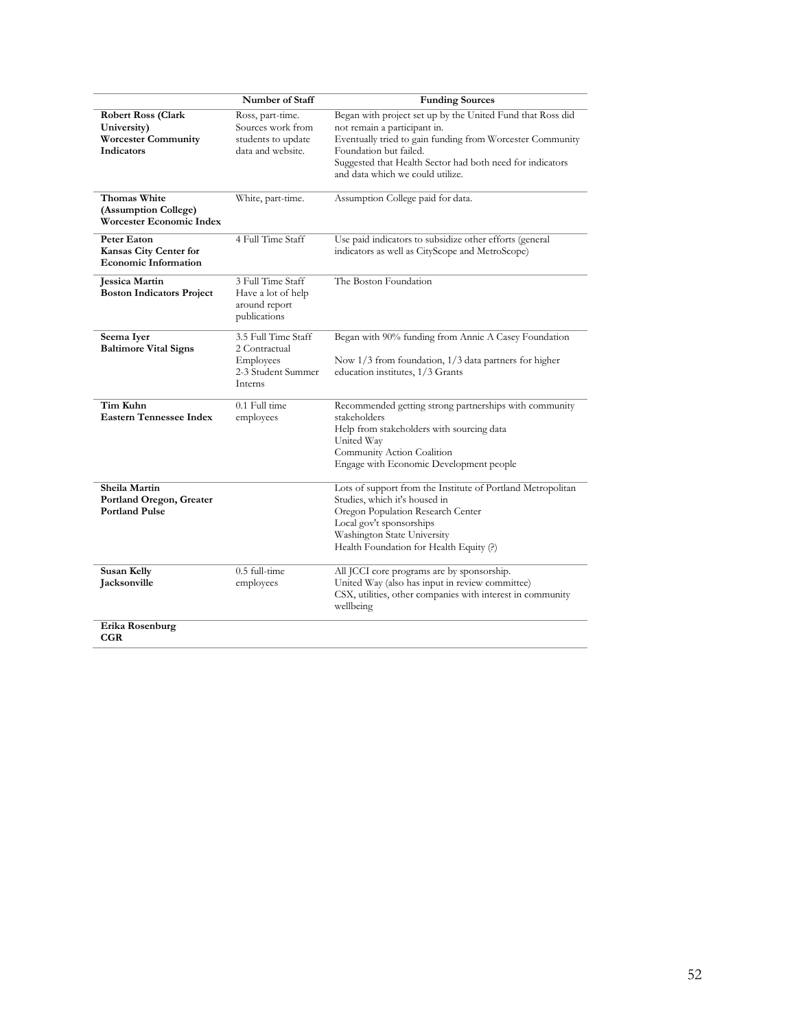| | Number of Staff | Funding Sources |
|---|---|---|
| **Robert Ross (Clark University)**<br>**Worcester Community Indicators** | Ross, part-time.<br>Sources work from students to update data and website. | Began with project set up by the United Fund that Ross did not remain a participant in.<br>Eventually tried to gain funding from Worcester Community Foundation but failed.<br>Suggested that Health Sector had both need for indicators and data which we could utilize. |
| **Thomas White (Assumption College)**<br>**Worcester Economic Index** | White, part-time. | Assumption College paid for data. |
| **Peter Eaton**<br>**Kansas City Center for Economic Information** | 4 Full Time Staff | Use paid indicators to subsidize other efforts (general indicators as well as CityScope and MetroScope) |
| **Jessica Martin**<br>**Boston Indicators Project** | 3 Full Time Staff<br>Have a lot of help around report publications | The Boston Foundation |
| **Seema Iyer**<br>**Baltimore Vital Signs** | 3.5 Full Time Staff<br>2 Contractual Employees<br>2-3 Student Summer Interns | Began with 90% funding from Annie A Casey Foundation<br><br>Now 1/3 from foundation, 1/3 data partners for higher education institutes, 1/3 Grants |
| **Tim Kuhn**<br>**Eastern Tennessee Index** | 0.1 Full time employees | Recommended getting strong partnerships with community stakeholders<br>Help from stakeholders with sourcing data<br>United Way<br>Community Action Coalition<br>Engage with Economic Development people |
| **Sheila Martin**<br>**Portland Oregon, Greater Portland Pulse** | | Lots of support from the Institute of Portland Metropolitan Studies, which it's housed in<br>Oregon Population Research Center<br>Local gov't sponsorships<br>Washington State University<br>Health Foundation for Health Equity (?) |
| **Susan Kelly**<br>**Jacksonville** | 0.5 full-time employees | All JCCI core programs are by sponsorship.<br>United Way (also has input in review committee)<br>CSX, utilities, other companies with interest in community wellbeing |
| **Erika Rosenburg**<br>**CGR** | | |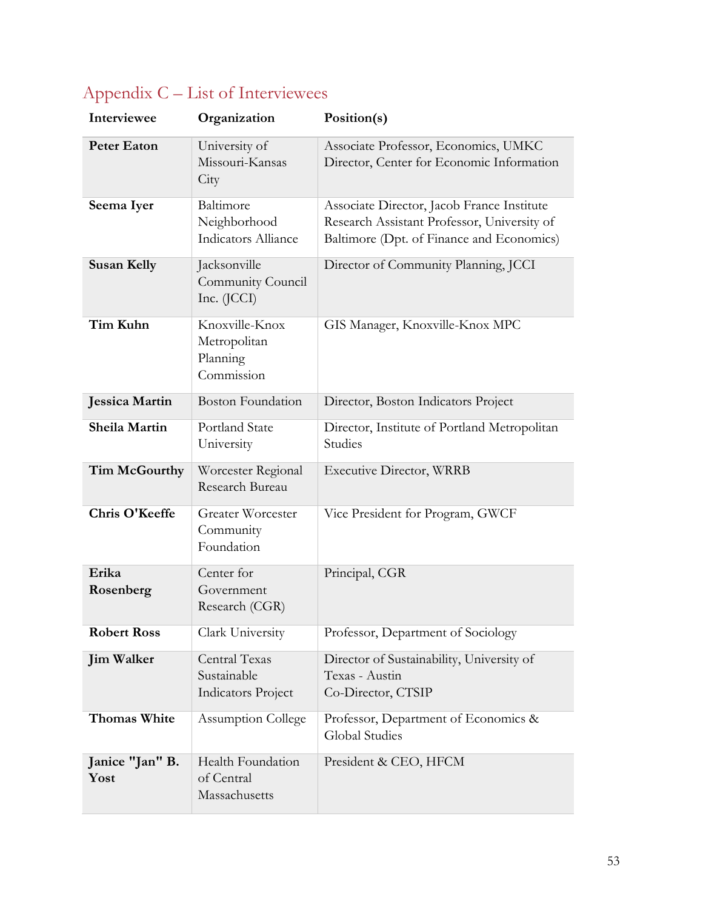## Appendix C – List of Interviewees

| Interviewee | Organization | Position(s) |
|---|---|---|
| **Peter Eaton** | University of Missouri-Kansas City | Associate Professor, Economics, UMKC<br>Director, Center for Economic Information |
| **Seema Iyer** | Baltimore Neighborhood Indicators Alliance | Associate Director, Jacob France Institute<br>Research Assistant Professor, University of Baltimore (Dpt. of Finance and Economics) |
| **Susan Kelly** | Jacksonville Community Council Inc. (JCCI) | Director of Community Planning, JCCI |
| **Tim Kuhn** | Knoxville-Knox Metropolitan Planning Commission | GIS Manager, Knoxville-Knox MPC |
| **Jessica Martin** | Boston Foundation | Director, Boston Indicators Project |
| **Sheila Martin** | Portland State University | Director, Institute of Portland Metropolitan Studies |
| **Tim McGourthy** | Worcester Regional Research Bureau | Executive Director, WRRB |
| **Chris O'Keeffe** | Greater Worcester Community Foundation | Vice President for Program, GWCF |
| **Erika Rosenberg** | Center for Government Research (CGR) | Principal, CGR |
| **Robert Ross** | Clark University | Professor, Department of Sociology |
| **Jim Walker** | Central Texas Sustainable Indicators Project | Director of Sustainability, University of Texas - Austin<br>Co-Director, CTSIP |
| **Thomas White** | Assumption College | Professor, Department of Economics & Global Studies |
| **Janice "Jan" B. Yost** | Health Foundation of Central Massachusetts | President & CEO, HFCM |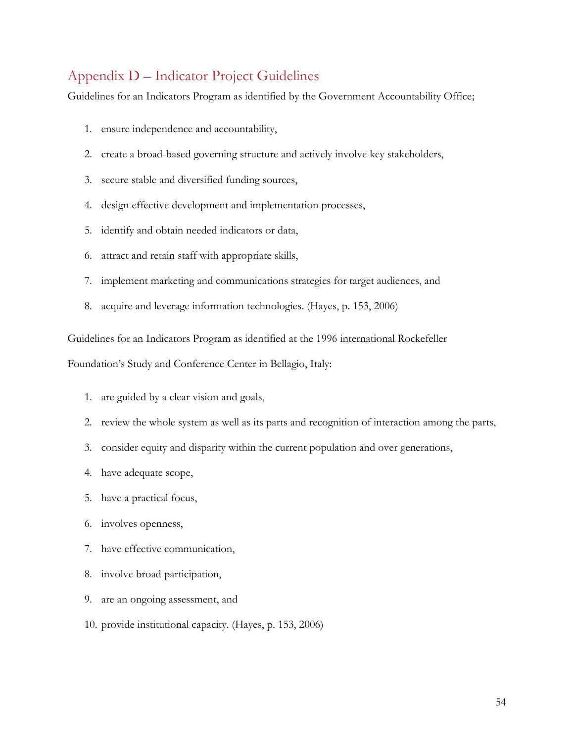## Appendix D – Indicator Project Guidelines

Guidelines for an Indicators Program as identified by the Government Accountability Office;

1. ensure independence and accountability,
2. create a broad-based governing structure and actively involve key stakeholders,
3. secure stable and diversified funding sources,
4. design effective development and implementation processes,
5. identify and obtain needed indicators or data,
6. attract and retain staff with appropriate skills,
7. implement marketing and communications strategies for target audiences, and
8. acquire and leverage information technologies. (Hayes, p. 153, 2006)

Guidelines for an Indicators Program as identified at the 1996 international Rockefeller Foundation's Study and Conference Center in Bellagio, Italy:

1. are guided by a clear vision and goals,
2. review the whole system as well as its parts and recognition of interaction among the parts,
3. consider equity and disparity within the current population and over generations,
4. have adequate scope,
5. have a practical focus,
6. involves openness,
7. have effective communication,
8. involve broad participation,
9. are an ongoing assessment, and
10. provide institutional capacity. (Hayes, p. 153, 2006)